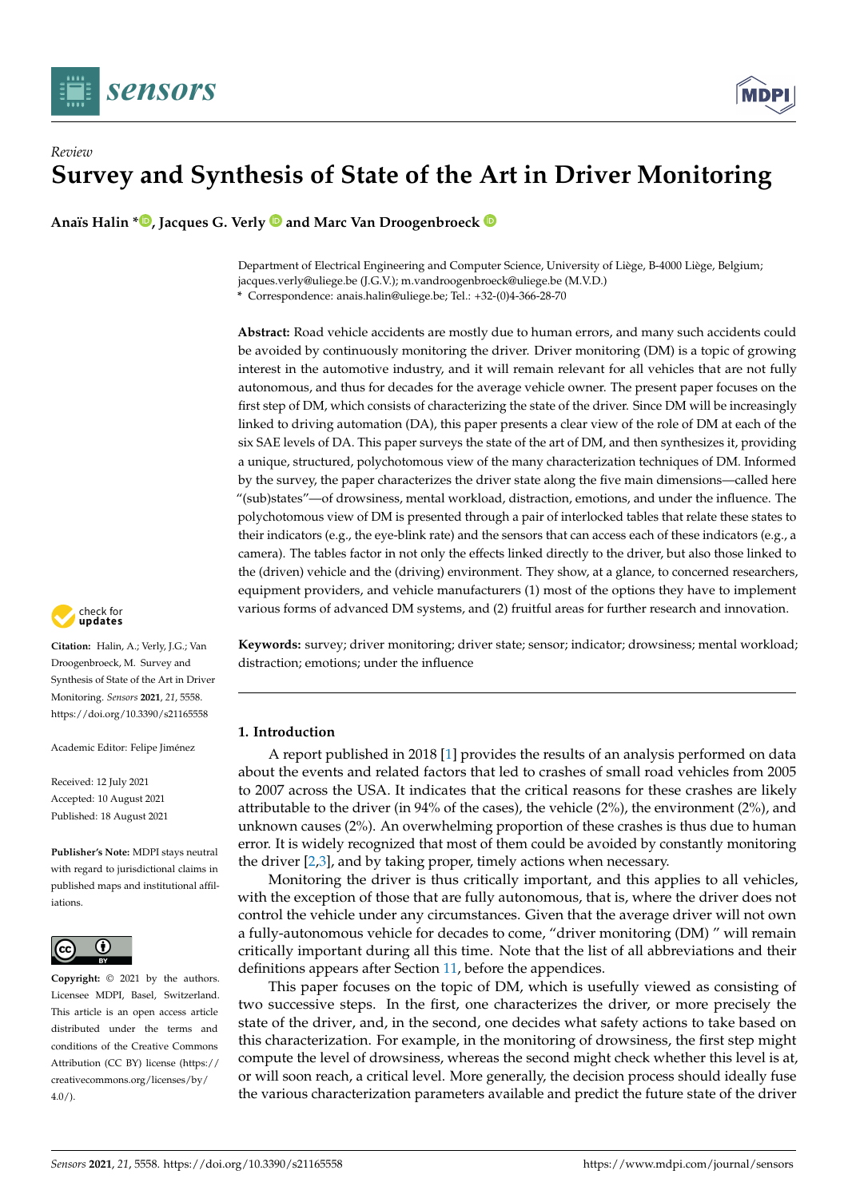*Review*

# Survey and Synthesis of State of the Art in Driver Monitoring

**Anaïs Halin \*, Jacques G. Verly and Marc Van Droogenbroeck**

Department of Electrical Engineering and Computer Science, University of Liège, B-4000 Liège, Belgium; jacques.verly@uliege.be (J.G.V.); m.vandroogenbroeck@uliege.be (M.V.D.)
\* Correspondence: anais.halin@uliege.be; Tel.: +32-(0)4-366-28-70

**Abstract:** Road vehicle accidents are mostly due to human errors, and many such accidents could be avoided by continuously monitoring the driver. Driver monitoring (DM) is a topic of growing interest in the automotive industry, and it will remain relevant for all vehicles that are not fully autonomous, and thus for decades for the average vehicle owner. The present paper focuses on the first step of DM, which consists of characterizing the state of the driver. Since DM will be increasingly linked to driving automation (DA), this paper presents a clear view of the role of DM at each of the six SAE levels of DA. This paper surveys the state of the art of DM, and then synthesizes it, providing a unique, structured, polychotomous view of the many characterization techniques of DM. Informed by the survey, the paper characterizes the driver state along the five main dimensions—called here "(sub)states"—of drowsiness, mental workload, distraction, emotions, and under the influence. The polychotomous view of DM is presented through a pair of interlocked tables that relate these states to their indicators (e.g., the eye-blink rate) and the sensors that can access each of these indicators (e.g., a camera). The tables factor in not only the effects linked directly to the driver, but also those linked to the (driven) vehicle and the (driving) environment. They show, at a glance, to concerned researchers, equipment providers, and vehicle manufacturers (1) most of the options they have to implement various forms of advanced DM systems, and (2) fruitful areas for further research and innovation.

**Keywords:** survey; driver monitoring; driver state; sensor; indicator; drowsiness; mental workload; distraction; emotions; under the influence

**Citation:** Halin, A.; Verly, J.G.; Van Droogenbroeck, M. Survey and Synthesis of State of the Art in Driver Monitoring. *Sensors* **2021**, *21*, 5558. https://doi.org/10.3390/s21165558

Academic Editor: Felipe Jiménez

Received: 12 July 2021
Accepted: 10 August 2021
Published: 18 August 2021

**Publisher's Note:** MDPI stays neutral with regard to jurisdictional claims in published maps and institutional affiliations.

**Copyright:** © 2021 by the authors. Licensee MDPI, Basel, Switzerland. This article is an open access article distributed under the terms and conditions of the Creative Commons Attribution (CC BY) license (https://creativecommons.org/licenses/by/4.0/).

## 1. Introduction

A report published in 2018 [1] provides the results of an analysis performed on data about the events and related factors that led to crashes of small road vehicles from 2005 to 2007 across the USA. It indicates that the critical reasons for these crashes are likely attributable to the driver (in 94% of the cases), the vehicle (2%), the environment (2%), and unknown causes (2%). An overwhelming proportion of these crashes is thus due to human error. It is widely recognized that most of them could be avoided by constantly monitoring the driver [2,3], and by taking proper, timely actions when necessary.

Monitoring the driver is thus critically important, and this applies to all vehicles, with the exception of those that are fully autonomous, that is, where the driver does not control the vehicle under any circumstances. Given that the average driver will not own a fully-autonomous vehicle for decades to come, "driver monitoring (DM) " will remain critically important during all this time. Note that the list of all abbreviations and their definitions appears after Section 11, before the appendices.

This paper focuses on the topic of DM, which is usefully viewed as consisting of two successive steps. In the first, one characterizes the driver, or more precisely the state of the driver, and, in the second, one decides what safety actions to take based on this characterization. For example, in the monitoring of drowsiness, the first step might compute the level of drowsiness, whereas the second might check whether this level is at, or will soon reach, a critical level. More generally, the decision process should ideally fuse the various characterization parameters available and predict the future state of the driver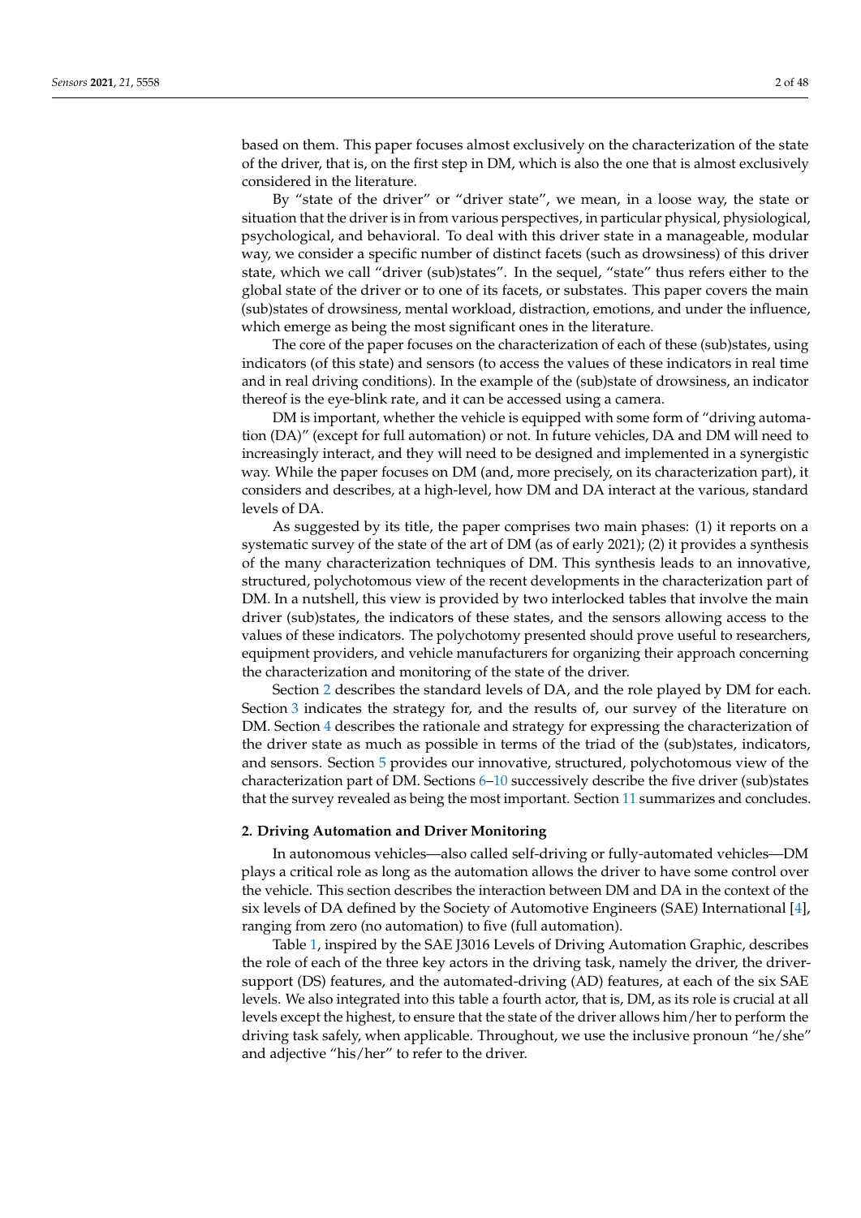based on them. This paper focuses almost exclusively on the characterization of the state of the driver, that is, on the first step in DM, which is also the one that is almost exclusively considered in the literature.

By "state of the driver" or "driver state", we mean, in a loose way, the state or situation that the driver is in from various perspectives, in particular physical, physiological, psychological, and behavioral. To deal with this driver state in a manageable, modular way, we consider a specific number of distinct facets (such as drowsiness) of this driver state, which we call "driver (sub)states". In the sequel, "state" thus refers either to the global state of the driver or to one of its facets, or substates. This paper covers the main (sub)states of drowsiness, mental workload, distraction, emotions, and under the influence, which emerge as being the most significant ones in the literature.

The core of the paper focuses on the characterization of each of these (sub)states, using indicators (of this state) and sensors (to access the values of these indicators in real time and in real driving conditions). In the example of the (sub)state of drowsiness, an indicator thereof is the eye-blink rate, and it can be accessed using a camera.

DM is important, whether the vehicle is equipped with some form of "driving automation (DA)" (except for full automation) or not. In future vehicles, DA and DM will need to increasingly interact, and they will need to be designed and implemented in a synergistic way. While the paper focuses on DM (and, more precisely, on its characterization part), it considers and describes, at a high-level, how DM and DA interact at the various, standard levels of DA.

As suggested by its title, the paper comprises two main phases: (1) it reports on a systematic survey of the state of the art of DM (as of early 2021); (2) it provides a synthesis of the many characterization techniques of DM. This synthesis leads to an innovative, structured, polychotomous view of the recent developments in the characterization part of DM. In a nutshell, this view is provided by two interlocked tables that involve the main driver (sub)states, the indicators of these states, and the sensors allowing access to the values of these indicators. The polychotomy presented should prove useful to researchers, equipment providers, and vehicle manufacturers for organizing their approach concerning the characterization and monitoring of the state of the driver.

Section 2 describes the standard levels of DA, and the role played by DM for each. Section 3 indicates the strategy for, and the results of, our survey of the literature on DM. Section 4 describes the rationale and strategy for expressing the characterization of the driver state as much as possible in terms of the triad of the (sub)states, indicators, and sensors. Section 5 provides our innovative, structured, polychotomous view of the characterization part of DM. Sections 6–10 successively describe the five driver (sub)states that the survey revealed as being the most important. Section 11 summarizes and concludes.

## 2. Driving Automation and Driver Monitoring

In autonomous vehicles—also called self-driving or fully-automated vehicles—DM plays a critical role as long as the automation allows the driver to have some control over the vehicle. This section describes the interaction between DM and DA in the context of the six levels of DA defined by the Society of Automotive Engineers (SAE) International [4], ranging from zero (no automation) to five (full automation).

Table 1, inspired by the SAE J3016 Levels of Driving Automation Graphic, describes the role of each of the three key actors in the driving task, namely the driver, the driver-support (DS) features, and the automated-driving (AD) features, at each of the six SAE levels. We also integrated into this table a fourth actor, that is, DM, as its role is crucial at all levels except the highest, to ensure that the state of the driver allows him/her to perform the driving task safely, when applicable. Throughout, we use the inclusive pronoun "he/she" and adjective "his/her" to refer to the driver.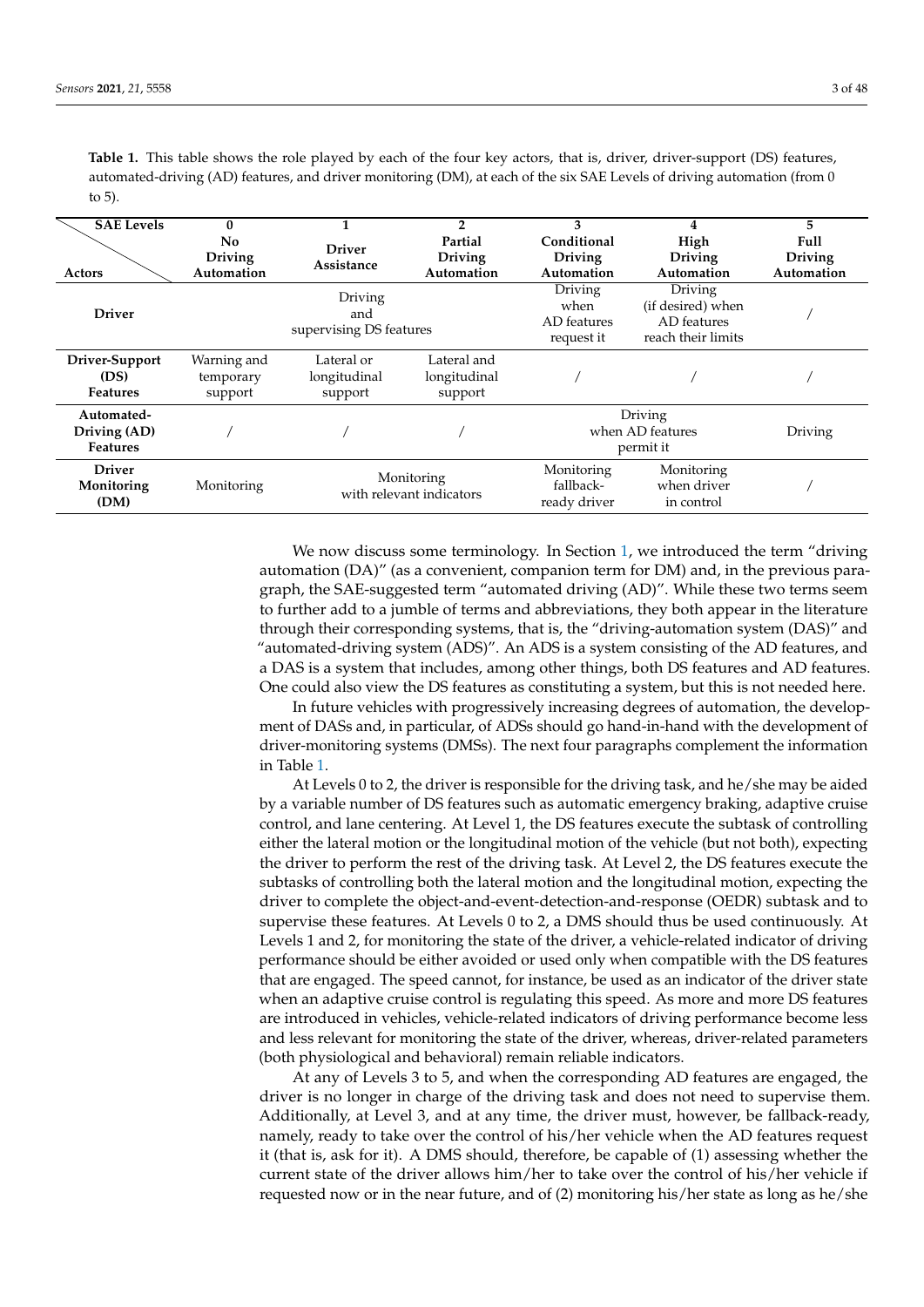**Table 1.** This table shows the role played by each of the four key actors, that is, driver, driver-support (DS) features, automated-driving (AD) features, and driver monitoring (DM), at each of the six SAE Levels of driving automation (from 0 to 5).

| SAE Levels / Actors | 0 No Driving Automation | 1 Driver Assistance | 2 Partial Driving Automation | 3 Conditional Driving Automation | 4 High Driving Automation | 5 Full Driving Automation |
|---|---|---|---|---|---|---|
| **Driver** | Driving and supervising DS features | | | Driving when AD features request it | Driving (if desired) when AD features reach their limits | / |
| **Driver-Support (DS) Features** | Warning and temporary support | Lateral or longitudinal support | Lateral and longitudinal support | / | / | / |
| **Automated-Driving (AD) Features** | / | / | / | Driving when AD features permit it | | Driving |
| **Driver Monitoring (DM)** | Monitoring | Monitoring with relevant indicators | | Monitoring fallback-ready driver | Monitoring when driver in control | / |

We now discuss some terminology. In Section 1, we introduced the term "driving automation (DA)" (as a convenient, companion term for DM) and, in the previous paragraph, the SAE-suggested term "automated driving (AD)". While these two terms seem to further add to a jumble of terms and abbreviations, they both appear in the literature through their corresponding systems, that is, the "driving-automation system (DAS)" and "automated-driving system (ADS)". An ADS is a system consisting of the AD features, and a DAS is a system that includes, among other things, both DS features and AD features. One could also view the DS features as constituting a system, but this is not needed here.

In future vehicles with progressively increasing degrees of automation, the development of DASs and, in particular, of ADSs should go hand-in-hand with the development of driver-monitoring systems (DMSs). The next four paragraphs complement the information in Table 1.

At Levels 0 to 2, the driver is responsible for the driving task, and he/she may be aided by a variable number of DS features such as automatic emergency braking, adaptive cruise control, and lane centering. At Level 1, the DS features execute the subtask of controlling either the lateral motion or the longitudinal motion of the vehicle (but not both), expecting the driver to perform the rest of the driving task. At Level 2, the DS features execute the subtasks of controlling both the lateral motion and the longitudinal motion, expecting the driver to complete the object-and-event-detection-and-response (OEDR) subtask and to supervise these features. At Levels 0 to 2, a DMS should thus be used continuously. At Levels 1 and 2, for monitoring the state of the driver, a vehicle-related indicator of driving performance should be either avoided or used only when compatible with the DS features that are engaged. The speed cannot, for instance, be used as an indicator of the driver state when an adaptive cruise control is regulating this speed. As more and more DS features are introduced in vehicles, vehicle-related indicators of driving performance become less and less relevant for monitoring the state of the driver, whereas, driver-related parameters (both physiological and behavioral) remain reliable indicators.

At any of Levels 3 to 5, and when the corresponding AD features are engaged, the driver is no longer in charge of the driving task and does not need to supervise them. Additionally, at Level 3, and at any time, the driver must, however, be fallback-ready, namely, ready to take over the control of his/her vehicle when the AD features request it (that is, ask for it). A DMS should, therefore, be capable of (1) assessing whether the current state of the driver allows him/her to take over the control of his/her vehicle if requested now or in the near future, and of (2) monitoring his/her state as long as he/she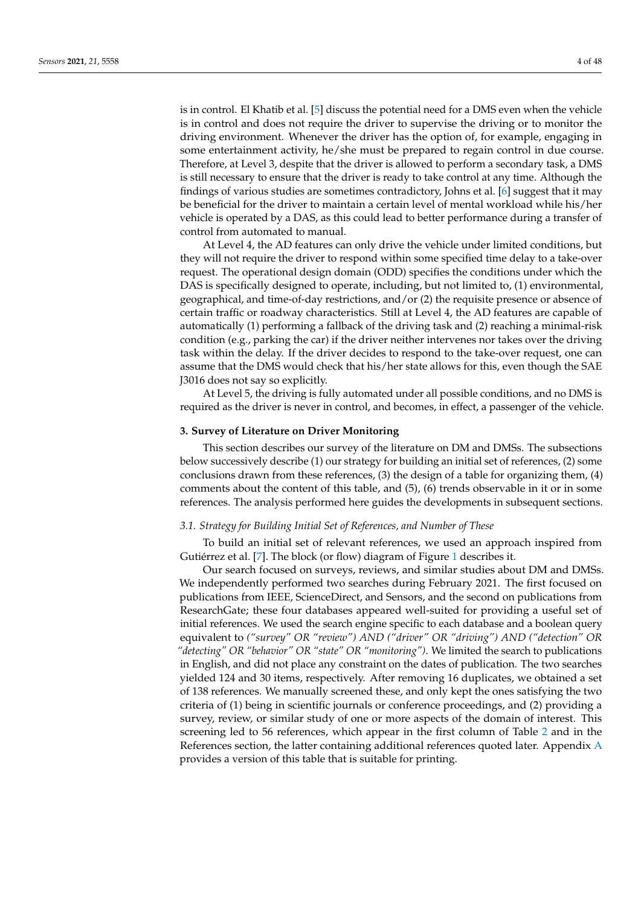is in control. El Khatib et al. [5] discuss the potential need for a DMS even when the vehicle is in control and does not require the driver to supervise the driving or to monitor the driving environment. Whenever the driver has the option of, for example, engaging in some entertainment activity, he/she must be prepared to regain control in due course. Therefore, at Level 3, despite that the driver is allowed to perform a secondary task, a DMS is still necessary to ensure that the driver is ready to take control at any time. Although the findings of various studies are sometimes contradictory, Johns et al. [6] suggest that it may be beneficial for the driver to maintain a certain level of mental workload while his/her vehicle is operated by a DAS, as this could lead to better performance during a transfer of control from automated to manual.

At Level 4, the AD features can only drive the vehicle under limited conditions, but they will not require the driver to respond within some specified time delay to a take-over request. The operational design domain (ODD) specifies the conditions under which the DAS is specifically designed to operate, including, but not limited to, (1) environmental, geographical, and time-of-day restrictions, and/or (2) the requisite presence or absence of certain traffic or roadway characteristics. Still at Level 4, the AD features are capable of automatically (1) performing a fallback of the driving task and (2) reaching a minimal-risk condition (e.g., parking the car) if the driver neither intervenes nor takes over the driving task within the delay. If the driver decides to respond to the take-over request, one can assume that the DMS would check that his/her state allows for this, even though the SAE J3016 does not say so explicitly.

At Level 5, the driving is fully automated under all possible conditions, and no DMS is required as the driver is never in control, and becomes, in effect, a passenger of the vehicle.

## 3. Survey of Literature on Driver Monitoring

This section describes our survey of the literature on DM and DMSs. The subsections below successively describe (1) our strategy for building an initial set of references, (2) some conclusions drawn from these references, (3) the design of a table for organizing them, (4) comments about the content of this table, and (5), (6) trends observable in it or in some references. The analysis performed here guides the developments in subsequent sections.

### *3.1. Strategy for Building Initial Set of References, and Number of These*

To build an initial set of relevant references, we used an approach inspired from Gutiérrez et al. [7]. The block (or flow) diagram of Figure 1 describes it.

Our search focused on surveys, reviews, and similar studies about DM and DMSs. We independently performed two searches during February 2021. The first focused on publications from IEEE, ScienceDirect, and Sensors, and the second on publications from ResearchGate; these four databases appeared well-suited for providing a useful set of initial references. We used the search engine specific to each database and a boolean query equivalent to *("survey" OR "review") AND ("driver" OR "driving") AND ("detection" OR "detecting" OR "behavior" OR "state" OR "monitoring")*. We limited the search to publications in English, and did not place any constraint on the dates of publication. The two searches yielded 124 and 30 items, respectively. After removing 16 duplicates, we obtained a set of 138 references. We manually screened these, and only kept the ones satisfying the two criteria of (1) being in scientific journals or conference proceedings, and (2) providing a survey, review, or similar study of one or more aspects of the domain of interest. This screening led to 56 references, which appear in the first column of Table 2 and in the References section, the latter containing additional references quoted later. Appendix A provides a version of this table that is suitable for printing.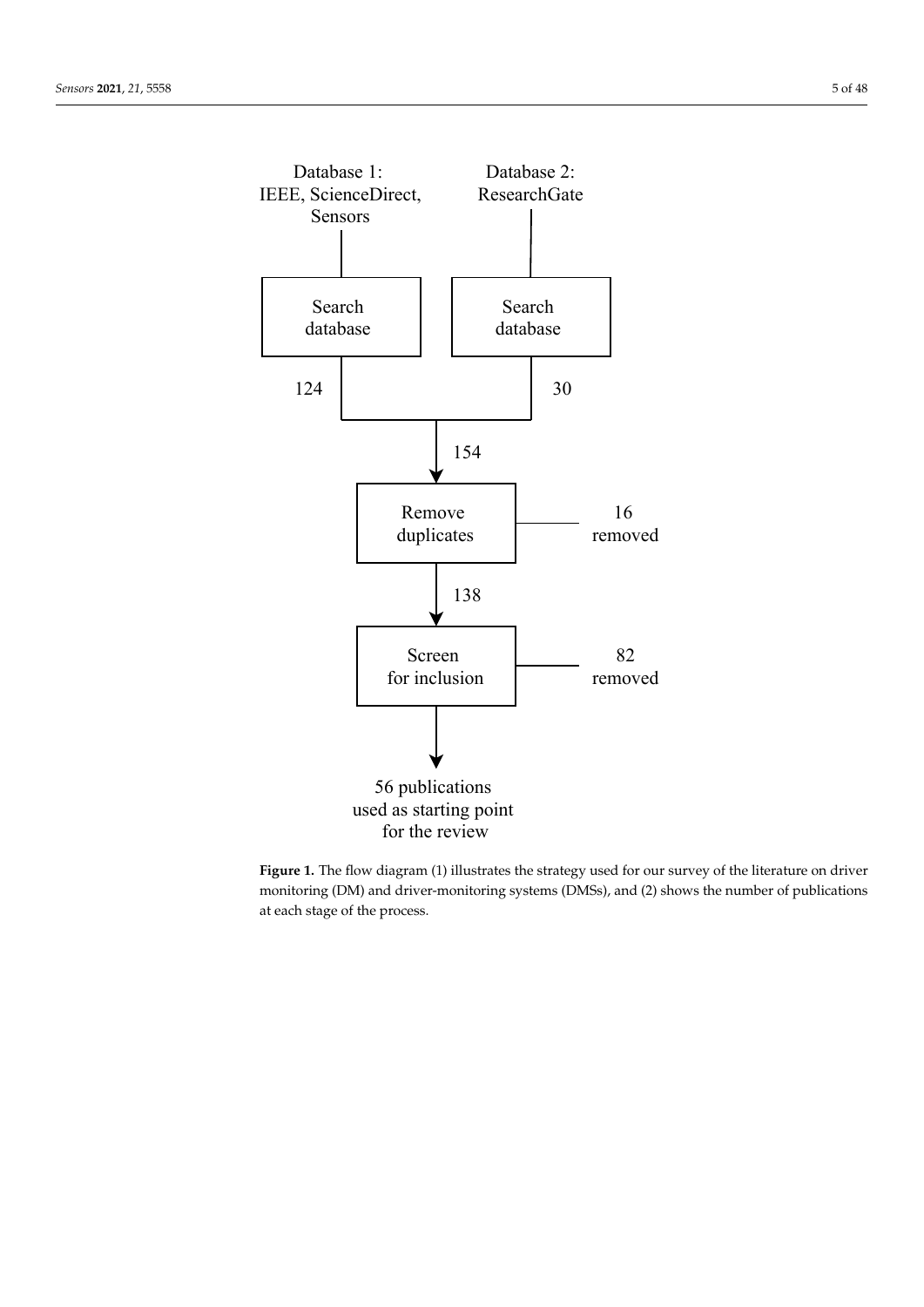Database 1: IEEE, ScienceDirect, Sensors

Database 2: ResearchGate

Search database

Search database

124

30

154

Remove duplicates

16 removed

138

Screen for inclusion

82 removed

56 publications used as starting point for the review

**Figure 1.** The flow diagram (1) illustrates the strategy used for our survey of the literature on driver monitoring (DM) and driver-monitoring systems (DMSs), and (2) shows the number of publications at each stage of the process.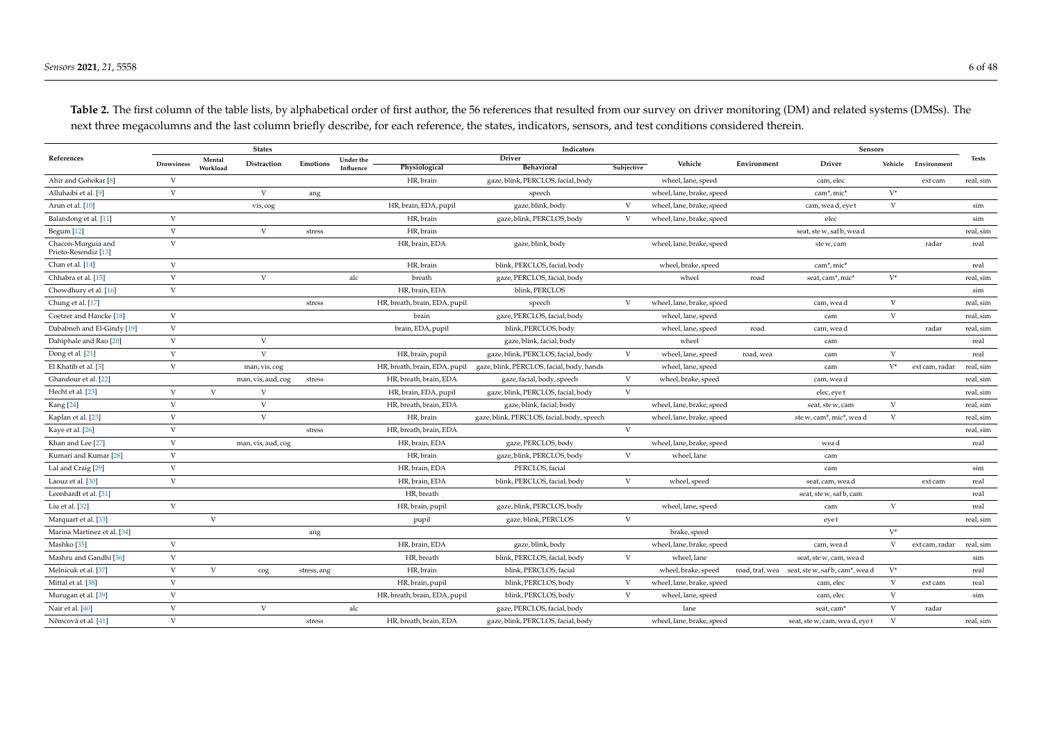**Table 2.** The first column of the table lists, by alphabetical order of first author, the 56 references that resulted from our survey on driver monitoring (DM) and related systems (DMSs). The next three megacolumns and the last column briefly describe, for each reference, the states, indicators, sensors, and test conditions considered therein.

| References | States | | | | | Indicators | | | | | Sensors | | | Tests |
|---|---|---|---|---|---|---|---|---|---|---|---|---|---|---|
| | | | | | | Driver | | | | | | | | |
| | Drowsiness | Mental Workload | Distraction | Emotions | Under the Influence | Physiological | Behavioral | Subjective | Vehicle | Environment | Driver | Vehicle | Environment | |
| Ahir and Gohokar [8] | V | | | | | HR, brain | gaze, blink, PERCLOS, facial, body | | wheel, lane, speed | | cam, elec | | ext cam | real, sim |
| Alluhaibi et al. [9] | V | | V | ang | | | speech | | wheel, lane, brake, speed | | cam*, mic* | V* | | |
| Arun et al. [10] | | | vis, cog | | | HR, brain, EDA, pupil | gaze, blink, body | V | wheel, lane, brake, speed | | cam, wea d, eye t | V | | sim |
| Balandong et al. [11] | V | | | | | HR, brain | gaze, blink, PERCLOS, body | V | wheel, lane, brake, speed | | elec | | | sim |
| Begum [12] | V | | V | stress | | HR, brain | | | | | seat, ste w, saf b, wea d | | | real, sim |
| Chacon-Murguia and Prieto-Resendiz [13] | V | | | | | HR, brain, EDA | gaze, blink, body | | wheel, lane, brake, speed | | ste w, cam | | radar | real |
| Chan et al. [14] | V | | | | | HR, brain | blink, PERCLOS, facial, body | | wheel, brake, speed | | cam*, mic* | | | real |
| Chhabra et al. [15] | V | | V | | alc | breath | gaze, PERCLOS, facial, body | | wheel | road | seat, cam*, mic* | V* | | real, sim |
| Chowdhury et al. [16] | V | | | | | HR, brain, EDA | blink, PERCLOS | | | | | | | sim |
| Chung et al. [17] | | | | stress | | HR, breath, brain, EDA, pupil | speech | V | wheel, lane, brake, speed | | cam, wea d | V | | real, sim |
| Coetzer and Hancke [18] | V | | | | | brain | gaze, PERCLOS, facial, body | | wheel, lane, speed | | cam | V | | real, sim |
| Dababneh and El-Gindy [19] | V | | | | | brain, EDA, pupil | blink, PERCLOS, body | | wheel, lane, speed | road | cam, wea d | | radar | real, sim |
| Dahiphale and Rao [20] | V | | V | | | | gaze, blink, facial, body | | wheel | | cam | | | real |
| Dong et al. [21] | V | | V | | | HR, brain, pupil | gaze, blink, PERCLOS, facial, body | V | wheel, lane, speed | road, wea | cam | V | | real |
| El Khatib et al. [5] | V | | man, vis, cog | | | HR, breath, brain, EDA, pupil | gaze, blink, PERCLOS, facial, body, hands | | wheel, lane, speed | | cam | V* | ext cam, radar | real, sim |
| Ghandour et al. [22] | | | man, vis, aud, cog | stress | | HR, breath, brain, EDA | gaze, facial, body, speech | V | wheel, brake, speed | | cam, wea d | | | real, sim |
| Hecht et al. [23] | V | V | V | | | HR, brain, EDA, pupil | gaze, blink, PERCLOS, facial, body | V | | | elec, eye t | | | real, sim |
| Kang [24] | V | | V | | | HR, breath, brain, EDA | gaze, blink, facial, body | | wheel, lane, brake, speed | | seat, ste w, cam | V | | real, sim |
| Kaplan et al. [25] | V | | V | | | HR, brain | gaze, blink, PERCLOS, facial, body, speech | | wheel, lane, brake, speed | | ste w, cam*, mic*, wea d | V | | real, sim |
| Kaye et al. [26] | V | | | stress | | HR, breath, brain, EDA | | V | | | | | | real, sim |
| Khan and Lee [27] | V | | man, vis, aud, cog | | | HR, brain, EDA | gaze, PERCLOS, body | | wheel, lane, brake, speed | | wea d | | | real |
| Kumari and Kumar [28] | V | | | | | HR, brain | gaze, blink, PERCLOS, body | V | wheel, lane | | cam | | | |
| Lal and Craig [29] | V | | | | | HR, brain, EDA | PERCLOS, facial | | | | cam | | | sim |
| Laouz et al. [30] | V | | | | | HR, brain, EDA | blink, PERCLOS, facial, body | V | wheel, speed | | seat, cam, wea d | | ext cam | real |
| Leonhardt et al. [31] | | | | | | HR, breath | | | | | seat, ste w, saf b, cam | | | real |
| Liu et al. [32] | V | | | | | HR, brain, pupil | gaze, blink, PERCLOS, body | | wheel, lane, speed | | cam | V | | real |
| Marquart et al. [33] | | V | | | | pupil | gaze, blink, PERCLOS | V | | | eye t | | | real, sim |
| Marina Martinez et al. [34] | | | | ang | | | | | brake, speed | | | V* | | |
| Mashko [35] | V | | | | | HR, brain, EDA | gaze, blink, body | | wheel, lane, brake, speed | | cam, wea d | V | ext cam, radar | real, sim |
| Mashru and Gandhi [36] | V | | | | | HR, breath | blink, PERCLOS, facial, body | V | wheel, lane | | seat, ste w, cam, wea d | | | sim |
| Melnicuk et al. [37] | V | V | cog | stress, ang | | HR, brain | blink, PERCLOS, facial | | wheel, brake, speed | road, traf, wea | seat, ste w, saf b, cam*, wea d | V* | | real |
| Mittal et al. [38] | V | | | | | HR, brain, pupil | blink, PERCLOS, body | V | wheel, lane, brake, speed | | cam, elec | V | ext cam | real |
| Murugan et al. [39] | V | | | | | HR, breath, brain, EDA, pupil | blink, PERCLOS, body | V | wheel, lane, speed | | cam, elec | V | | sim |
| Nair et al. [40] | V | | V | | alc | | gaze, PERCLOS, facial, body | | lane | | seat, cam* | V | radar | |
| Němcová et al. [41] | V | | | stress | | HR, breath, brain, EDA | gaze, blink, PERCLOS, facial, body | | wheel, lane, brake, speed | | seat, ste w, cam, wea d, eye t | V | | real, sim |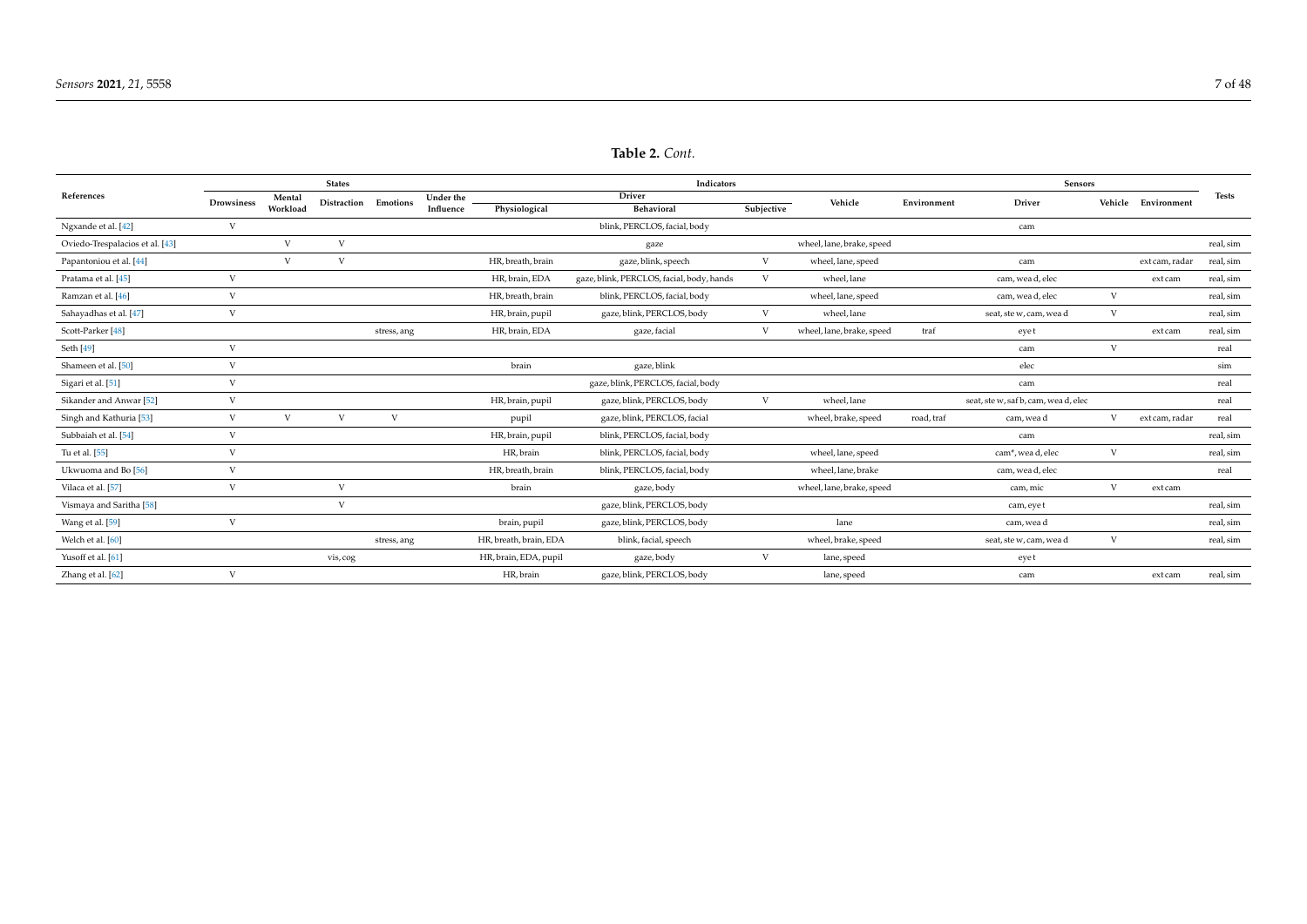**Table 2.** *Cont.*

| References | States | | | | | Indicators | | | | | Sensors | | | Tests |
|---|---|---|---|---|---|---|---|---|---|---|---|---|---|---|
| | | | | | | Driver | | | | | | | | |
| | Drowsiness | Mental Workload | Distraction | Emotions | Under the Influence | Physiological | Behavioral | Subjective | Vehicle | Environment | Driver | Vehicle | Environment | |
| Ngxande et al. [42] | V | | | | | | blink, PERCLOS, facial, body | | | | cam | | | |
| Oviedo-Trespalacios et al. [43] | | V | V | | | | gaze | | wheel, lane, brake, speed | | | | | real, sim |
| Papantoniou et al. [44] | | V | V | | | HR, breath, brain | gaze, blink, speech | V | wheel, lane, speed | | cam | | ext cam, radar | real, sim |
| Pratama et al. [45] | V | | | | | HR, brain, EDA | gaze, blink, PERCLOS, facial, body, hands | V | wheel, lane | | cam, wea d, elec | | ext cam | real, sim |
| Ramzan et al. [46] | V | | | | | HR, breath, brain | blink, PERCLOS, facial, body | | wheel, lane, speed | | cam, wea d, elec | V | | real, sim |
| Sahayadhas et al. [47] | V | | | | | HR, brain, pupil | gaze, blink, PERCLOS, body | V | wheel, lane | | seat, ste w, cam, wea d | V | | real, sim |
| Scott-Parker [48] | | | | stress, ang | | HR, brain, EDA | gaze, facial | V | wheel, lane, brake, speed | traf | eye t | | ext cam | real, sim |
| Seth [49] | V | | | | | | | | | | cam | V | | real |
| Shameen et al. [50] | V | | | | | brain | gaze, blink | | | | elec | | | sim |
| Sigari et al. [51] | V | | | | | | gaze, blink, PERCLOS, facial, body | | | | cam | | | real |
| Sikander and Anwar [52] | V | | | | | HR, brain, pupil | gaze, blink, PERCLOS, body | V | wheel, lane | | seat, ste w, saf b, cam, wea d, elec | | | real |
| Singh and Kathuria [53] | V | V | V | V | | pupil | gaze, blink, PERCLOS, facial | | wheel, brake, speed | road, traf | cam, wea d | V | ext cam, radar | real |
| Subbaiah et al. [54] | V | | | | | HR, brain, pupil | blink, PERCLOS, facial, body | | | | cam | | | real, sim |
| Tu et al. [55] | V | | | | | HR, brain | blink, PERCLOS, facial, body | | wheel, lane, speed | | cam*, wea d, elec | V | | real, sim |
| Ukwuoma and Bo [56] | V | | | | | HR, breath, brain | blink, PERCLOS, facial, body | | wheel, lane, brake | | cam, wea d, elec | | | real |
| Vilaca et al. [57] | V | | V | | | brain | gaze, body | | wheel, lane, brake, speed | | cam, mic | V | ext cam | |
| Vismaya and Saritha [58] | | | V | | | | gaze, blink, PERCLOS, body | | | | cam, eye t | | | real, sim |
| Wang et al. [59] | V | | | | | brain, pupil | gaze, blink, PERCLOS, body | | lane | | cam, wea d | | | real, sim |
| Welch et al. [60] | | | | stress, ang | | HR, breath, brain, EDA | blink, facial, speech | | wheel, brake, speed | | seat, ste w, cam, wea d | V | | real, sim |
| Yusoff et al. [61] | | | vis, cog | | | HR, brain, EDA, pupil | gaze, body | V | lane, speed | | eye t | | | |
| Zhang et al. [62] | V | | | | | HR, brain | gaze, blink, PERCLOS, body | | lane, speed | | cam | | ext cam | real, sim |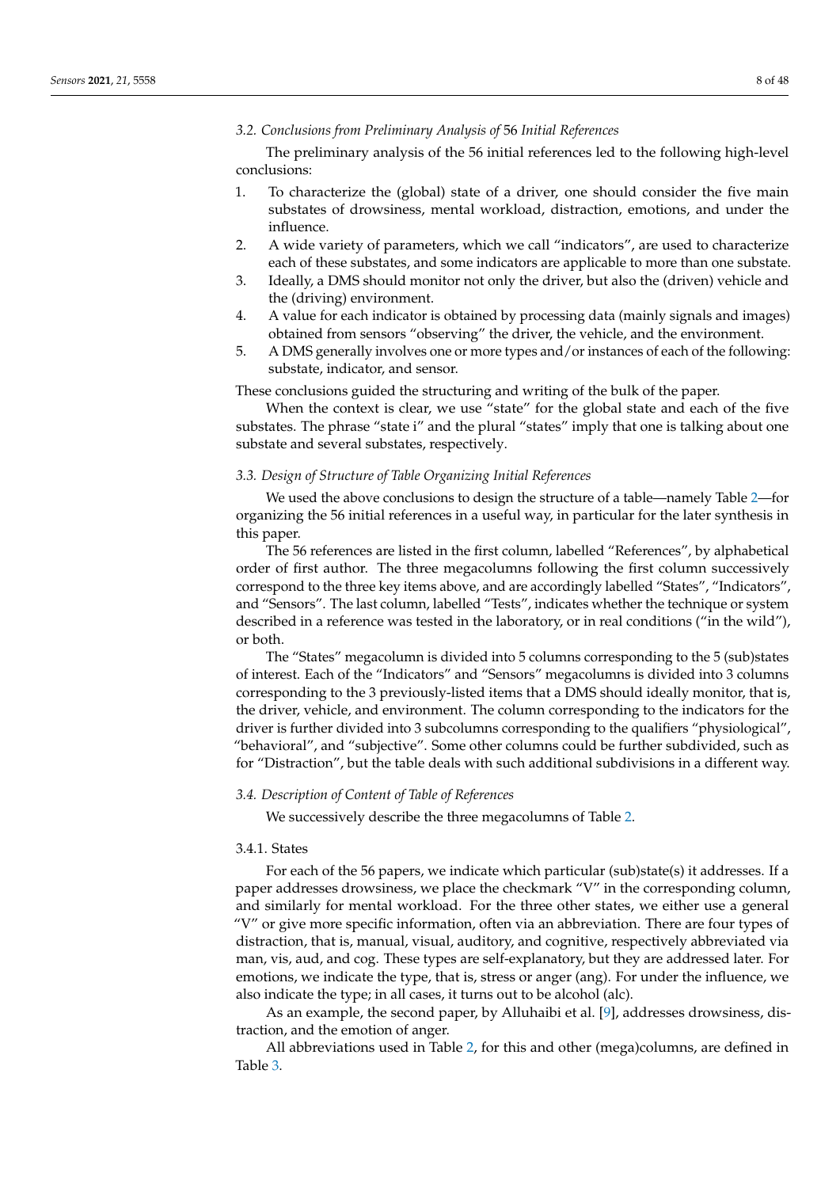### 3.2. Conclusions from Preliminary Analysis of 56 Initial References

The preliminary analysis of the 56 initial references led to the following high-level conclusions:

1. To characterize the (global) state of a driver, one should consider the five main substates of drowsiness, mental workload, distraction, emotions, and under the influence.
2. A wide variety of parameters, which we call "indicators", are used to characterize each of these substates, and some indicators are applicable to more than one substate.
3. Ideally, a DMS should monitor not only the driver, but also the (driven) vehicle and the (driving) environment.
4. A value for each indicator is obtained by processing data (mainly signals and images) obtained from sensors "observing" the driver, the vehicle, and the environment.
5. A DMS generally involves one or more types and/or instances of each of the following: substate, indicator, and sensor.

These conclusions guided the structuring and writing of the bulk of the paper.

When the context is clear, we use "state" for the global state and each of the five substates. The phrase "state i" and the plural "states" imply that one is talking about one substate and several substates, respectively.

### 3.3. Design of Structure of Table Organizing Initial References

We used the above conclusions to design the structure of a table—namely Table 2—for organizing the 56 initial references in a useful way, in particular for the later synthesis in this paper.

The 56 references are listed in the first column, labelled "References", by alphabetical order of first author. The three megacolumns following the first column successively correspond to the three key items above, and are accordingly labelled "States", "Indicators", and "Sensors". The last column, labelled "Tests", indicates whether the technique or system described in a reference was tested in the laboratory, or in real conditions ("in the wild"), or both.

The "States" megacolumn is divided into 5 columns corresponding to the 5 (sub)states of interest. Each of the "Indicators" and "Sensors" megacolumns is divided into 3 columns corresponding to the 3 previously-listed items that a DMS should ideally monitor, that is, the driver, vehicle, and environment. The column corresponding to the indicators for the driver is further divided into 3 subcolumns corresponding to the qualifiers "physiological", "behavioral", and "subjective". Some other columns could be further subdivided, such as for "Distraction", but the table deals with such additional subdivisions in a different way.

### 3.4. Description of Content of Table of References

We successively describe the three megacolumns of Table 2.

#### 3.4.1. States

For each of the 56 papers, we indicate which particular (sub)state(s) it addresses. If a paper addresses drowsiness, we place the checkmark "V" in the corresponding column, and similarly for mental workload. For the three other states, we either use a general "V" or give more specific information, often via an abbreviation. There are four types of distraction, that is, manual, visual, auditory, and cognitive, respectively abbreviated via man, vis, aud, and cog. These types are self-explanatory, but they are addressed later. For emotions, we indicate the type, that is, stress or anger (ang). For under the influence, we also indicate the type; in all cases, it turns out to be alcohol (alc).

As an example, the second paper, by Alluhaibi et al. [9], addresses drowsiness, distraction, and the emotion of anger.

All abbreviations used in Table 2, for this and other (mega)columns, are defined in Table 3.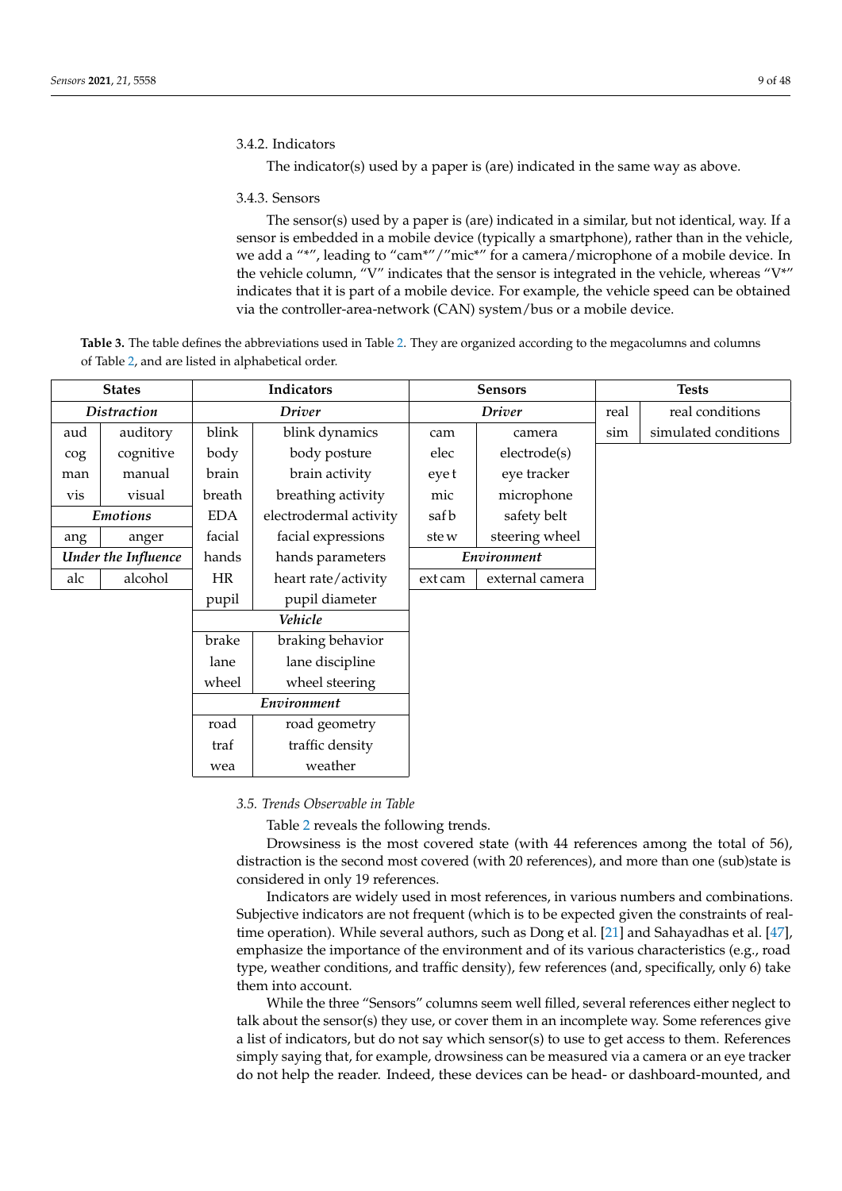3.4.2. Indicators

The indicator(s) used by a paper is (are) indicated in the same way as above.

3.4.3. Sensors

The sensor(s) used by a paper is (are) indicated in a similar, but not identical, way. If a sensor is embedded in a mobile device (typically a smartphone), rather than in the vehicle, we add a "*", leading to "cam*"/"mic*" for a camera/microphone of a mobile device. In the vehicle column, "V" indicates that the sensor is integrated in the vehicle, whereas "V*" indicates that it is part of a mobile device. For example, the vehicle speed can be obtained via the controller-area-network (CAN) system/bus or a mobile device.

**Table 3.** The table defines the abbreviations used in Table 2. They are organized according to the megacolumns and columns of Table 2, and are listed in alphabetical order.

| States | | Indicators | | Sensors | | Tests | |
|---|---|---|---|---|---|---|---|
| *Distraction* | | *Driver* | | *Driver* | | real | real conditions |
| aud | auditory | blink | blink dynamics | cam | camera | sim | simulated conditions |
| cog | cognitive | body | body posture | elec | electrode(s) | | |
| man | manual | brain | brain activity | eye t | eye tracker | | |
| vis | visual | breath | breathing activity | mic | microphone | | |
| *Emotions* | | EDA | electrodermal activity | saf b | safety belt | | |
| ang | anger | facial | facial expressions | ste w | steering wheel | | |
| *Under the Influence* | | hands | hands parameters | *Environment* | | | |
| alc | alcohol | HR | heart rate/activity | ext cam | external camera | | |
| | | pupil | pupil diameter | | | | |
| | | *Vehicle* | | | | | |
| | | brake | braking behavior | | | | |
| | | lane | lane discipline | | | | |
| | | wheel | wheel steering | | | | |
| | | *Environment* | | | | | |
| | | road | road geometry | | | | |
| | | traf | traffic density | | | | |
| | | wea | weather | | | | |

### *3.5. Trends Observable in Table*

Table 2 reveals the following trends.

Drowsiness is the most covered state (with 44 references among the total of 56), distraction is the second most covered (with 20 references), and more than one (sub)state is considered in only 19 references.

Indicators are widely used in most references, in various numbers and combinations. Subjective indicators are not frequent (which is to be expected given the constraints of real-time operation). While several authors, such as Dong et al. [21] and Sahayadhas et al. [47], emphasize the importance of the environment and of its various characteristics (e.g., road type, weather conditions, and traffic density), few references (and, specifically, only 6) take them into account.

While the three "Sensors" columns seem well filled, several references either neglect to talk about the sensor(s) they use, or cover them in an incomplete way. Some references give a list of indicators, but do not say which sensor(s) to use to get access to them. References simply saying that, for example, drowsiness can be measured via a camera or an eye tracker do not help the reader. Indeed, these devices can be head- or dashboard-mounted, and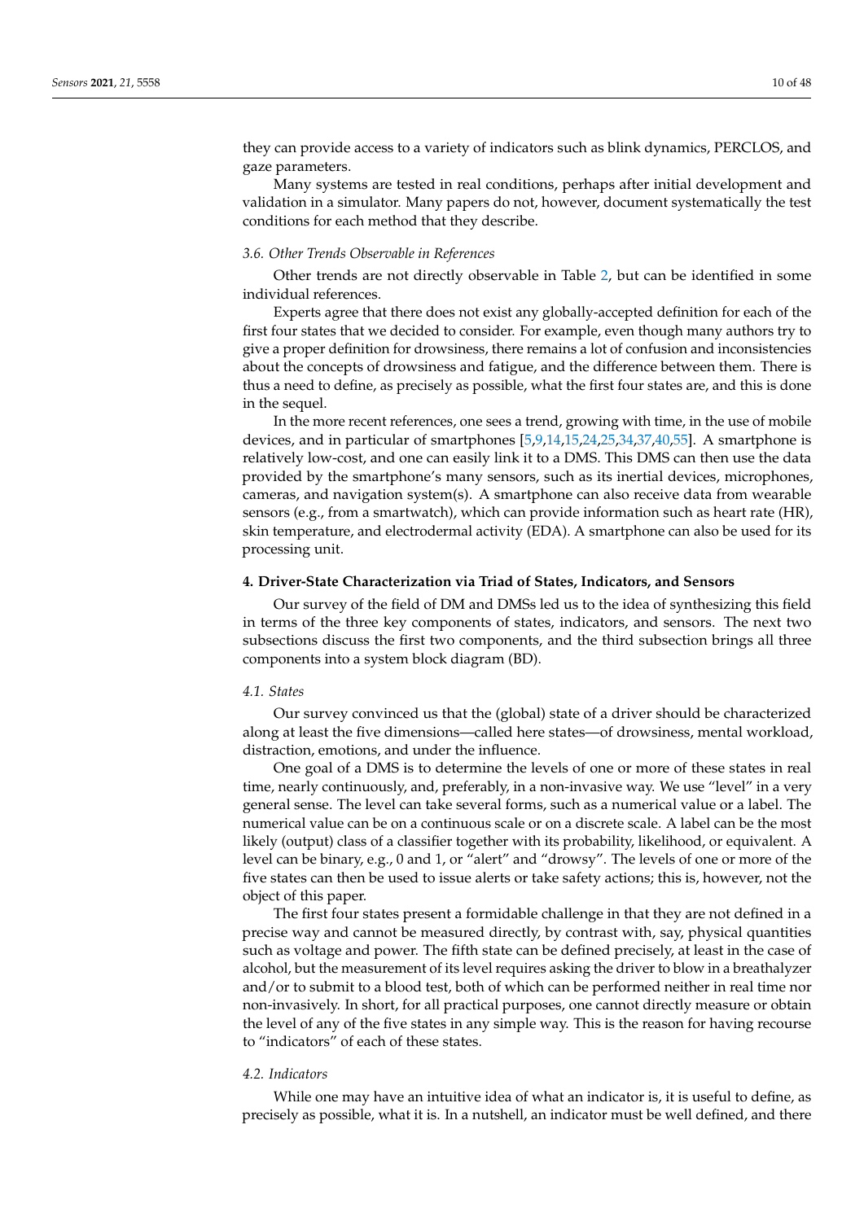they can provide access to a variety of indicators such as blink dynamics, PERCLOS, and gaze parameters.

Many systems are tested in real conditions, perhaps after initial development and validation in a simulator. Many papers do not, however, document systematically the test conditions for each method that they describe.

### *3.6. Other Trends Observable in References*

Other trends are not directly observable in Table 2, but can be identified in some individual references.

Experts agree that there does not exist any globally-accepted definition for each of the first four states that we decided to consider. For example, even though many authors try to give a proper definition for drowsiness, there remains a lot of confusion and inconsistencies about the concepts of drowsiness and fatigue, and the difference between them. There is thus a need to define, as precisely as possible, what the first four states are, and this is done in the sequel.

In the more recent references, one sees a trend, growing with time, in the use of mobile devices, and in particular of smartphones [5,9,14,15,24,25,34,37,40,55]. A smartphone is relatively low-cost, and one can easily link it to a DMS. This DMS can then use the data provided by the smartphone's many sensors, such as its inertial devices, microphones, cameras, and navigation system(s). A smartphone can also receive data from wearable sensors (e.g., from a smartwatch), which can provide information such as heart rate (HR), skin temperature, and electrodermal activity (EDA). A smartphone can also be used for its processing unit.

## **4. Driver-State Characterization via Triad of States, Indicators, and Sensors**

Our survey of the field of DM and DMSs led us to the idea of synthesizing this field in terms of the three key components of states, indicators, and sensors. The next two subsections discuss the first two components, and the third subsection brings all three components into a system block diagram (BD).

### *4.1. States*

Our survey convinced us that the (global) state of a driver should be characterized along at least the five dimensions—called here states—of drowsiness, mental workload, distraction, emotions, and under the influence.

One goal of a DMS is to determine the levels of one or more of these states in real time, nearly continuously, and, preferably, in a non-invasive way. We use "level" in a very general sense. The level can take several forms, such as a numerical value or a label. The numerical value can be on a continuous scale or on a discrete scale. A label can be the most likely (output) class of a classifier together with its probability, likelihood, or equivalent. A level can be binary, e.g., 0 and 1, or "alert" and "drowsy". The levels of one or more of the five states can then be used to issue alerts or take safety actions; this is, however, not the object of this paper.

The first four states present a formidable challenge in that they are not defined in a precise way and cannot be measured directly, by contrast with, say, physical quantities such as voltage and power. The fifth state can be defined precisely, at least in the case of alcohol, but the measurement of its level requires asking the driver to blow in a breathalyzer and/or to submit to a blood test, both of which can be performed neither in real time nor non-invasively. In short, for all practical purposes, one cannot directly measure or obtain the level of any of the five states in any simple way. This is the reason for having recourse to "indicators" of each of these states.

### *4.2. Indicators*

While one may have an intuitive idea of what an indicator is, it is useful to define, as precisely as possible, what it is. In a nutshell, an indicator must be well defined, and there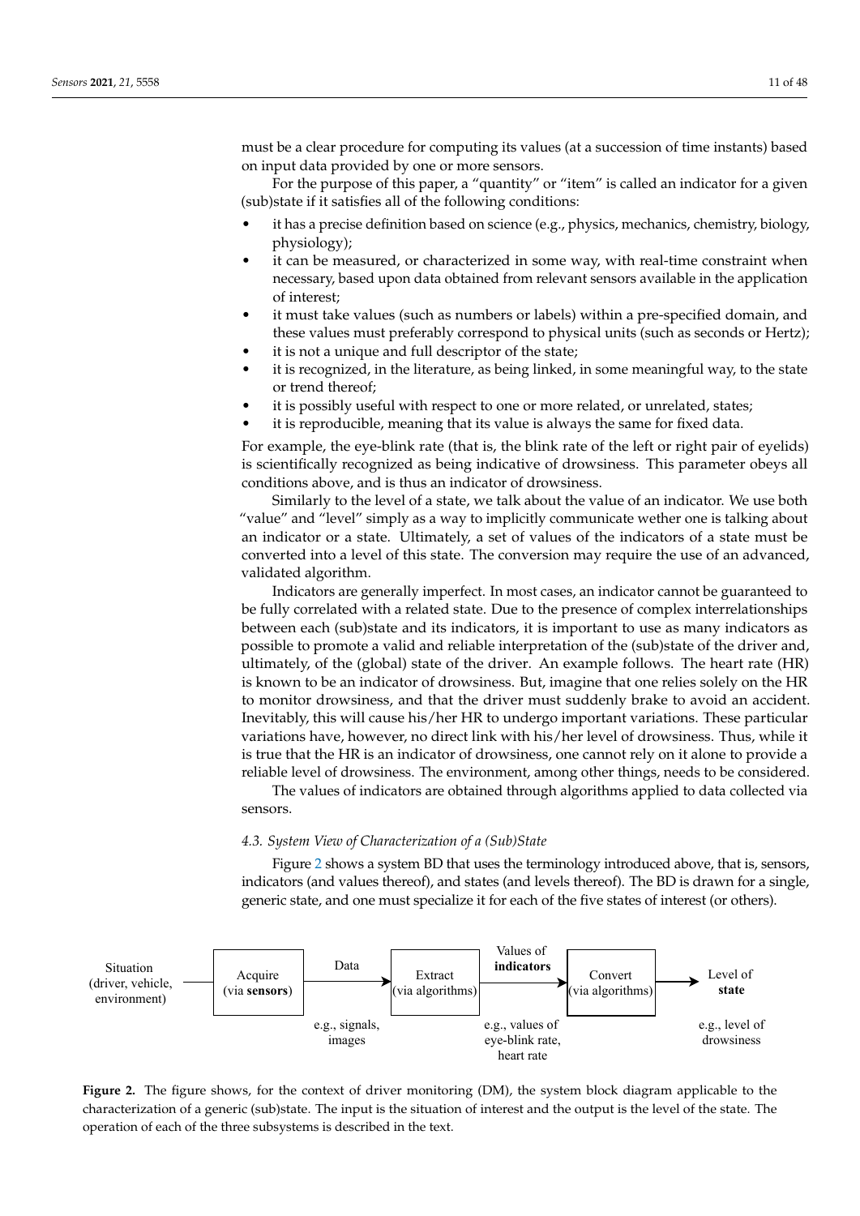must be a clear procedure for computing its values (at a succession of time instants) based on input data provided by one or more sensors.

For the purpose of this paper, a "quantity" or "item" is called an indicator for a given (sub)state if it satisfies all of the following conditions:

- it has a precise definition based on science (e.g., physics, mechanics, chemistry, biology, physiology);
- it can be measured, or characterized in some way, with real-time constraint when necessary, based upon data obtained from relevant sensors available in the application of interest;
- it must take values (such as numbers or labels) within a pre-specified domain, and these values must preferably correspond to physical units (such as seconds or Hertz);
- it is not a unique and full descriptor of the state;
- it is recognized, in the literature, as being linked, in some meaningful way, to the state or trend thereof;
- it is possibly useful with respect to one or more related, or unrelated, states;
- it is reproducible, meaning that its value is always the same for fixed data.

For example, the eye-blink rate (that is, the blink rate of the left or right pair of eyelids) is scientifically recognized as being indicative of drowsiness. This parameter obeys all conditions above, and is thus an indicator of drowsiness.

Similarly to the level of a state, we talk about the value of an indicator. We use both "value" and "level" simply as a way to implicitly communicate wether one is talking about an indicator or a state. Ultimately, a set of values of the indicators of a state must be converted into a level of this state. The conversion may require the use of an advanced, validated algorithm.

Indicators are generally imperfect. In most cases, an indicator cannot be guaranteed to be fully correlated with a related state. Due to the presence of complex interrelationships between each (sub)state and its indicators, it is important to use as many indicators as possible to promote a valid and reliable interpretation of the (sub)state of the driver and, ultimately, of the (global) state of the driver. An example follows. The heart rate (HR) is known to be an indicator of drowsiness. But, imagine that one relies solely on the HR to monitor drowsiness, and that the driver must suddenly brake to avoid an accident. Inevitably, this will cause his/her HR to undergo important variations. These particular variations have, however, no direct link with his/her level of drowsiness. Thus, while it is true that the HR is an indicator of drowsiness, one cannot rely on it alone to provide a reliable level of drowsiness. The environment, among other things, needs to be considered.

The values of indicators are obtained through algorithms applied to data collected via sensors.

### 4.3. System View of Characterization of a (Sub)State

Figure 2 shows a system BD that uses the terminology introduced above, that is, sensors, indicators (and values thereof), and states (and levels thereof). The BD is drawn for a single, generic state, and one must specialize it for each of the five states of interest (or others).

Situation (driver, vehicle, environment) → Acquire (via **sensors**) → Data (e.g., signals, images) → Extract (via algorithms) → Values of **indicators** (e.g., values of eye-blink rate, heart rate) → Convert (via algorithms) → Level of **state** (e.g., level of drowsiness)

**Figure 2.** The figure shows, for the context of driver monitoring (DM), the system block diagram applicable to the characterization of a generic (sub)state. The input is the situation of interest and the output is the level of the state. The operation of each of the three subsystems is described in the text.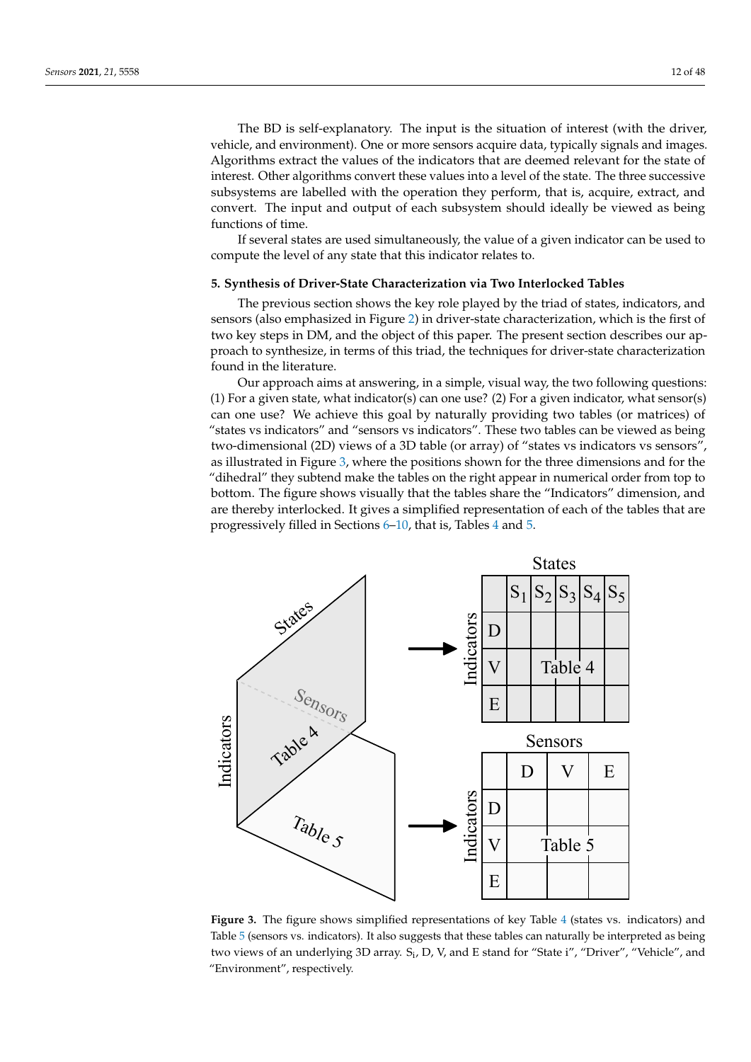The BD is self-explanatory. The input is the situation of interest (with the driver, vehicle, and environment). One or more sensors acquire data, typically signals and images. Algorithms extract the values of the indicators that are deemed relevant for the state of interest. Other algorithms convert these values into a level of the state. The three successive subsystems are labelled with the operation they perform, that is, acquire, extract, and convert. The input and output of each subsystem should ideally be viewed as being functions of time.

If several states are used simultaneously, the value of a given indicator can be used to compute the level of any state that this indicator relates to.

## 5. Synthesis of Driver-State Characterization via Two Interlocked Tables

The previous section shows the key role played by the triad of states, indicators, and sensors (also emphasized in Figure 2) in driver-state characterization, which is the first of two key steps in DM, and the object of this paper. The present section describes our approach to synthesize, in terms of this triad, the techniques for driver-state characterization found in the literature.

Our approach aims at answering, in a simple, visual way, the two following questions: (1) For a given state, what indicator(s) can one use? (2) For a given indicator, what sensor(s) can one use? We achieve this goal by naturally providing two tables (or matrices) of "states vs indicators" and "sensors vs indicators". These two tables can be viewed as being two-dimensional (2D) views of a 3D table (or array) of "states vs indicators vs sensors", as illustrated in Figure 3, where the positions shown for the three dimensions and for the "dihedral" they subtend make the tables on the right appear in numerical order from top to bottom. The figure shows visually that the tables share the "Indicators" dimension, and are thereby interlocked. It gives a simplified representation of each of the tables that are progressively filled in Sections 6–10, that is, Tables 4 and 5.

**Figure 3.** The figure shows simplified representations of key Table 4 (states vs. indicators) and Table 5 (sensors vs. indicators). It also suggests that these tables can naturally be interpreted as being two views of an underlying 3D array. $S_i$, D, V, and E stand for "State i", "Driver", "Vehicle", and "Environment", respectively.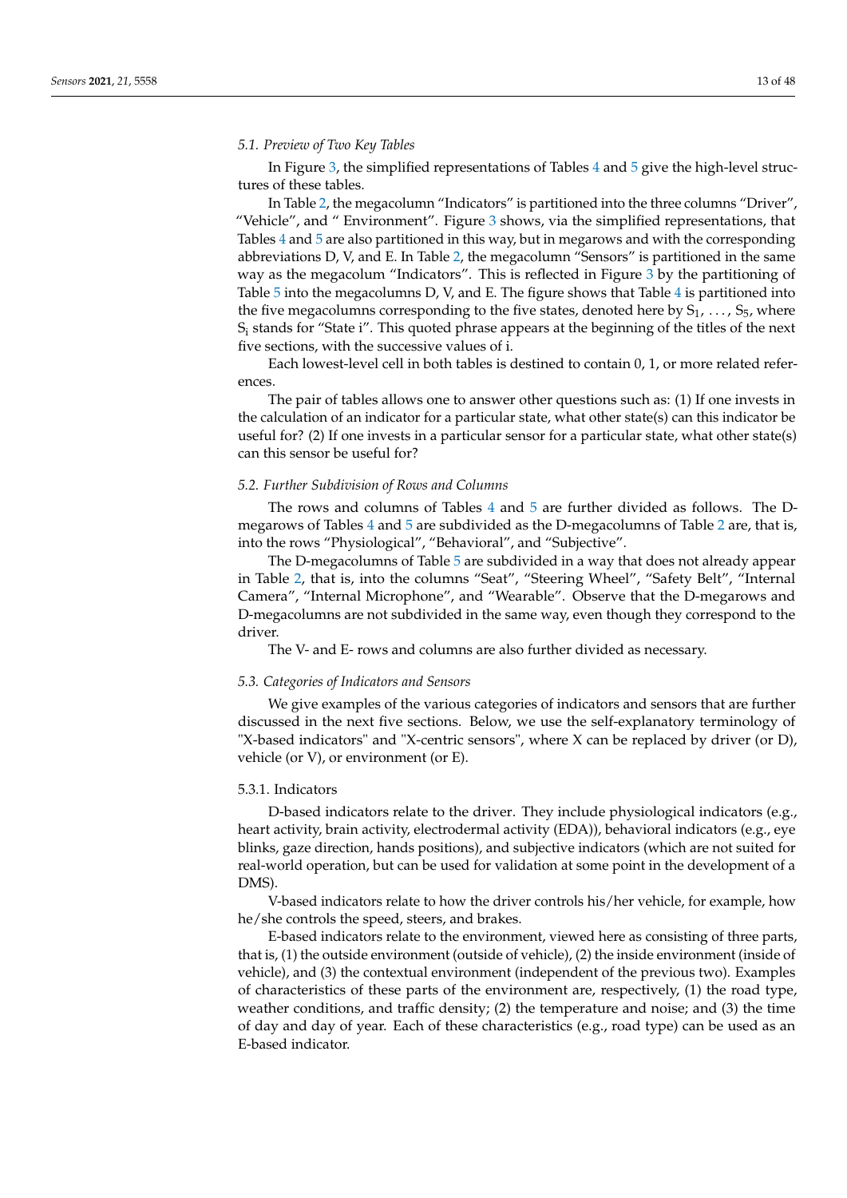### 5.1. Preview of Two Key Tables

In Figure 3, the simplified representations of Tables 4 and 5 give the high-level structures of these tables.

In Table 2, the megacolumn "Indicators" is partitioned into the three columns "Driver", "Vehicle", and " Environment". Figure 3 shows, via the simplified representations, that Tables 4 and 5 are also partitioned in this way, but in megarows and with the corresponding abbreviations D, V, and E. In Table 2, the megacolumn "Sensors" is partitioned in the same way as the megacolum "Indicators". This is reflected in Figure 3 by the partitioning of Table 5 into the megacolumns D, V, and E. The figure shows that Table 4 is partitioned into the five megacolumns corresponding to the five states, denoted here by $S_1, \ldots, S_5$, where $S_i$ stands for "State i". This quoted phrase appears at the beginning of the titles of the next five sections, with the successive values of i.

Each lowest-level cell in both tables is destined to contain 0, 1, or more related references.

The pair of tables allows one to answer other questions such as: (1) If one invests in the calculation of an indicator for a particular state, what other state(s) can this indicator be useful for? (2) If one invests in a particular sensor for a particular state, what other state(s) can this sensor be useful for?

### 5.2. Further Subdivision of Rows and Columns

The rows and columns of Tables 4 and 5 are further divided as follows. The D-megarows of Tables 4 and 5 are subdivided as the D-megacolumns of Table 2 are, that is, into the rows "Physiological", "Behavioral", and "Subjective".

The D-megacolumns of Table 5 are subdivided in a way that does not already appear in Table 2, that is, into the columns "Seat", "Steering Wheel", "Safety Belt", "Internal Camera", "Internal Microphone", and "Wearable". Observe that the D-megarows and D-megacolumns are not subdivided in the same way, even though they correspond to the driver.

The V- and E- rows and columns are also further divided as necessary.

### 5.3. Categories of Indicators and Sensors

We give examples of the various categories of indicators and sensors that are further discussed in the next five sections. Below, we use the self-explanatory terminology of "X-based indicators" and "X-centric sensors", where X can be replaced by driver (or D), vehicle (or V), or environment (or E).

#### 5.3.1. Indicators

D-based indicators relate to the driver. They include physiological indicators (e.g., heart activity, brain activity, electrodermal activity (EDA)), behavioral indicators (e.g., eye blinks, gaze direction, hands positions), and subjective indicators (which are not suited for real-world operation, but can be used for validation at some point in the development of a DMS).

V-based indicators relate to how the driver controls his/her vehicle, for example, how he/she controls the speed, steers, and brakes.

E-based indicators relate to the environment, viewed here as consisting of three parts, that is, (1) the outside environment (outside of vehicle), (2) the inside environment (inside of vehicle), and (3) the contextual environment (independent of the previous two). Examples of characteristics of these parts of the environment are, respectively, (1) the road type, weather conditions, and traffic density; (2) the temperature and noise; and (3) the time of day and day of year. Each of these characteristics (e.g., road type) can be used as an E-based indicator.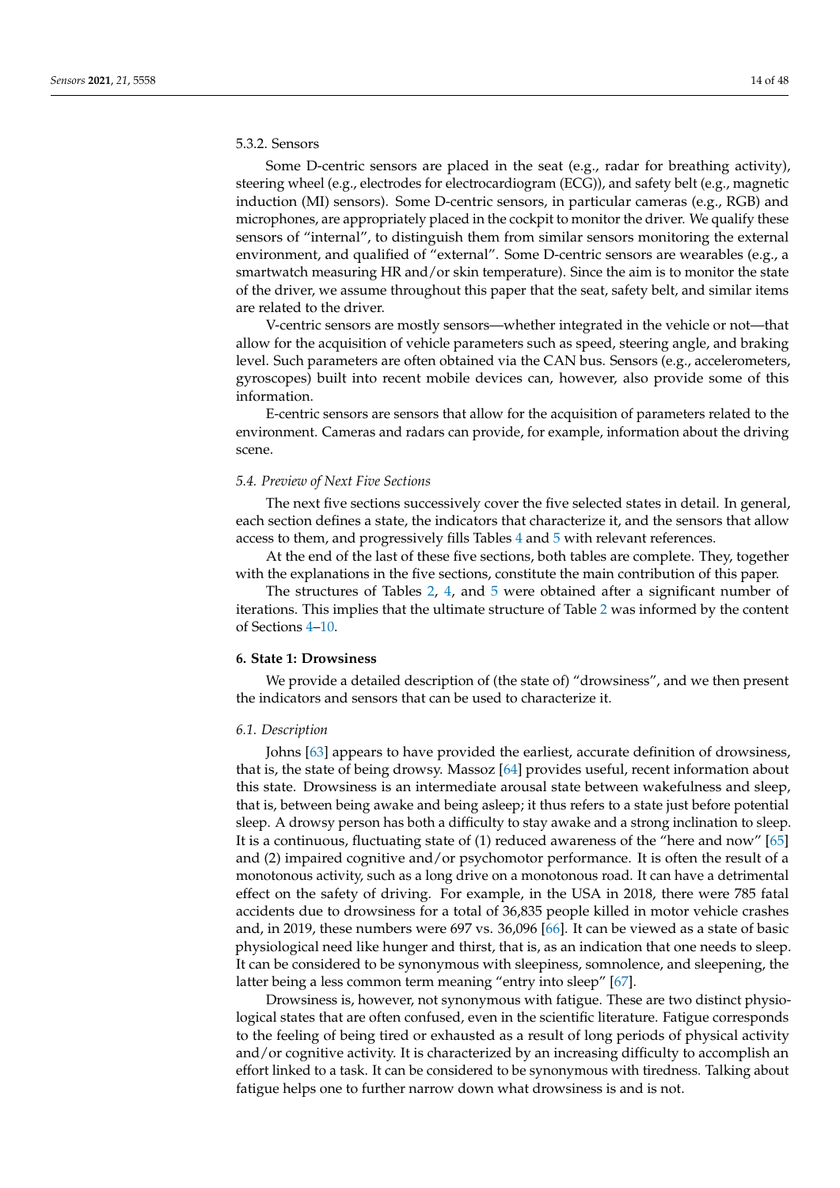#### 5.3.2. Sensors

Some D-centric sensors are placed in the seat (e.g., radar for breathing activity), steering wheel (e.g., electrodes for electrocardiogram (ECG)), and safety belt (e.g., magnetic induction (MI) sensors). Some D-centric sensors, in particular cameras (e.g., RGB) and microphones, are appropriately placed in the cockpit to monitor the driver. We qualify these sensors of "internal", to distinguish them from similar sensors monitoring the external environment, and qualified of "external". Some D-centric sensors are wearables (e.g., a smartwatch measuring HR and/or skin temperature). Since the aim is to monitor the state of the driver, we assume throughout this paper that the seat, safety belt, and similar items are related to the driver.

V-centric sensors are mostly sensors—whether integrated in the vehicle or not—that allow for the acquisition of vehicle parameters such as speed, steering angle, and braking level. Such parameters are often obtained via the CAN bus. Sensors (e.g., accelerometers, gyroscopes) built into recent mobile devices can, however, also provide some of this information.

E-centric sensors are sensors that allow for the acquisition of parameters related to the environment. Cameras and radars can provide, for example, information about the driving scene.

### *5.4. Preview of Next Five Sections*

The next five sections successively cover the five selected states in detail. In general, each section defines a state, the indicators that characterize it, and the sensors that allow access to them, and progressively fills Tables 4 and 5 with relevant references.

At the end of the last of these five sections, both tables are complete. They, together with the explanations in the five sections, constitute the main contribution of this paper.

The structures of Tables 2, 4, and 5 were obtained after a significant number of iterations. This implies that the ultimate structure of Table 2 was informed by the content of Sections 4–10.

## 6. State 1: Drowsiness

We provide a detailed description of (the state of) "drowsiness", and we then present the indicators and sensors that can be used to characterize it.

### *6.1. Description*

Johns [63] appears to have provided the earliest, accurate definition of drowsiness, that is, the state of being drowsy. Massoz [64] provides useful, recent information about this state. Drowsiness is an intermediate arousal state between wakefulness and sleep, that is, between being awake and being asleep; it thus refers to a state just before potential sleep. A drowsy person has both a difficulty to stay awake and a strong inclination to sleep. It is a continuous, fluctuating state of (1) reduced awareness of the "here and now" [65] and (2) impaired cognitive and/or psychomotor performance. It is often the result of a monotonous activity, such as a long drive on a monotonous road. It can have a detrimental effect on the safety of driving. For example, in the USA in 2018, there were 785 fatal accidents due to drowsiness for a total of 36,835 people killed in motor vehicle crashes and, in 2019, these numbers were 697 vs. 36,096 [66]. It can be viewed as a state of basic physiological need like hunger and thirst, that is, as an indication that one needs to sleep. It can be considered to be synonymous with sleepiness, somnolence, and sleepening, the latter being a less common term meaning "entry into sleep" [67].

Drowsiness is, however, not synonymous with fatigue. These are two distinct physiological states that are often confused, even in the scientific literature. Fatigue corresponds to the feeling of being tired or exhausted as a result of long periods of physical activity and/or cognitive activity. It is characterized by an increasing difficulty to accomplish an effort linked to a task. It can be considered to be synonymous with tiredness. Talking about fatigue helps one to further narrow down what drowsiness is and is not.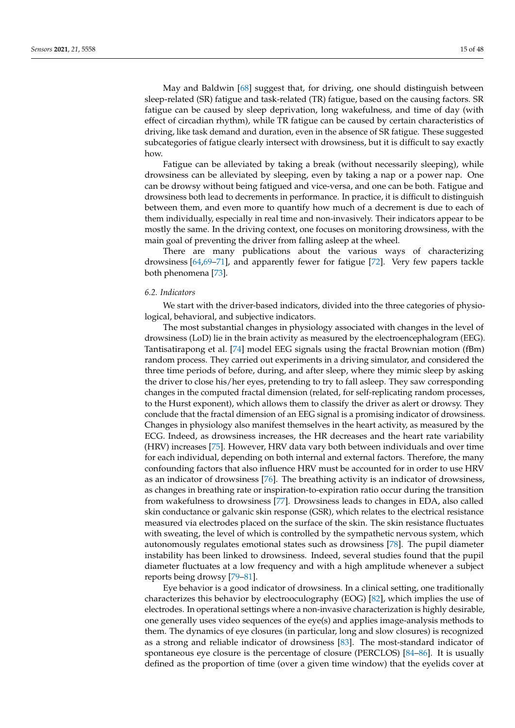May and Baldwin [68] suggest that, for driving, one should distinguish between sleep-related (SR) fatigue and task-related (TR) fatigue, based on the causing factors. SR fatigue can be caused by sleep deprivation, long wakefulness, and time of day (with effect of circadian rhythm), while TR fatigue can be caused by certain characteristics of driving, like task demand and duration, even in the absence of SR fatigue. These suggested subcategories of fatigue clearly intersect with drowsiness, but it is difficult to say exactly how.

Fatigue can be alleviated by taking a break (without necessarily sleeping), while drowsiness can be alleviated by sleeping, even by taking a nap or a power nap. One can be drowsy without being fatigued and vice-versa, and one can be both. Fatigue and drowsiness both lead to decrements in performance. In practice, it is difficult to distinguish between them, and even more to quantify how much of a decrement is due to each of them individually, especially in real time and non-invasively. Their indicators appear to be mostly the same. In the driving context, one focuses on monitoring drowsiness, with the main goal of preventing the driver from falling asleep at the wheel.

There are many publications about the various ways of characterizing drowsiness [64,69–71], and apparently fewer for fatigue [72]. Very few papers tackle both phenomena [73].

### 6.2. Indicators

We start with the driver-based indicators, divided into the three categories of physiological, behavioral, and subjective indicators.

The most substantial changes in physiology associated with changes in the level of drowsiness (LoD) lie in the brain activity as measured by the electroencephalogram (EEG). Tantisatirapong et al. [74] model EEG signals using the fractal Brownian motion (fBm) random process. They carried out experiments in a driving simulator, and considered the three time periods of before, during, and after sleep, where they mimic sleep by asking the driver to close his/her eyes, pretending to try to fall asleep. They saw corresponding changes in the computed fractal dimension (related, for self-replicating random processes, to the Hurst exponent), which allows them to classify the driver as alert or drowsy. They conclude that the fractal dimension of an EEG signal is a promising indicator of drowsiness. Changes in physiology also manifest themselves in the heart activity, as measured by the ECG. Indeed, as drowsiness increases, the HR decreases and the heart rate variability (HRV) increases [75]. However, HRV data vary both between individuals and over time for each individual, depending on both internal and external factors. Therefore, the many confounding factors that also influence HRV must be accounted for in order to use HRV as an indicator of drowsiness [76]. The breathing activity is an indicator of drowsiness, as changes in breathing rate or inspiration-to-expiration ratio occur during the transition from wakefulness to drowsiness [77]. Drowsiness leads to changes in EDA, also called skin conductance or galvanic skin response (GSR), which relates to the electrical resistance measured via electrodes placed on the surface of the skin. The skin resistance fluctuates with sweating, the level of which is controlled by the sympathetic nervous system, which autonomously regulates emotional states such as drowsiness [78]. The pupil diameter instability has been linked to drowsiness. Indeed, several studies found that the pupil diameter fluctuates at a low frequency and with a high amplitude whenever a subject reports being drowsy [79–81].

Eye behavior is a good indicator of drowsiness. In a clinical setting, one traditionally characterizes this behavior by electrooculography (EOG) [82], which implies the use of electrodes. In operational settings where a non-invasive characterization is highly desirable, one generally uses video sequences of the eye(s) and applies image-analysis methods to them. The dynamics of eye closures (in particular, long and slow closures) is recognized as a strong and reliable indicator of drowsiness [83]. The most-standard indicator of spontaneous eye closure is the percentage of closure (PERCLOS) [84–86]. It is usually defined as the proportion of time (over a given time window) that the eyelids cover at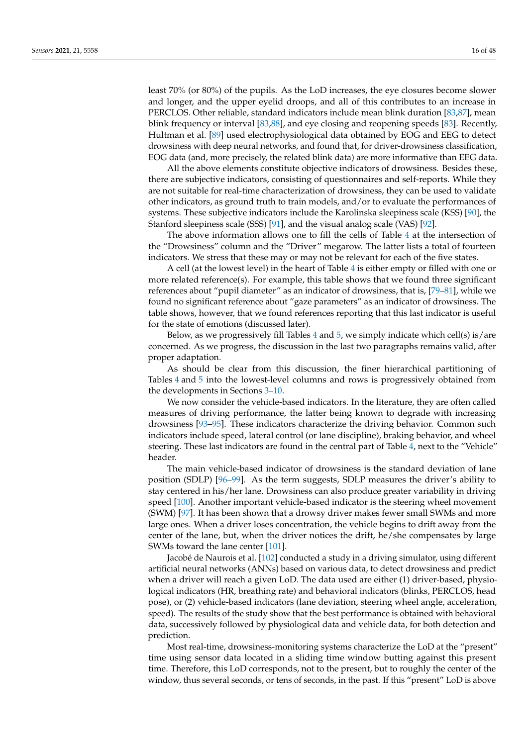least 70% (or 80%) of the pupils. As the LoD increases, the eye closures become slower and longer, and the upper eyelid droops, and all of this contributes to an increase in PERCLOS. Other reliable, standard indicators include mean blink duration [83,87], mean blink frequency or interval [83,88], and eye closing and reopening speeds [83]. Recently, Hultman et al. [89] used electrophysiological data obtained by EOG and EEG to detect drowsiness with deep neural networks, and found that, for driver-drowsiness classification, EOG data (and, more precisely, the related blink data) are more informative than EEG data.

All the above elements constitute objective indicators of drowsiness. Besides these, there are subjective indicators, consisting of questionnaires and self-reports. While they are not suitable for real-time characterization of drowsiness, they can be used to validate other indicators, as ground truth to train models, and/or to evaluate the performances of systems. These subjective indicators include the Karolinska sleepiness scale (KSS) [90], the Stanford sleepiness scale (SSS) [91], and the visual analog scale (VAS) [92].

The above information allows one to fill the cells of Table 4 at the intersection of the "Drowsiness" column and the "Driver" megarow. The latter lists a total of fourteen indicators. We stress that these may or may not be relevant for each of the five states.

A cell (at the lowest level) in the heart of Table 4 is either empty or filled with one or more related reference(s). For example, this table shows that we found three significant references about "pupil diameter" as an indicator of drowsiness, that is, [79–81], while we found no significant reference about "gaze parameters" as an indicator of drowsiness. The table shows, however, that we found references reporting that this last indicator is useful for the state of emotions (discussed later).

Below, as we progressively fill Tables 4 and 5, we simply indicate which cell(s) is/are concerned. As we progress, the discussion in the last two paragraphs remains valid, after proper adaptation.

As should be clear from this discussion, the finer hierarchical partitioning of Tables 4 and 5 into the lowest-level columns and rows is progressively obtained from the developments in Sections 3–10.

We now consider the vehicle-based indicators. In the literature, they are often called measures of driving performance, the latter being known to degrade with increasing drowsiness [93–95]. These indicators characterize the driving behavior. Common such indicators include speed, lateral control (or lane discipline), braking behavior, and wheel steering. These last indicators are found in the central part of Table 4, next to the "Vehicle" header.

The main vehicle-based indicator of drowsiness is the standard deviation of lane position (SDLP) [96–99]. As the term suggests, SDLP measures the driver's ability to stay centered in his/her lane. Drowsiness can also produce greater variability in driving speed [100]. Another important vehicle-based indicator is the steering wheel movement (SWM) [97]. It has been shown that a drowsy driver makes fewer small SWMs and more large ones. When a driver loses concentration, the vehicle begins to drift away from the center of the lane, but, when the driver notices the drift, he/she compensates by large SWMs toward the lane center [101].

Jacobé de Naurois et al. [102] conducted a study in a driving simulator, using different artificial neural networks (ANNs) based on various data, to detect drowsiness and predict when a driver will reach a given LoD. The data used are either (1) driver-based, physiological indicators (HR, breathing rate) and behavioral indicators (blinks, PERCLOS, head pose), or (2) vehicle-based indicators (lane deviation, steering wheel angle, acceleration, speed). The results of the study show that the best performance is obtained with behavioral data, successively followed by physiological data and vehicle data, for both detection and prediction.

Most real-time, drowsiness-monitoring systems characterize the LoD at the "present" time using sensor data located in a sliding time window butting against this present time. Therefore, this LoD corresponds, not to the present, but to roughly the center of the window, thus several seconds, or tens of seconds, in the past. If this "present" LoD is above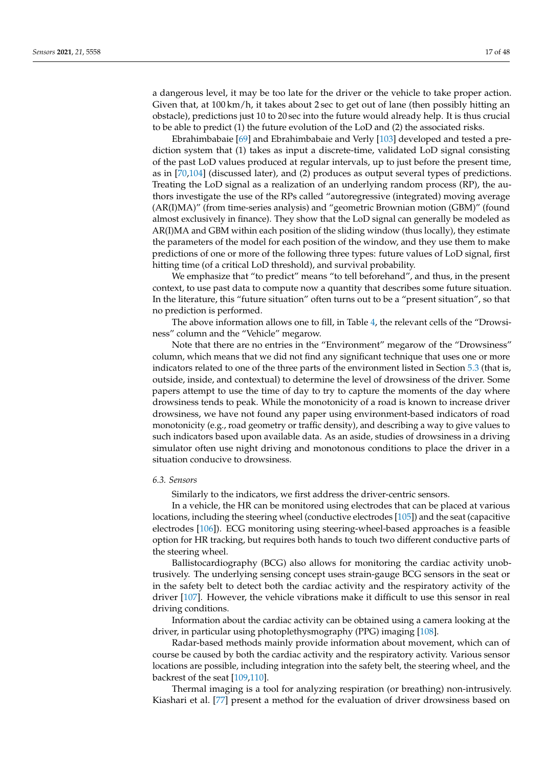a dangerous level, it may be too late for the driver or the vehicle to take proper action. Given that, at 100 km/h, it takes about 2 sec to get out of lane (then possibly hitting an obstacle), predictions just 10 to 20 sec into the future would already help. It is thus crucial to be able to predict (1) the future evolution of the LoD and (2) the associated risks.

Ebrahimbabaie [69] and Ebrahimbabaie and Verly [103] developed and tested a prediction system that (1) takes as input a discrete-time, validated LoD signal consisting of the past LoD values produced at regular intervals, up to just before the present time, as in [70,104] (discussed later), and (2) produces as output several types of predictions. Treating the LoD signal as a realization of an underlying random process (RP), the authors investigate the use of the RPs called "autoregressive (integrated) moving average (AR(I)MA)" (from time-series analysis) and "geometric Brownian motion (GBM)" (found almost exclusively in finance). They show that the LoD signal can generally be modeled as AR(I)MA and GBM within each position of the sliding window (thus locally), they estimate the parameters of the model for each position of the window, and they use them to make predictions of one or more of the following three types: future values of LoD signal, first hitting time (of a critical LoD threshold), and survival probability.

We emphasize that "to predict" means "to tell beforehand", and thus, in the present context, to use past data to compute now a quantity that describes some future situation. In the literature, this "future situation" often turns out to be a "present situation", so that no prediction is performed.

The above information allows one to fill, in Table 4, the relevant cells of the "Drowsiness" column and the "Vehicle" megarow.

Note that there are no entries in the "Environment" megarow of the "Drowsiness" column, which means that we did not find any significant technique that uses one or more indicators related to one of the three parts of the environment listed in Section 5.3 (that is, outside, inside, and contextual) to determine the level of drowsiness of the driver. Some papers attempt to use the time of day to try to capture the moments of the day where drowsiness tends to peak. While the monotonicity of a road is known to increase driver drowsiness, we have not found any paper using environment-based indicators of road monotonicity (e.g., road geometry or traffic density), and describing a way to give values to such indicators based upon available data. As an aside, studies of drowsiness in a driving simulator often use night driving and monotonous conditions to place the driver in a situation conducive to drowsiness.

### *6.3. Sensors*

Similarly to the indicators, we first address the driver-centric sensors.

In a vehicle, the HR can be monitored using electrodes that can be placed at various locations, including the steering wheel (conductive electrodes [105]) and the seat (capacitive electrodes [106]). ECG monitoring using steering-wheel-based approaches is a feasible option for HR tracking, but requires both hands to touch two different conductive parts of the steering wheel.

Ballistocardiography (BCG) also allows for monitoring the cardiac activity unobtrusively. The underlying sensing concept uses strain-gauge BCG sensors in the seat or in the safety belt to detect both the cardiac activity and the respiratory activity of the driver [107]. However, the vehicle vibrations make it difficult to use this sensor in real driving conditions.

Information about the cardiac activity can be obtained using a camera looking at the driver, in particular using photoplethysmography (PPG) imaging [108].

Radar-based methods mainly provide information about movement, which can of course be caused by both the cardiac activity and the respiratory activity. Various sensor locations are possible, including integration into the safety belt, the steering wheel, and the backrest of the seat [109,110].

Thermal imaging is a tool for analyzing respiration (or breathing) non-intrusively. Kiashari et al. [77] present a method for the evaluation of driver drowsiness based on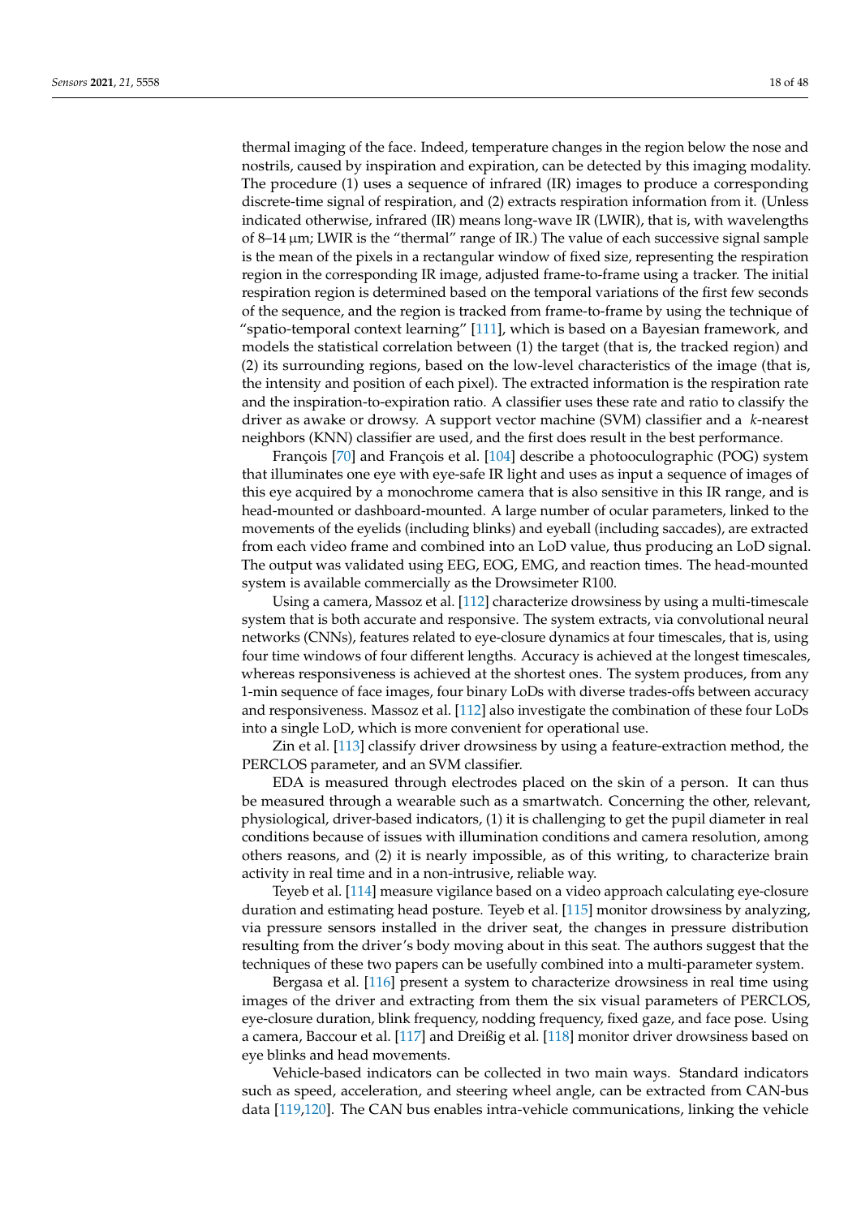thermal imaging of the face. Indeed, temperature changes in the region below the nose and nostrils, caused by inspiration and expiration, can be detected by this imaging modality. The procedure (1) uses a sequence of infrared (IR) images to produce a corresponding discrete-time signal of respiration, and (2) extracts respiration information from it. (Unless indicated otherwise, infrared (IR) means long-wave IR (LWIR), that is, with wavelengths of 8–14 µm; LWIR is the "thermal" range of IR.) The value of each successive signal sample is the mean of the pixels in a rectangular window of fixed size, representing the respiration region in the corresponding IR image, adjusted frame-to-frame using a tracker. The initial respiration region is determined based on the temporal variations of the first few seconds of the sequence, and the region is tracked from frame-to-frame by using the technique of "spatio-temporal context learning" [111], which is based on a Bayesian framework, and models the statistical correlation between (1) the target (that is, the tracked region) and (2) its surrounding regions, based on the low-level characteristics of the image (that is, the intensity and position of each pixel). The extracted information is the respiration rate and the inspiration-to-expiration ratio. A classifier uses these rate and ratio to classify the driver as awake or drowsy. A support vector machine (SVM) classifier and a $k$-nearest neighbors (KNN) classifier are used, and the first does result in the best performance.

François [70] and François et al. [104] describe a photooculographic (POG) system that illuminates one eye with eye-safe IR light and uses as input a sequence of images of this eye acquired by a monochrome camera that is also sensitive in this IR range, and is head-mounted or dashboard-mounted. A large number of ocular parameters, linked to the movements of the eyelids (including blinks) and eyeball (including saccades), are extracted from each video frame and combined into an LoD value, thus producing an LoD signal. The output was validated using EEG, EOG, EMG, and reaction times. The head-mounted system is available commercially as the Drowsimeter R100.

Using a camera, Massoz et al. [112] characterize drowsiness by using a multi-timescale system that is both accurate and responsive. The system extracts, via convolutional neural networks (CNNs), features related to eye-closure dynamics at four timescales, that is, using four time windows of four different lengths. Accuracy is achieved at the longest timescales, whereas responsiveness is achieved at the shortest ones. The system produces, from any 1-min sequence of face images, four binary LoDs with diverse trades-offs between accuracy and responsiveness. Massoz et al. [112] also investigate the combination of these four LoDs into a single LoD, which is more convenient for operational use.

Zin et al. [113] classify driver drowsiness by using a feature-extraction method, the PERCLOS parameter, and an SVM classifier.

EDA is measured through electrodes placed on the skin of a person. It can thus be measured through a wearable such as a smartwatch. Concerning the other, relevant, physiological, driver-based indicators, (1) it is challenging to get the pupil diameter in real conditions because of issues with illumination conditions and camera resolution, among others reasons, and (2) it is nearly impossible, as of this writing, to characterize brain activity in real time and in a non-intrusive, reliable way.

Teyeb et al. [114] measure vigilance based on a video approach calculating eye-closure duration and estimating head posture. Teyeb et al. [115] monitor drowsiness by analyzing, via pressure sensors installed in the driver seat, the changes in pressure distribution resulting from the driver's body moving about in this seat. The authors suggest that the techniques of these two papers can be usefully combined into a multi-parameter system.

Bergasa et al. [116] present a system to characterize drowsiness in real time using images of the driver and extracting from them the six visual parameters of PERCLOS, eye-closure duration, blink frequency, nodding frequency, fixed gaze, and face pose. Using a camera, Baccour et al. [117] and Dreißig et al. [118] monitor driver drowsiness based on eye blinks and head movements.

Vehicle-based indicators can be collected in two main ways. Standard indicators such as speed, acceleration, and steering wheel angle, can be extracted from CAN-bus data [119,120]. The CAN bus enables intra-vehicle communications, linking the vehicle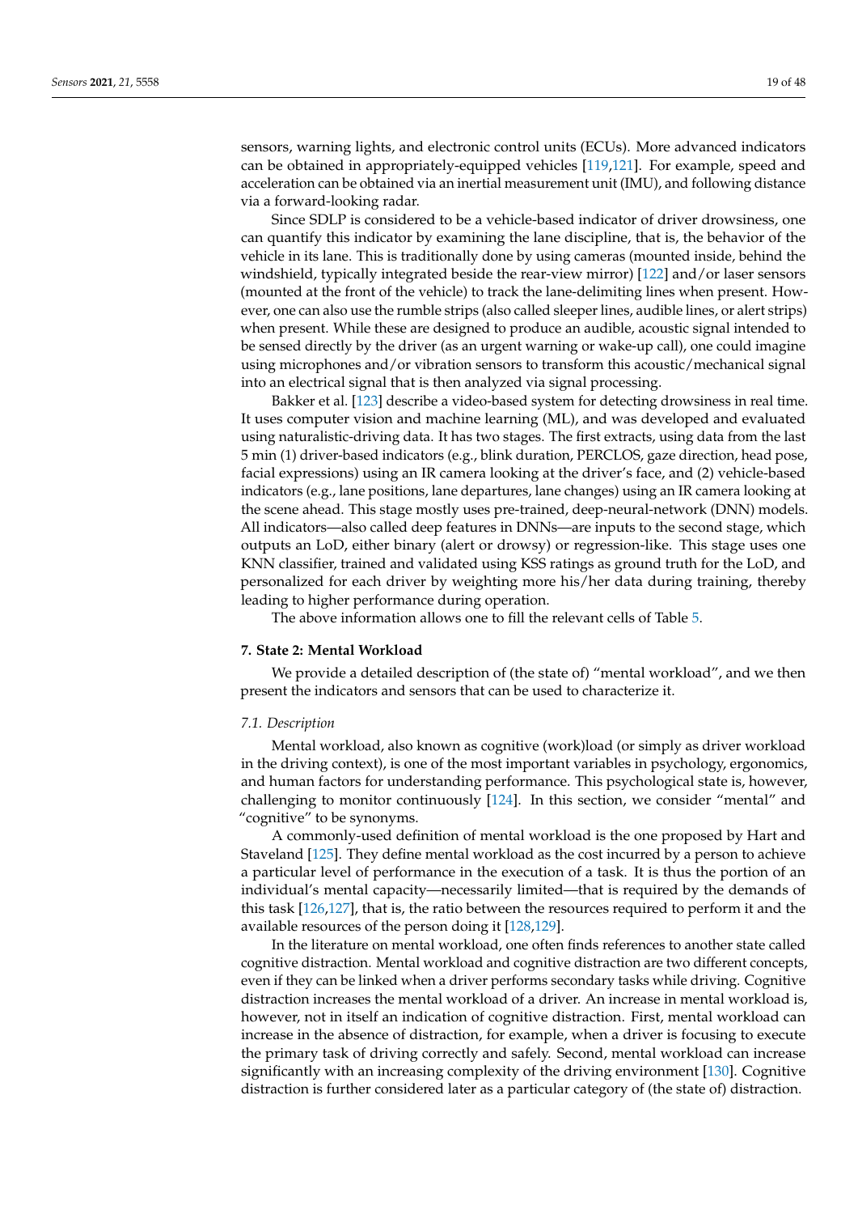sensors, warning lights, and electronic control units (ECUs). More advanced indicators can be obtained in appropriately-equipped vehicles [119,121]. For example, speed and acceleration can be obtained via an inertial measurement unit (IMU), and following distance via a forward-looking radar.

Since SDLP is considered to be a vehicle-based indicator of driver drowsiness, one can quantify this indicator by examining the lane discipline, that is, the behavior of the vehicle in its lane. This is traditionally done by using cameras (mounted inside, behind the windshield, typically integrated beside the rear-view mirror) [122] and/or laser sensors (mounted at the front of the vehicle) to track the lane-delimiting lines when present. However, one can also use the rumble strips (also called sleeper lines, audible lines, or alert strips) when present. While these are designed to produce an audible, acoustic signal intended to be sensed directly by the driver (as an urgent warning or wake-up call), one could imagine using microphones and/or vibration sensors to transform this acoustic/mechanical signal into an electrical signal that is then analyzed via signal processing.

Bakker et al. [123] describe a video-based system for detecting drowsiness in real time. It uses computer vision and machine learning (ML), and was developed and evaluated using naturalistic-driving data. It has two stages. The first extracts, using data from the last 5 min (1) driver-based indicators (e.g., blink duration, PERCLOS, gaze direction, head pose, facial expressions) using an IR camera looking at the driver's face, and (2) vehicle-based indicators (e.g., lane positions, lane departures, lane changes) using an IR camera looking at the scene ahead. This stage mostly uses pre-trained, deep-neural-network (DNN) models. All indicators—also called deep features in DNNs—are inputs to the second stage, which outputs an LoD, either binary (alert or drowsy) or regression-like. This stage uses one KNN classifier, trained and validated using KSS ratings as ground truth for the LoD, and personalized for each driver by weighting more his/her data during training, thereby leading to higher performance during operation.

The above information allows one to fill the relevant cells of Table 5.

## 7. State 2: Mental Workload

We provide a detailed description of (the state of) "mental workload", and we then present the indicators and sensors that can be used to characterize it.

### *7.1. Description*

Mental workload, also known as cognitive (work)load (or simply as driver workload in the driving context), is one of the most important variables in psychology, ergonomics, and human factors for understanding performance. This psychological state is, however, challenging to monitor continuously [124]. In this section, we consider "mental" and "cognitive" to be synonyms.

A commonly-used definition of mental workload is the one proposed by Hart and Staveland [125]. They define mental workload as the cost incurred by a person to achieve a particular level of performance in the execution of a task. It is thus the portion of an individual's mental capacity—necessarily limited—that is required by the demands of this task [126,127], that is, the ratio between the resources required to perform it and the available resources of the person doing it [128,129].

In the literature on mental workload, one often finds references to another state called cognitive distraction. Mental workload and cognitive distraction are two different concepts, even if they can be linked when a driver performs secondary tasks while driving. Cognitive distraction increases the mental workload of a driver. An increase in mental workload is, however, not in itself an indication of cognitive distraction. First, mental workload can increase in the absence of distraction, for example, when a driver is focusing to execute the primary task of driving correctly and safely. Second, mental workload can increase significantly with an increasing complexity of the driving environment [130]. Cognitive distraction is further considered later as a particular category of (the state of) distraction.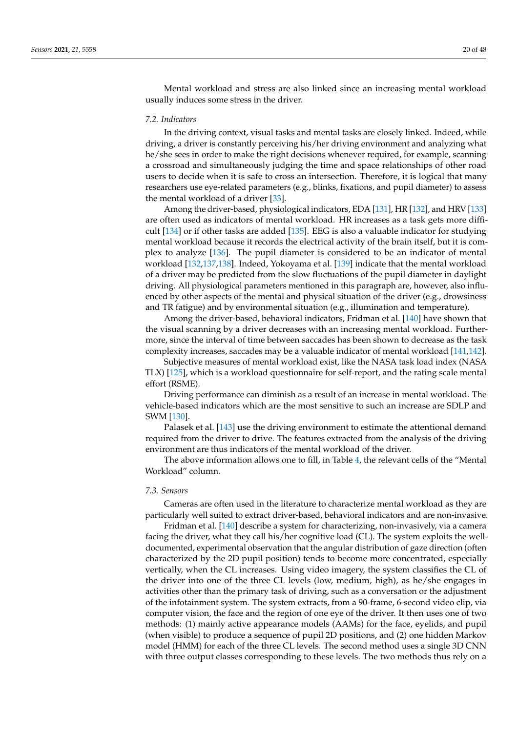Mental workload and stress are also linked since an increasing mental workload usually induces some stress in the driver.

### 7.2. Indicators

In the driving context, visual tasks and mental tasks are closely linked. Indeed, while driving, a driver is constantly perceiving his/her driving environment and analyzing what he/she sees in order to make the right decisions whenever required, for example, scanning a crossroad and simultaneously judging the time and space relationships of other road users to decide when it is safe to cross an intersection. Therefore, it is logical that many researchers use eye-related parameters (e.g., blinks, fixations, and pupil diameter) to assess the mental workload of a driver [33].

Among the driver-based, physiological indicators, EDA [131], HR [132], and HRV [133] are often used as indicators of mental workload. HR increases as a task gets more difficult [134] or if other tasks are added [135]. EEG is also a valuable indicator for studying mental workload because it records the electrical activity of the brain itself, but it is complex to analyze [136]. The pupil diameter is considered to be an indicator of mental workload [132,137,138]. Indeed, Yokoyama et al. [139] indicate that the mental workload of a driver may be predicted from the slow fluctuations of the pupil diameter in daylight driving. All physiological parameters mentioned in this paragraph are, however, also influenced by other aspects of the mental and physical situation of the driver (e.g., drowsiness and TR fatigue) and by environmental situation (e.g., illumination and temperature).

Among the driver-based, behavioral indicators, Fridman et al. [140] have shown that the visual scanning by a driver decreases with an increasing mental workload. Furthermore, since the interval of time between saccades has been shown to decrease as the task complexity increases, saccades may be a valuable indicator of mental workload [141,142].

Subjective measures of mental workload exist, like the NASA task load index (NASA TLX) [125], which is a workload questionnaire for self-report, and the rating scale mental effort (RSME).

Driving performance can diminish as a result of an increase in mental workload. The vehicle-based indicators which are the most sensitive to such an increase are SDLP and SWM [130].

Palasek et al. [143] use the driving environment to estimate the attentional demand required from the driver to drive. The features extracted from the analysis of the driving environment are thus indicators of the mental workload of the driver.

The above information allows one to fill, in Table 4, the relevant cells of the "Mental Workload" column.

### 7.3. Sensors

Cameras are often used in the literature to characterize mental workload as they are particularly well suited to extract driver-based, behavioral indicators and are non-invasive.

Fridman et al. [140] describe a system for characterizing, non-invasively, via a camera facing the driver, what they call his/her cognitive load (CL). The system exploits the well-documented, experimental observation that the angular distribution of gaze direction (often characterized by the 2D pupil position) tends to become more concentrated, especially vertically, when the CL increases. Using video imagery, the system classifies the CL of the driver into one of the three CL levels (low, medium, high), as he/she engages in activities other than the primary task of driving, such as a conversation or the adjustment of the infotainment system. The system extracts, from a 90-frame, 6-second video clip, via computer vision, the face and the region of one eye of the driver. It then uses one of two methods: (1) mainly active appearance models (AAMs) for the face, eyelids, and pupil (when visible) to produce a sequence of pupil 2D positions, and (2) one hidden Markov model (HMM) for each of the three CL levels. The second method uses a single 3D CNN with three output classes corresponding to these levels. The two methods thus rely on a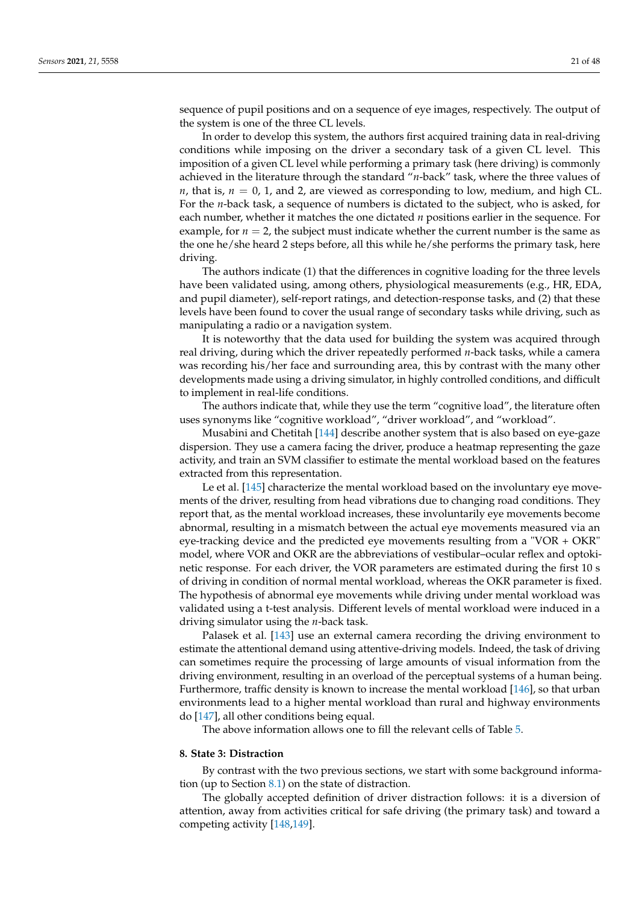sequence of pupil positions and on a sequence of eye images, respectively. The output of the system is one of the three CL levels.

In order to develop this system, the authors first acquired training data in real-driving conditions while imposing on the driver a secondary task of a given CL level. This imposition of a given CL level while performing a primary task (here driving) is commonly achieved in the literature through the standard "$n$-back" task, where the three values of $n$, that is, $n = 0$, 1, and 2, are viewed as corresponding to low, medium, and high CL. For the $n$-back task, a sequence of numbers is dictated to the subject, who is asked, for each number, whether it matches the one dictated $n$ positions earlier in the sequence. For example, for $n = 2$, the subject must indicate whether the current number is the same as the one he/she heard 2 steps before, all this while he/she performs the primary task, here driving.

The authors indicate (1) that the differences in cognitive loading for the three levels have been validated using, among others, physiological measurements (e.g., HR, EDA, and pupil diameter), self-report ratings, and detection-response tasks, and (2) that these levels have been found to cover the usual range of secondary tasks while driving, such as manipulating a radio or a navigation system.

It is noteworthy that the data used for building the system was acquired through real driving, during which the driver repeatedly performed $n$-back tasks, while a camera was recording his/her face and surrounding area, this by contrast with the many other developments made using a driving simulator, in highly controlled conditions, and difficult to implement in real-life conditions.

The authors indicate that, while they use the term "cognitive load", the literature often uses synonyms like "cognitive workload", "driver workload", and "workload".

Musabini and Chetitah [144] describe another system that is also based on eye-gaze dispersion. They use a camera facing the driver, produce a heatmap representing the gaze activity, and train an SVM classifier to estimate the mental workload based on the features extracted from this representation.

Le et al. [145] characterize the mental workload based on the involuntary eye movements of the driver, resulting from head vibrations due to changing road conditions. They report that, as the mental workload increases, these involuntarily eye movements become abnormal, resulting in a mismatch between the actual eye movements measured via an eye-tracking device and the predicted eye movements resulting from a "VOR + OKR" model, where VOR and OKR are the abbreviations of vestibular–ocular reflex and optokinetic response. For each driver, the VOR parameters are estimated during the first 10 s of driving in condition of normal mental workload, whereas the OKR parameter is fixed. The hypothesis of abnormal eye movements while driving under mental workload was validated using a t-test analysis. Different levels of mental workload were induced in a driving simulator using the $n$-back task.

Palasek et al. [143] use an external camera recording the driving environment to estimate the attentional demand using attentive-driving models. Indeed, the task of driving can sometimes require the processing of large amounts of visual information from the driving environment, resulting in an overload of the perceptual systems of a human being. Furthermore, traffic density is known to increase the mental workload [146], so that urban environments lead to a higher mental workload than rural and highway environments do [147], all other conditions being equal.

The above information allows one to fill the relevant cells of Table 5.

## 8. State 3: Distraction

By contrast with the two previous sections, we start with some background information (up to Section 8.1) on the state of distraction.

The globally accepted definition of driver distraction follows: it is a diversion of attention, away from activities critical for safe driving (the primary task) and toward a competing activity [148,149].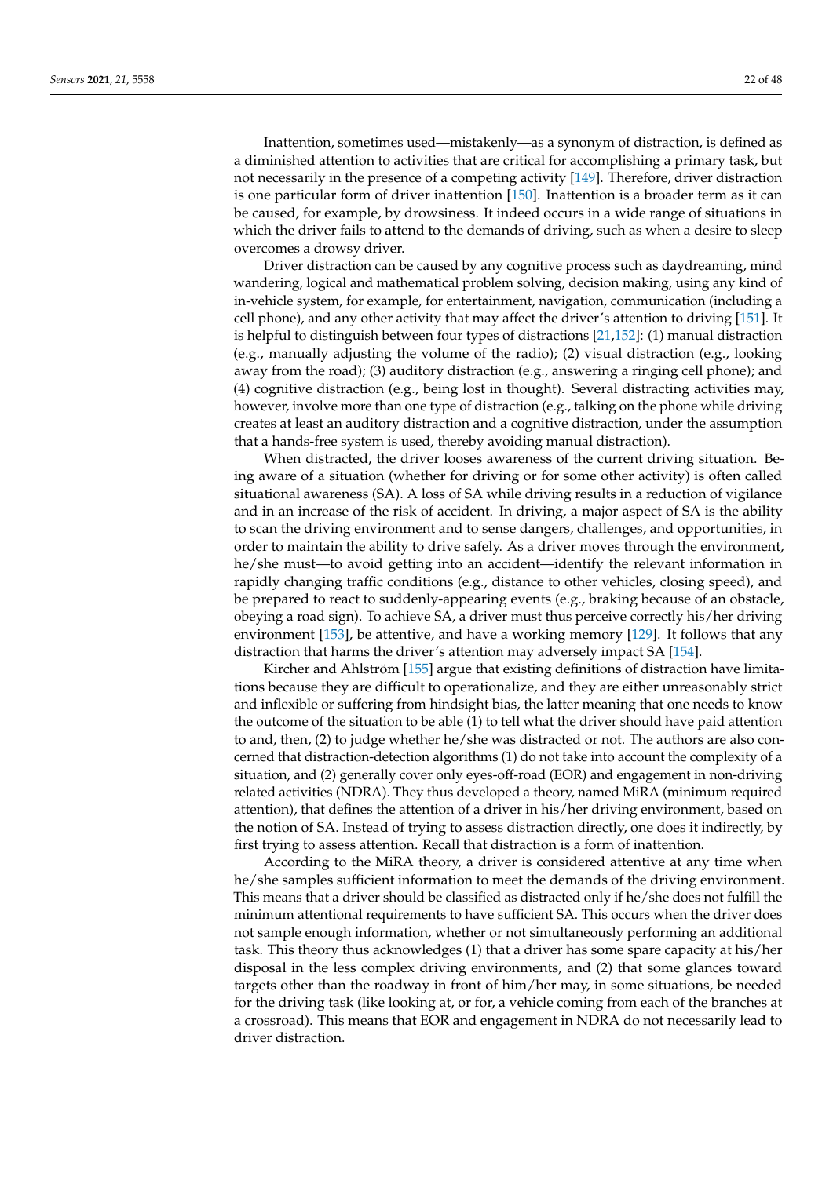Inattention, sometimes used—mistakenly—as a synonym of distraction, is defined as a diminished attention to activities that are critical for accomplishing a primary task, but not necessarily in the presence of a competing activity [149]. Therefore, driver distraction is one particular form of driver inattention [150]. Inattention is a broader term as it can be caused, for example, by drowsiness. It indeed occurs in a wide range of situations in which the driver fails to attend to the demands of driving, such as when a desire to sleep overcomes a drowsy driver.

Driver distraction can be caused by any cognitive process such as daydreaming, mind wandering, logical and mathematical problem solving, decision making, using any kind of in-vehicle system, for example, for entertainment, navigation, communication (including a cell phone), and any other activity that may affect the driver's attention to driving [151]. It is helpful to distinguish between four types of distractions [21,152]: (1) manual distraction (e.g., manually adjusting the volume of the radio); (2) visual distraction (e.g., looking away from the road); (3) auditory distraction (e.g., answering a ringing cell phone); and (4) cognitive distraction (e.g., being lost in thought). Several distracting activities may, however, involve more than one type of distraction (e.g., talking on the phone while driving creates at least an auditory distraction and a cognitive distraction, under the assumption that a hands-free system is used, thereby avoiding manual distraction).

When distracted, the driver looses awareness of the current driving situation. Being aware of a situation (whether for driving or for some other activity) is often called situational awareness (SA). A loss of SA while driving results in a reduction of vigilance and in an increase of the risk of accident. In driving, a major aspect of SA is the ability to scan the driving environment and to sense dangers, challenges, and opportunities, in order to maintain the ability to drive safely. As a driver moves through the environment, he/she must—to avoid getting into an accident—identify the relevant information in rapidly changing traffic conditions (e.g., distance to other vehicles, closing speed), and be prepared to react to suddenly-appearing events (e.g., braking because of an obstacle, obeying a road sign). To achieve SA, a driver must thus perceive correctly his/her driving environment [153], be attentive, and have a working memory [129]. It follows that any distraction that harms the driver's attention may adversely impact SA [154].

Kircher and Ahlström [155] argue that existing definitions of distraction have limitations because they are difficult to operationalize, and they are either unreasonably strict and inflexible or suffering from hindsight bias, the latter meaning that one needs to know the outcome of the situation to be able (1) to tell what the driver should have paid attention to and, then, (2) to judge whether he/she was distracted or not. The authors are also concerned that distraction-detection algorithms (1) do not take into account the complexity of a situation, and (2) generally cover only eyes-off-road (EOR) and engagement in non-driving related activities (NDRA). They thus developed a theory, named MiRA (minimum required attention), that defines the attention of a driver in his/her driving environment, based on the notion of SA. Instead of trying to assess distraction directly, one does it indirectly, by first trying to assess attention. Recall that distraction is a form of inattention.

According to the MiRA theory, a driver is considered attentive at any time when he/she samples sufficient information to meet the demands of the driving environment. This means that a driver should be classified as distracted only if he/she does not fulfill the minimum attentional requirements to have sufficient SA. This occurs when the driver does not sample enough information, whether or not simultaneously performing an additional task. This theory thus acknowledges (1) that a driver has some spare capacity at his/her disposal in the less complex driving environments, and (2) that some glances toward targets other than the roadway in front of him/her may, in some situations, be needed for the driving task (like looking at, or for, a vehicle coming from each of the branches at a crossroad). This means that EOR and engagement in NDRA do not necessarily lead to driver distraction.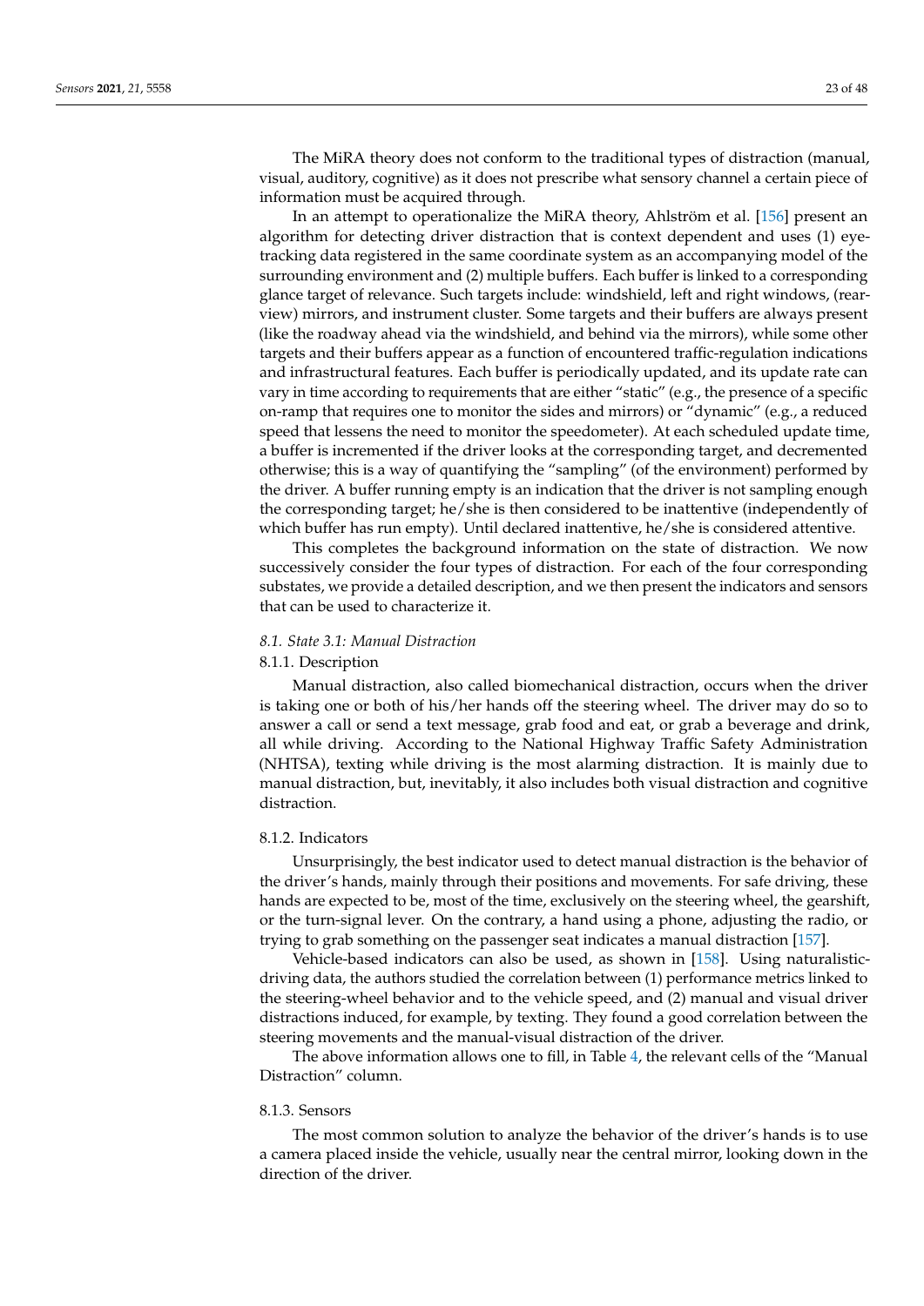The MiRA theory does not conform to the traditional types of distraction (manual, visual, auditory, cognitive) as it does not prescribe what sensory channel a certain piece of information must be acquired through.

In an attempt to operationalize the MiRA theory, Ahlström et al. [156] present an algorithm for detecting driver distraction that is context dependent and uses (1) eye-tracking data registered in the same coordinate system as an accompanying model of the surrounding environment and (2) multiple buffers. Each buffer is linked to a corresponding glance target of relevance. Such targets include: windshield, left and right windows, (rear-view) mirrors, and instrument cluster. Some targets and their buffers are always present (like the roadway ahead via the windshield, and behind via the mirrors), while some other targets and their buffers appear as a function of encountered traffic-regulation indications and infrastructural features. Each buffer is periodically updated, and its update rate can vary in time according to requirements that are either "static" (e.g., the presence of a specific on-ramp that requires one to monitor the sides and mirrors) or "dynamic" (e.g., a reduced speed that lessens the need to monitor the speedometer). At each scheduled update time, a buffer is incremented if the driver looks at the corresponding target, and decremented otherwise; this is a way of quantifying the "sampling" (of the environment) performed by the driver. A buffer running empty is an indication that the driver is not sampling enough the corresponding target; he/she is then considered to be inattentive (independently of which buffer has run empty). Until declared inattentive, he/she is considered attentive.

This completes the background information on the state of distraction. We now successively consider the four types of distraction. For each of the four corresponding substates, we provide a detailed description, and we then present the indicators and sensors that can be used to characterize it.

## *8.1. State 3.1: Manual Distraction*

### 8.1.1. Description

Manual distraction, also called biomechanical distraction, occurs when the driver is taking one or both of his/her hands off the steering wheel. The driver may do so to answer a call or send a text message, grab food and eat, or grab a beverage and drink, all while driving. According to the National Highway Traffic Safety Administration (NHTSA), texting while driving is the most alarming distraction. It is mainly due to manual distraction, but, inevitably, it also includes both visual distraction and cognitive distraction.

### 8.1.2. Indicators

Unsurprisingly, the best indicator used to detect manual distraction is the behavior of the driver's hands, mainly through their positions and movements. For safe driving, these hands are expected to be, most of the time, exclusively on the steering wheel, the gearshift, or the turn-signal lever. On the contrary, a hand using a phone, adjusting the radio, or trying to grab something on the passenger seat indicates a manual distraction [157].

Vehicle-based indicators can also be used, as shown in [158]. Using naturalistic-driving data, the authors studied the correlation between (1) performance metrics linked to the steering-wheel behavior and to the vehicle speed, and (2) manual and visual driver distractions induced, for example, by texting. They found a good correlation between the steering movements and the manual-visual distraction of the driver.

The above information allows one to fill, in Table 4, the relevant cells of the "Manual Distraction" column.

### 8.1.3. Sensors

The most common solution to analyze the behavior of the driver's hands is to use a camera placed inside the vehicle, usually near the central mirror, looking down in the direction of the driver.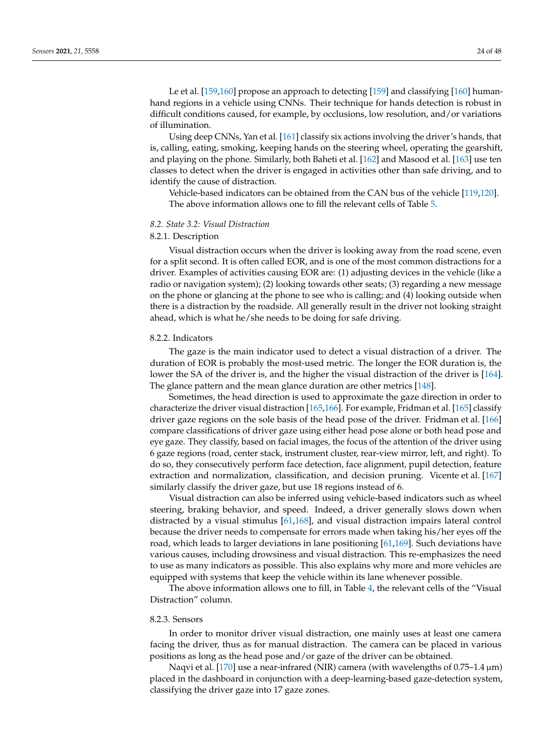Le et al. [159,160] propose an approach to detecting [159] and classifying [160] human-hand regions in a vehicle using CNNs. Their technique for hands detection is robust in difficult conditions caused, for example, by occlusions, low resolution, and/or variations of illumination.

Using deep CNNs, Yan et al. [161] classify six actions involving the driver's hands, that is, calling, eating, smoking, keeping hands on the steering wheel, operating the gearshift, and playing on the phone. Similarly, both Baheti et al. [162] and Masood et al. [163] use ten classes to detect when the driver is engaged in activities other than safe driving, and to identify the cause of distraction.

Vehicle-based indicators can be obtained from the CAN bus of the vehicle [119,120].

The above information allows one to fill the relevant cells of Table 5.

### 8.2. State 3.2: Visual Distraction

#### 8.2.1. Description

Visual distraction occurs when the driver is looking away from the road scene, even for a split second. It is often called EOR, and is one of the most common distractions for a driver. Examples of activities causing EOR are: (1) adjusting devices in the vehicle (like a radio or navigation system); (2) looking towards other seats; (3) regarding a new message on the phone or glancing at the phone to see who is calling; and (4) looking outside when there is a distraction by the roadside. All generally result in the driver not looking straight ahead, which is what he/she needs to be doing for safe driving.

#### 8.2.2. Indicators

The gaze is the main indicator used to detect a visual distraction of a driver. The duration of EOR is probably the most-used metric. The longer the EOR duration is, the lower the SA of the driver is, and the higher the visual distraction of the driver is [164]. The glance pattern and the mean glance duration are other metrics [148].

Sometimes, the head direction is used to approximate the gaze direction in order to characterize the driver visual distraction [165,166]. For example, Fridman et al. [165] classify driver gaze regions on the sole basis of the head pose of the driver. Fridman et al. [166] compare classifications of driver gaze using either head pose alone or both head pose and eye gaze. They classify, based on facial images, the focus of the attention of the driver using 6 gaze regions (road, center stack, instrument cluster, rear-view mirror, left, and right). To do so, they consecutively perform face detection, face alignment, pupil detection, feature extraction and normalization, classification, and decision pruning. Vicente et al. [167] similarly classify the driver gaze, but use 18 regions instead of 6.

Visual distraction can also be inferred using vehicle-based indicators such as wheel steering, braking behavior, and speed. Indeed, a driver generally slows down when distracted by a visual stimulus [61,168], and visual distraction impairs lateral control because the driver needs to compensate for errors made when taking his/her eyes off the road, which leads to larger deviations in lane positioning [61,169]. Such deviations have various causes, including drowsiness and visual distraction. This re-emphasizes the need to use as many indicators as possible. This also explains why more and more vehicles are equipped with systems that keep the vehicle within its lane whenever possible.

The above information allows one to fill, in Table 4, the relevant cells of the "Visual Distraction" column.

#### 8.2.3. Sensors

In order to monitor driver visual distraction, one mainly uses at least one camera facing the driver, thus as for manual distraction. The camera can be placed in various positions as long as the head pose and/or gaze of the driver can be obtained.

Naqvi et al. [170] use a near-infrared (NIR) camera (with wavelengths of 0.75–1.4 µm) placed in the dashboard in conjunction with a deep-learning-based gaze-detection system, classifying the driver gaze into 17 gaze zones.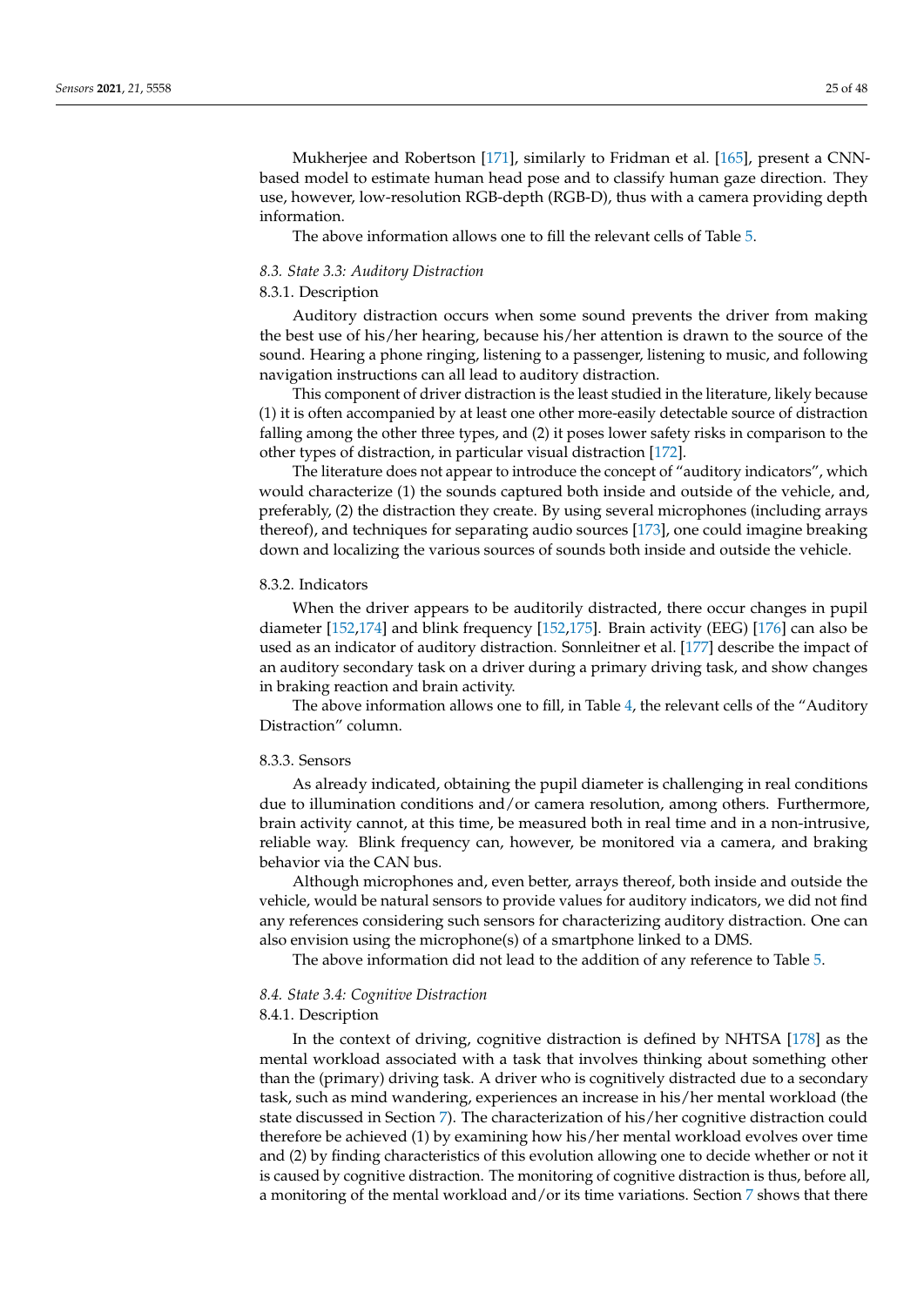Mukherjee and Robertson [171], similarly to Fridman et al. [165], present a CNN-based model to estimate human head pose and to classify human gaze direction. They use, however, low-resolution RGB-depth (RGB-D), thus with a camera providing depth information.

The above information allows one to fill the relevant cells of Table 5.

### *8.3. State 3.3: Auditory Distraction*

#### 8.3.1. Description

Auditory distraction occurs when some sound prevents the driver from making the best use of his/her hearing, because his/her attention is drawn to the source of the sound. Hearing a phone ringing, listening to a passenger, listening to music, and following navigation instructions can all lead to auditory distraction.

This component of driver distraction is the least studied in the literature, likely because (1) it is often accompanied by at least one other more-easily detectable source of distraction falling among the other three types, and (2) it poses lower safety risks in comparison to the other types of distraction, in particular visual distraction [172].

The literature does not appear to introduce the concept of "auditory indicators", which would characterize (1) the sounds captured both inside and outside of the vehicle, and, preferably, (2) the distraction they create. By using several microphones (including arrays thereof), and techniques for separating audio sources [173], one could imagine breaking down and localizing the various sources of sounds both inside and outside the vehicle.

#### 8.3.2. Indicators

When the driver appears to be auditorily distracted, there occur changes in pupil diameter [152,174] and blink frequency [152,175]. Brain activity (EEG) [176] can also be used as an indicator of auditory distraction. Sonnleitner et al. [177] describe the impact of an auditory secondary task on a driver during a primary driving task, and show changes in braking reaction and brain activity.

The above information allows one to fill, in Table 4, the relevant cells of the "Auditory Distraction" column.

#### 8.3.3. Sensors

As already indicated, obtaining the pupil diameter is challenging in real conditions due to illumination conditions and/or camera resolution, among others. Furthermore, brain activity cannot, at this time, be measured both in real time and in a non-intrusive, reliable way. Blink frequency can, however, be monitored via a camera, and braking behavior via the CAN bus.

Although microphones and, even better, arrays thereof, both inside and outside the vehicle, would be natural sensors to provide values for auditory indicators, we did not find any references considering such sensors for characterizing auditory distraction. One can also envision using the microphone(s) of a smartphone linked to a DMS.

The above information did not lead to the addition of any reference to Table 5.

### *8.4. State 3.4: Cognitive Distraction*

#### 8.4.1. Description

In the context of driving, cognitive distraction is defined by NHTSA [178] as the mental workload associated with a task that involves thinking about something other than the (primary) driving task. A driver who is cognitively distracted due to a secondary task, such as mind wandering, experiences an increase in his/her mental workload (the state discussed in Section 7). The characterization of his/her cognitive distraction could therefore be achieved (1) by examining how his/her mental workload evolves over time and (2) by finding characteristics of this evolution allowing one to decide whether or not it is caused by cognitive distraction. The monitoring of cognitive distraction is thus, before all, a monitoring of the mental workload and/or its time variations. Section 7 shows that there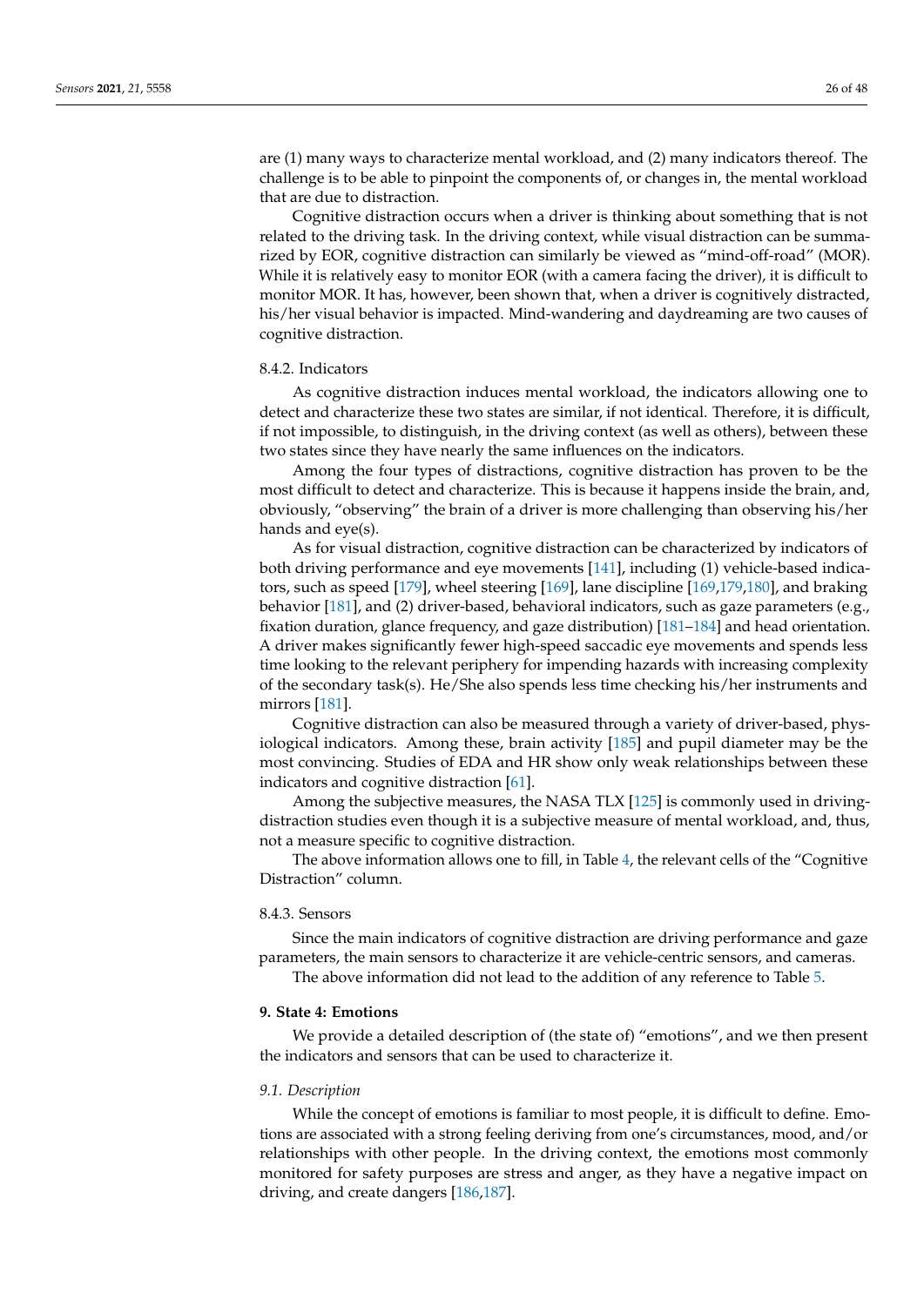are (1) many ways to characterize mental workload, and (2) many indicators thereof. The challenge is to be able to pinpoint the components of, or changes in, the mental workload that are due to distraction.

Cognitive distraction occurs when a driver is thinking about something that is not related to the driving task. In the driving context, while visual distraction can be summarized by EOR, cognitive distraction can similarly be viewed as "mind-off-road" (MOR). While it is relatively easy to monitor EOR (with a camera facing the driver), it is difficult to monitor MOR. It has, however, been shown that, when a driver is cognitively distracted, his/her visual behavior is impacted. Mind-wandering and daydreaming are two causes of cognitive distraction.

#### 8.4.2. Indicators

As cognitive distraction induces mental workload, the indicators allowing one to detect and characterize these two states are similar, if not identical. Therefore, it is difficult, if not impossible, to distinguish, in the driving context (as well as others), between these two states since they have nearly the same influences on the indicators.

Among the four types of distractions, cognitive distraction has proven to be the most difficult to detect and characterize. This is because it happens inside the brain, and, obviously, "observing" the brain of a driver is more challenging than observing his/her hands and eye(s).

As for visual distraction, cognitive distraction can be characterized by indicators of both driving performance and eye movements [141], including (1) vehicle-based indicators, such as speed [179], wheel steering [169], lane discipline [169,179,180], and braking behavior [181], and (2) driver-based, behavioral indicators, such as gaze parameters (e.g., fixation duration, glance frequency, and gaze distribution) [181–184] and head orientation. A driver makes significantly fewer high-speed saccadic eye movements and spends less time looking to the relevant periphery for impending hazards with increasing complexity of the secondary task(s). He/She also spends less time checking his/her instruments and mirrors [181].

Cognitive distraction can also be measured through a variety of driver-based, physiological indicators. Among these, brain activity [185] and pupil diameter may be the most convincing. Studies of EDA and HR show only weak relationships between these indicators and cognitive distraction [61].

Among the subjective measures, the NASA TLX [125] is commonly used in driving-distraction studies even though it is a subjective measure of mental workload, and, thus, not a measure specific to cognitive distraction.

The above information allows one to fill, in Table 4, the relevant cells of the "Cognitive Distraction" column.

#### 8.4.3. Sensors

Since the main indicators of cognitive distraction are driving performance and gaze parameters, the main sensors to characterize it are vehicle-centric sensors, and cameras.

The above information did not lead to the addition of any reference to Table 5.

## 9. State 4: Emotions

We provide a detailed description of (the state of) "emotions", and we then present the indicators and sensors that can be used to characterize it.

### *9.1. Description*

While the concept of emotions is familiar to most people, it is difficult to define. Emotions are associated with a strong feeling deriving from one's circumstances, mood, and/or relationships with other people. In the driving context, the emotions most commonly monitored for safety purposes are stress and anger, as they have a negative impact on driving, and create dangers [186,187].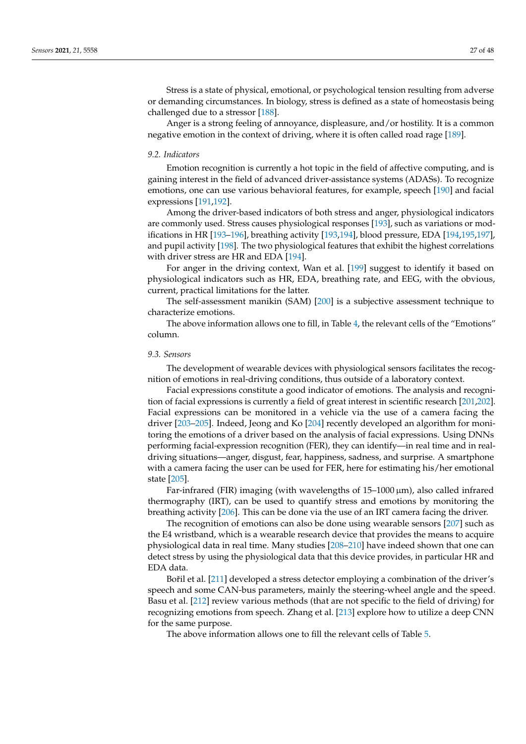Stress is a state of physical, emotional, or psychological tension resulting from adverse or demanding circumstances. In biology, stress is defined as a state of homeostasis being challenged due to a stressor [188].

Anger is a strong feeling of annoyance, displeasure, and/or hostility. It is a common negative emotion in the context of driving, where it is often called road rage [189].

### 9.2. Indicators

Emotion recognition is currently a hot topic in the field of affective computing, and is gaining interest in the field of advanced driver-assistance systems (ADASs). To recognize emotions, one can use various behavioral features, for example, speech [190] and facial expressions [191,192].

Among the driver-based indicators of both stress and anger, physiological indicators are commonly used. Stress causes physiological responses [193], such as variations or modifications in HR [193–196], breathing activity [193,194], blood pressure, EDA [194,195,197], and pupil activity [198]. The two physiological features that exhibit the highest correlations with driver stress are HR and EDA [194].

For anger in the driving context, Wan et al. [199] suggest to identify it based on physiological indicators such as HR, EDA, breathing rate, and EEG, with the obvious, current, practical limitations for the latter.

The self-assessment manikin (SAM) [200] is a subjective assessment technique to characterize emotions.

The above information allows one to fill, in Table 4, the relevant cells of the "Emotions" column.

### 9.3. Sensors

The development of wearable devices with physiological sensors facilitates the recognition of emotions in real-driving conditions, thus outside of a laboratory context.

Facial expressions constitute a good indicator of emotions. The analysis and recognition of facial expressions is currently a field of great interest in scientific research [201,202]. Facial expressions can be monitored in a vehicle via the use of a camera facing the driver [203–205]. Indeed, Jeong and Ko [204] recently developed an algorithm for monitoring the emotions of a driver based on the analysis of facial expressions. Using DNNs performing facial-expression recognition (FER), they can identify—in real time and in real-driving situations—anger, disgust, fear, happiness, sadness, and surprise. A smartphone with a camera facing the user can be used for FER, here for estimating his/her emotional state [205].

Far-infrared (FIR) imaging (with wavelengths of 15–1000 μm), also called infrared thermography (IRT), can be used to quantify stress and emotions by monitoring the breathing activity [206]. This can be done via the use of an IRT camera facing the driver.

The recognition of emotions can also be done using wearable sensors [207] such as the E4 wristband, which is a wearable research device that provides the means to acquire physiological data in real time. Many studies [208–210] have indeed shown that one can detect stress by using the physiological data that this device provides, in particular HR and EDA data.

Bořil et al. [211] developed a stress detector employing a combination of the driver's speech and some CAN-bus parameters, mainly the steering-wheel angle and the speed. Basu et al. [212] review various methods (that are not specific to the field of driving) for recognizing emotions from speech. Zhang et al. [213] explore how to utilize a deep CNN for the same purpose.

The above information allows one to fill the relevant cells of Table 5.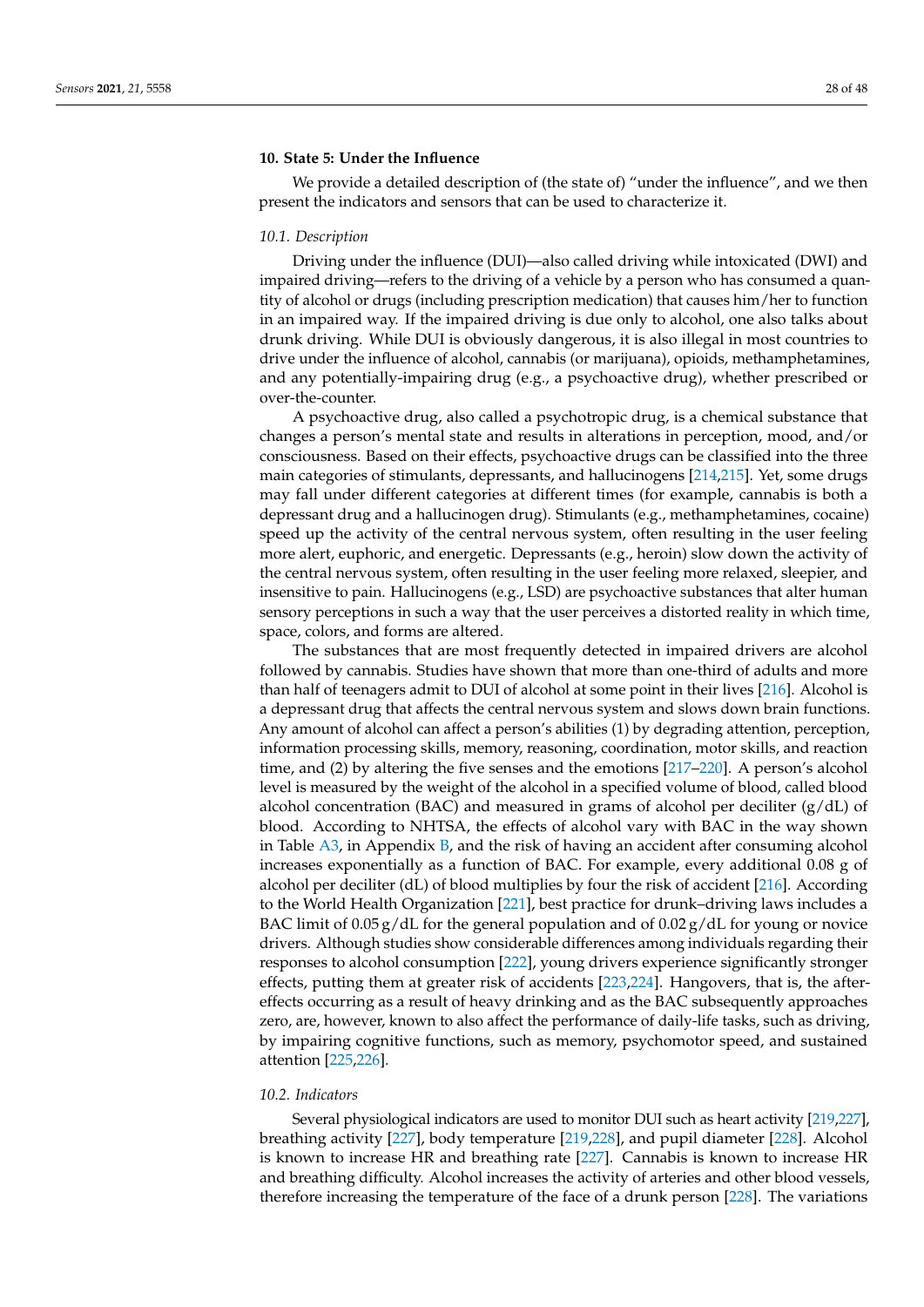## 10. State 5: Under the Influence

We provide a detailed description of (the state of) "under the influence", and we then present the indicators and sensors that can be used to characterize it.

### 10.1. Description

Driving under the influence (DUI)—also called driving while intoxicated (DWI) and impaired driving—refers to the driving of a vehicle by a person who has consumed a quantity of alcohol or drugs (including prescription medication) that causes him/her to function in an impaired way. If the impaired driving is due only to alcohol, one also talks about drunk driving. While DUI is obviously dangerous, it is also illegal in most countries to drive under the influence of alcohol, cannabis (or marijuana), opioids, methamphetamines, and any potentially-impairing drug (e.g., a psychoactive drug), whether prescribed or over-the-counter.

A psychoactive drug, also called a psychotropic drug, is a chemical substance that changes a person's mental state and results in alterations in perception, mood, and/or consciousness. Based on their effects, psychoactive drugs can be classified into the three main categories of stimulants, depressants, and hallucinogens [214,215]. Yet, some drugs may fall under different categories at different times (for example, cannabis is both a depressant drug and a hallucinogen drug). Stimulants (e.g., methamphetamines, cocaine) speed up the activity of the central nervous system, often resulting in the user feeling more alert, euphoric, and energetic. Depressants (e.g., heroin) slow down the activity of the central nervous system, often resulting in the user feeling more relaxed, sleepier, and insensitive to pain. Hallucinogens (e.g., LSD) are psychoactive substances that alter human sensory perceptions in such a way that the user perceives a distorted reality in which time, space, colors, and forms are altered.

The substances that are most frequently detected in impaired drivers are alcohol followed by cannabis. Studies have shown that more than one-third of adults and more than half of teenagers admit to DUI of alcohol at some point in their lives [216]. Alcohol is a depressant drug that affects the central nervous system and slows down brain functions. Any amount of alcohol can affect a person's abilities (1) by degrading attention, perception, information processing skills, memory, reasoning, coordination, motor skills, and reaction time, and (2) by altering the five senses and the emotions [217–220]. A person's alcohol level is measured by the weight of the alcohol in a specified volume of blood, called blood alcohol concentration (BAC) and measured in grams of alcohol per deciliter (g/dL) of blood. According to NHTSA, the effects of alcohol vary with BAC in the way shown in Table A3, in Appendix B, and the risk of having an accident after consuming alcohol increases exponentially as a function of BAC. For example, every additional 0.08 g of alcohol per deciliter (dL) of blood multiplies by four the risk of accident [216]. According to the World Health Organization [221], best practice for drunk–driving laws includes a BAC limit of 0.05 g/dL for the general population and of 0.02 g/dL for young or novice drivers. Although studies show considerable differences among individuals regarding their responses to alcohol consumption [222], young drivers experience significantly stronger effects, putting them at greater risk of accidents [223,224]. Hangovers, that is, the after-effects occurring as a result of heavy drinking and as the BAC subsequently approaches zero, are, however, known to also affect the performance of daily-life tasks, such as driving, by impairing cognitive functions, such as memory, psychomotor speed, and sustained attention [225,226].

### 10.2. Indicators

Several physiological indicators are used to monitor DUI such as heart activity [219,227], breathing activity [227], body temperature [219,228], and pupil diameter [228]. Alcohol is known to increase HR and breathing rate [227]. Cannabis is known to increase HR and breathing difficulty. Alcohol increases the activity of arteries and other blood vessels, therefore increasing the temperature of the face of a drunk person [228]. The variations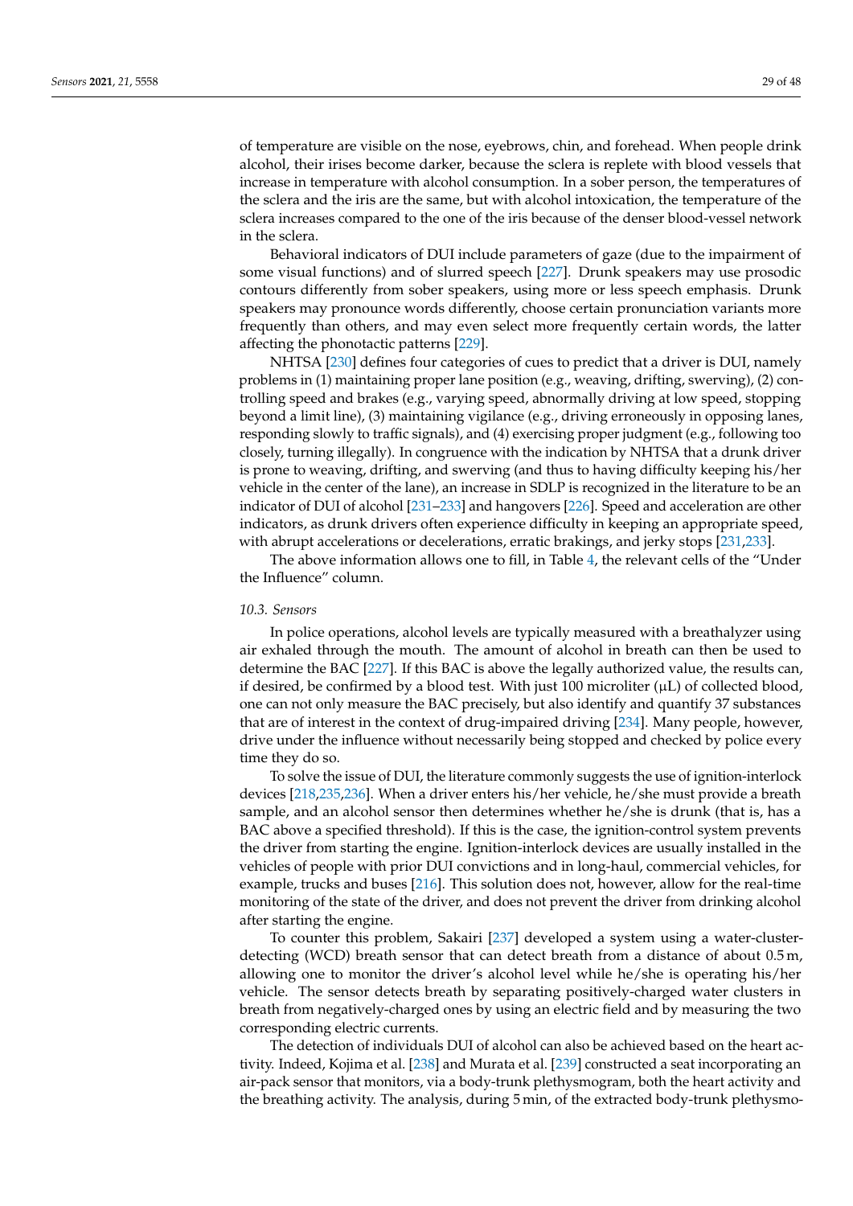of temperature are visible on the nose, eyebrows, chin, and forehead. When people drink alcohol, their irises become darker, because the sclera is replete with blood vessels that increase in temperature with alcohol consumption. In a sober person, the temperatures of the sclera and the iris are the same, but with alcohol intoxication, the temperature of the sclera increases compared to the one of the iris because of the denser blood-vessel network in the sclera.

Behavioral indicators of DUI include parameters of gaze (due to the impairment of some visual functions) and of slurred speech [227]. Drunk speakers may use prosodic contours differently from sober speakers, using more or less speech emphasis. Drunk speakers may pronounce words differently, choose certain pronunciation variants more frequently than others, and may even select more frequently certain words, the latter affecting the phonotactic patterns [229].

NHTSA [230] defines four categories of cues to predict that a driver is DUI, namely problems in (1) maintaining proper lane position (e.g., weaving, drifting, swerving), (2) controlling speed and brakes (e.g., varying speed, abnormally driving at low speed, stopping beyond a limit line), (3) maintaining vigilance (e.g., driving erroneously in opposing lanes, responding slowly to traffic signals), and (4) exercising proper judgment (e.g., following too closely, turning illegally). In congruence with the indication by NHTSA that a drunk driver is prone to weaving, drifting, and swerving (and thus to having difficulty keeping his/her vehicle in the center of the lane), an increase in SDLP is recognized in the literature to be an indicator of DUI of alcohol [231–233] and hangovers [226]. Speed and acceleration are other indicators, as drunk drivers often experience difficulty in keeping an appropriate speed, with abrupt accelerations or decelerations, erratic brakings, and jerky stops [231,233].

The above information allows one to fill, in Table 4, the relevant cells of the "Under the Influence" column.

### *10.3. Sensors*

In police operations, alcohol levels are typically measured with a breathalyzer using air exhaled through the mouth. The amount of alcohol in breath can then be used to determine the BAC [227]. If this BAC is above the legally authorized value, the results can, if desired, be confirmed by a blood test. With just 100 microliter (μL) of collected blood, one can not only measure the BAC precisely, but also identify and quantify 37 substances that are of interest in the context of drug-impaired driving [234]. Many people, however, drive under the influence without necessarily being stopped and checked by police every time they do so.

To solve the issue of DUI, the literature commonly suggests the use of ignition-interlock devices [218,235,236]. When a driver enters his/her vehicle, he/she must provide a breath sample, and an alcohol sensor then determines whether he/she is drunk (that is, has a BAC above a specified threshold). If this is the case, the ignition-control system prevents the driver from starting the engine. Ignition-interlock devices are usually installed in the vehicles of people with prior DUI convictions and in long-haul, commercial vehicles, for example, trucks and buses [216]. This solution does not, however, allow for the real-time monitoring of the state of the driver, and does not prevent the driver from drinking alcohol after starting the engine.

To counter this problem, Sakairi [237] developed a system using a water-cluster-detecting (WCD) breath sensor that can detect breath from a distance of about 0.5 m, allowing one to monitor the driver's alcohol level while he/she is operating his/her vehicle. The sensor detects breath by separating positively-charged water clusters in breath from negatively-charged ones by using an electric field and by measuring the two corresponding electric currents.

The detection of individuals DUI of alcohol can also be achieved based on the heart activity. Indeed, Kojima et al. [238] and Murata et al. [239] constructed a seat incorporating an air-pack sensor that monitors, via a body-trunk plethysmogram, both the heart activity and the breathing activity. The analysis, during 5 min, of the extracted body-trunk plethysmo-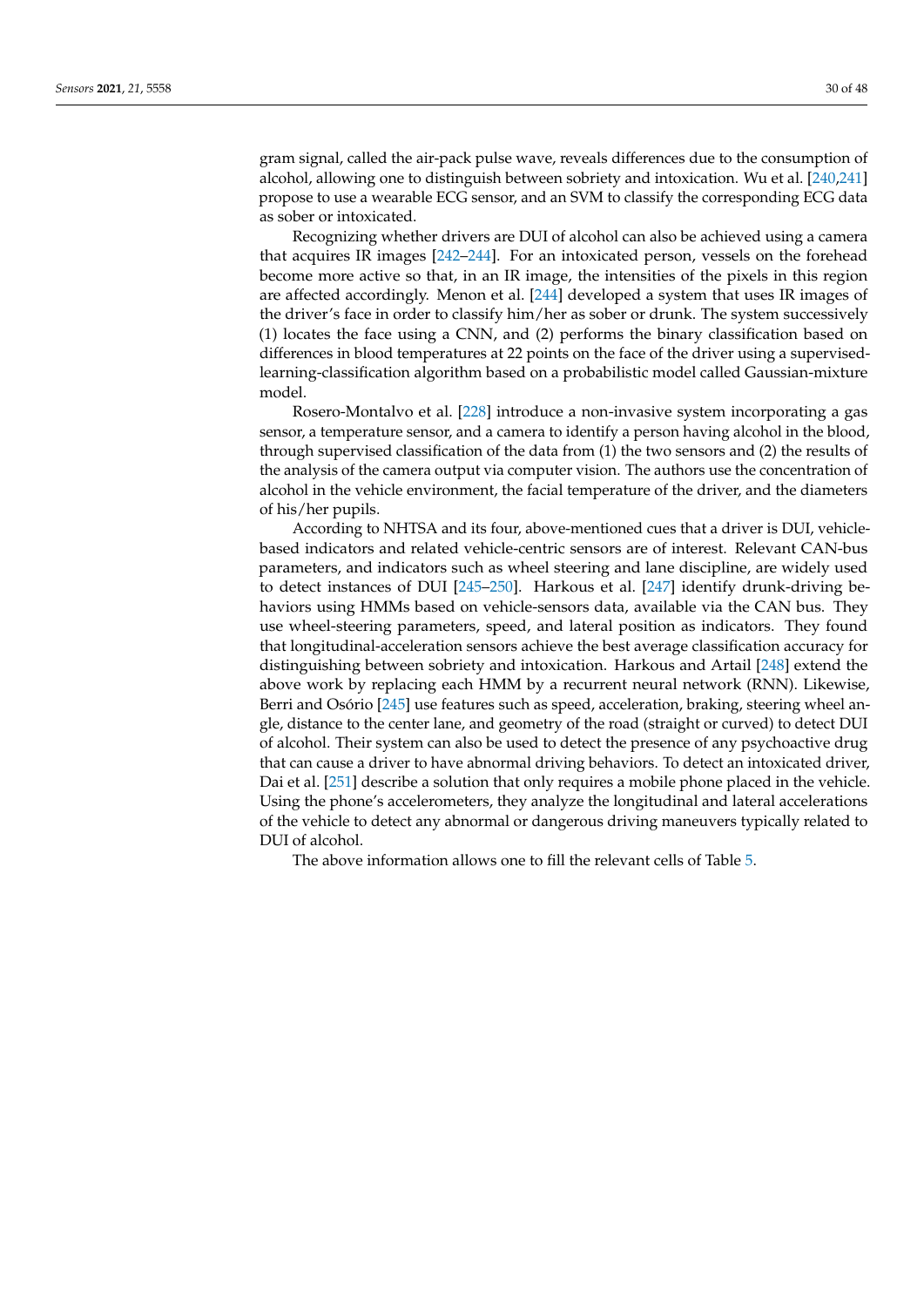gram signal, called the air-pack pulse wave, reveals differences due to the consumption of alcohol, allowing one to distinguish between sobriety and intoxication. Wu et al. [240,241] propose to use a wearable ECG sensor, and an SVM to classify the corresponding ECG data as sober or intoxicated.

Recognizing whether drivers are DUI of alcohol can also be achieved using a camera that acquires IR images [242–244]. For an intoxicated person, vessels on the forehead become more active so that, in an IR image, the intensities of the pixels in this region are affected accordingly. Menon et al. [244] developed a system that uses IR images of the driver's face in order to classify him/her as sober or drunk. The system successively (1) locates the face using a CNN, and (2) performs the binary classification based on differences in blood temperatures at 22 points on the face of the driver using a supervised-learning-classification algorithm based on a probabilistic model called Gaussian-mixture model.

Rosero-Montalvo et al. [228] introduce a non-invasive system incorporating a gas sensor, a temperature sensor, and a camera to identify a person having alcohol in the blood, through supervised classification of the data from (1) the two sensors and (2) the results of the analysis of the camera output via computer vision. The authors use the concentration of alcohol in the vehicle environment, the facial temperature of the driver, and the diameters of his/her pupils.

According to NHTSA and its four, above-mentioned cues that a driver is DUI, vehicle-based indicators and related vehicle-centric sensors are of interest. Relevant CAN-bus parameters, and indicators such as wheel steering and lane discipline, are widely used to detect instances of DUI [245–250]. Harkous et al. [247] identify drunk-driving behaviors using HMMs based on vehicle-sensors data, available via the CAN bus. They use wheel-steering parameters, speed, and lateral position as indicators. They found that longitudinal-acceleration sensors achieve the best average classification accuracy for distinguishing between sobriety and intoxication. Harkous and Artail [248] extend the above work by replacing each HMM by a recurrent neural network (RNN). Likewise, Berri and Osório [245] use features such as speed, acceleration, braking, steering wheel angle, distance to the center lane, and geometry of the road (straight or curved) to detect DUI of alcohol. Their system can also be used to detect the presence of any psychoactive drug that can cause a driver to have abnormal driving behaviors. To detect an intoxicated driver, Dai et al. [251] describe a solution that only requires a mobile phone placed in the vehicle. Using the phone's accelerometers, they analyze the longitudinal and lateral accelerations of the vehicle to detect any abnormal or dangerous driving maneuvers typically related to DUI of alcohol.

The above information allows one to fill the relevant cells of Table 5.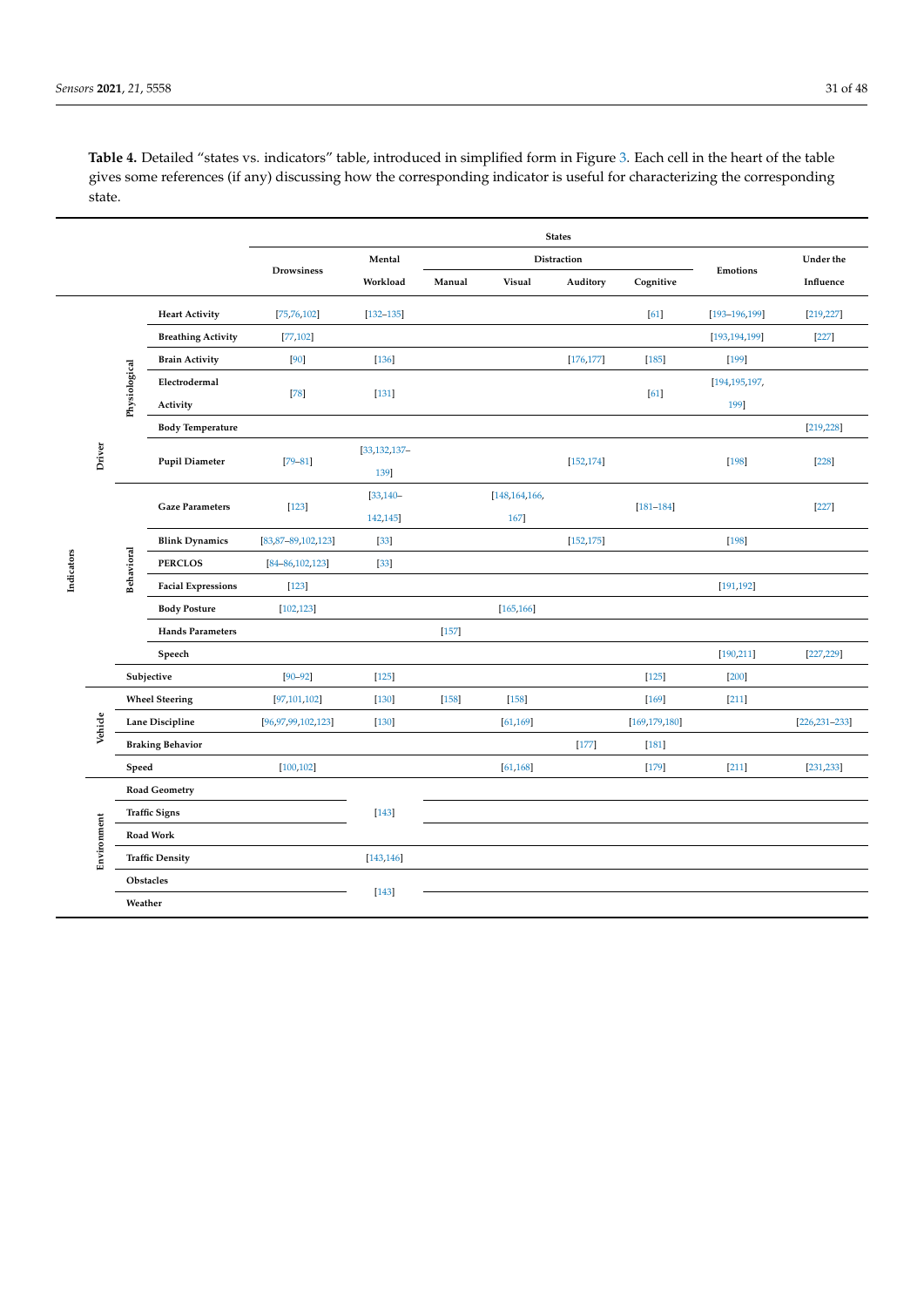**Table 4.** Detailed "states vs. indicators" table, introduced in simplified form in Figure 3. Each cell in the heart of the table gives some references (if any) discussing how the corresponding indicator is useful for characterizing the corresponding state.

| | | | States | | | | | | | |
|---|---|---|---|---|---|---|---|---|---|---|
| | | | Drowsiness | Mental Workload | Distraction | | | | Emotions | Under the Influence |
| | | | | | Manual | Visual | Auditory | Cognitive | | |
| Indicators | Driver | Physiological | | | | | | | | |
| | | Heart Activity | [75,76,102] | [132–135] | | | | [61] | [193–196,199] | [219,227] |
| | | Breathing Activity | [77,102] | | | | | | [193,194,199] | [227] |
| | | Brain Activity | [90] | [136] | | | [176,177] | [185] | [199] | |
| | | Electrodermal Activity | [78] | [131] | | | | [61] | [194,195,197,199] | |
| | | Body Temperature | | | | | | | | [219,228] |
| | | Pupil Diameter | [79–81] | [33,132,137–139] | | | [152,174] | | [198] | [228] |
| | | Behavioral | | | | | | | | |
| | | Gaze Parameters | [123] | [33,140–142,145] | | [148,164,166,167] | | [181–184] | | [227] |
| | | Blink Dynamics | [83,87–89,102,123] | [33] | | | [152,175] | | [198] | |
| | | PERCLOS | [84–86,102,123] | [33] | | | | | | |
| | | Facial Expressions | [123] | | | | | | [191,192] | |
| | | Body Posture | [102,123] | | | [165,166] | | | | |
| | | Hands Parameters | | | [157] | | | | | |
| | | Speech | | | | | | | [190,211] | [227,229] |
| | | Subjective | [90–92] | [125] | | | | [125] | [200] | |
| | Vehicle | Wheel Steering | [97,101,102] | [130] | [158] | [158] | | [169] | [211] | |
| | | Lane Discipline | [96,97,99,102,123] | [130] | | [61,169] | | [169,179,180] | | [226,231–233] |
| | | Braking Behavior | | | | | [177] | [181] | | |
| | | Speed | [100,102] | | | [61,168] | | [179] | [211] | [231,233] |
| | Environment | Road Geometry | | [143] | | | | | | |
| | | Traffic Signs | | | | | | | | |
| | | Road Work | | | | | | | | |
| | | Traffic Density | | [143,146] | | | | | | |
| | | Obstacles | | [143] | | | | | | |
| | | Weather | | | | | | | | |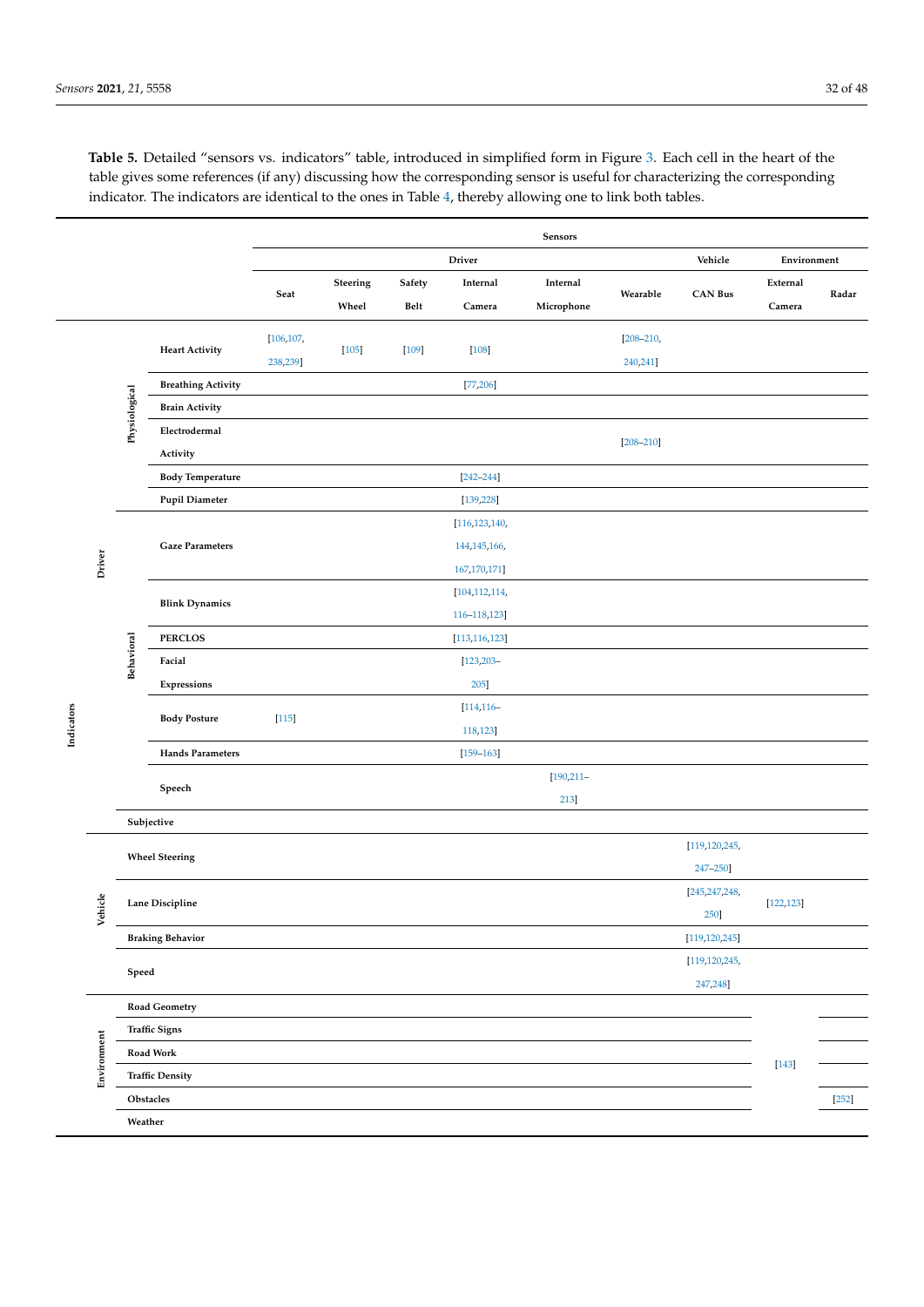**Table 5.** Detailed "sensors vs. indicators" table, introduced in simplified form in Figure 3. Each cell in the heart of the table gives some references (if any) discussing how the corresponding sensor is useful for characterizing the corresponding indicator. The indicators are identical to the ones in Table 4, thereby allowing one to link both tables.

| | | | Sensors | | | | | | | | |
|---|---|---|---|---|---|---|---|---|---|---|---|
| | | | Driver | | | | | | Vehicle | Environment | |
| | | | Seat | Steering Wheel | Safety Belt | Internal Camera | Internal Microphone | Wearable | CAN Bus | External Camera | Radar |
| Indicators: Driver | Physiological | Heart Activity | [106,107, 238,239] | [105] | [109] | [108] | | [208–210, 240,241] | | | |
| | | Breathing Activity | | | | [77,206] | | | | | |
| | | Brain Activity | | | | | | | | | |
| | | Electrodermal Activity | | | | | | [208–210] | | | |
| | | Body Temperature | | | | [242–244] | | | | | |
| | | Pupil Diameter | | | | [139,228] | | | | | |
| | Behavioral | Gaze Parameters | | | | [116,123,140, 144,145,166, 167,170,171] | | | | | |
| | | Blink Dynamics | | | | [104,112,114, 116–118,123] | | | | | |
| | | PERCLOS | | | | [113,116,123] | | | | | |
| | | Facial Expressions | | | | [123,203–205] | | | | | |
| | | Body Posture | [115] | | | [114,116–118,123] | | | | | |
| | | Hands Parameters | | | | [159–163] | | | | | |
| | | Speech | | | | | [190,211–213] | | | | |
| | Subjective | | | | | | | | | | |
| Indicators: Vehicle | | Wheel Steering | | | | | | | [119,120,245, 247–250] | | |
| | | Lane Discipline | | | | | | | [245,247,248, 250] | [122,123] | |
| | | Braking Behavior | | | | | | | [119,120,245] | | |
| | | Speed | | | | | | | [119,120,245, 247,248] | | |
| Indicators: Environment | | Road Geometry | | | | | | | | [143] | |
| | | Traffic Signs | | | | | | | | [143] | |
| | | Road Work | | | | | | | | [143] | |
| | | Traffic Density | | | | | | | | [143] | |
| | | Obstacles | | | | | | | | [143] | [252] |
| | | Weather | | | | | | | | [143] | |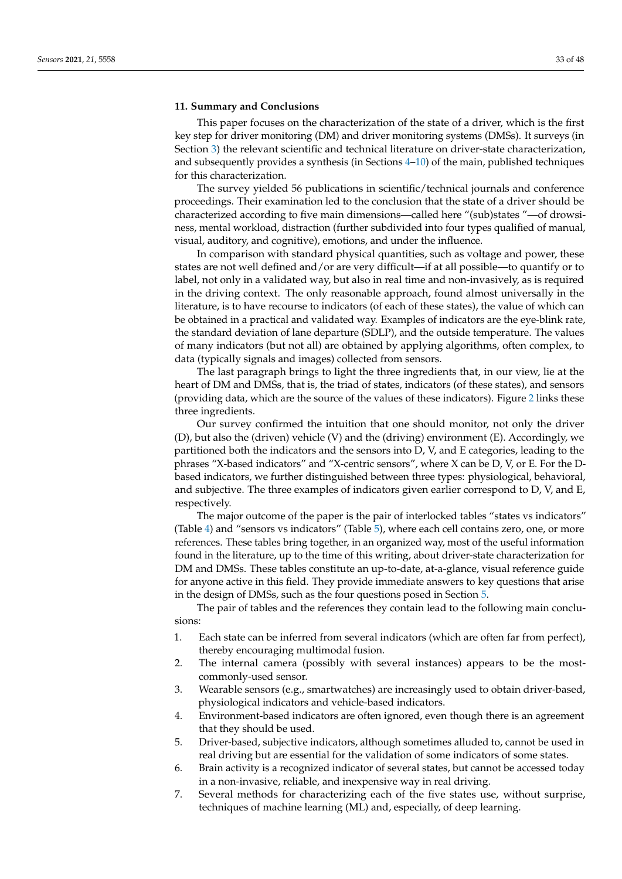## 11. Summary and Conclusions

This paper focuses on the characterization of the state of a driver, which is the first key step for driver monitoring (DM) and driver monitoring systems (DMSs). It surveys (in Section 3) the relevant scientific and technical literature on driver-state characterization, and subsequently provides a synthesis (in Sections 4–10) of the main, published techniques for this characterization.

The survey yielded 56 publications in scientific/technical journals and conference proceedings. Their examination led to the conclusion that the state of a driver should be characterized according to five main dimensions—called here "(sub)states "—of drowsiness, mental workload, distraction (further subdivided into four types qualified of manual, visual, auditory, and cognitive), emotions, and under the influence.

In comparison with standard physical quantities, such as voltage and power, these states are not well defined and/or are very difficult—if at all possible—to quantify or to label, not only in a validated way, but also in real time and non-invasively, as is required in the driving context. The only reasonable approach, found almost universally in the literature, is to have recourse to indicators (of each of these states), the value of which can be obtained in a practical and validated way. Examples of indicators are the eye-blink rate, the standard deviation of lane departure (SDLP), and the outside temperature. The values of many indicators (but not all) are obtained by applying algorithms, often complex, to data (typically signals and images) collected from sensors.

The last paragraph brings to light the three ingredients that, in our view, lie at the heart of DM and DMSs, that is, the triad of states, indicators (of these states), and sensors (providing data, which are the source of the values of these indicators). Figure 2 links these three ingredients.

Our survey confirmed the intuition that one should monitor, not only the driver (D), but also the (driven) vehicle (V) and the (driving) environment (E). Accordingly, we partitioned both the indicators and the sensors into D, V, and E categories, leading to the phrases "X-based indicators" and "X-centric sensors", where X can be D, V, or E. For the D-based indicators, we further distinguished between three types: physiological, behavioral, and subjective. The three examples of indicators given earlier correspond to D, V, and E, respectively.

The major outcome of the paper is the pair of interlocked tables "states vs indicators" (Table 4) and "sensors vs indicators" (Table 5), where each cell contains zero, one, or more references. These tables bring together, in an organized way, most of the useful information found in the literature, up to the time of this writing, about driver-state characterization for DM and DMSs. These tables constitute an up-to-date, at-a-glance, visual reference guide for anyone active in this field. They provide immediate answers to key questions that arise in the design of DMSs, such as the four questions posed in Section 5.

The pair of tables and the references they contain lead to the following main conclusions:

1. Each state can be inferred from several indicators (which are often far from perfect), thereby encouraging multimodal fusion.
2. The internal camera (possibly with several instances) appears to be the most-commonly-used sensor.
3. Wearable sensors (e.g., smartwatches) are increasingly used to obtain driver-based, physiological indicators and vehicle-based indicators.
4. Environment-based indicators are often ignored, even though there is an agreement that they should be used.
5. Driver-based, subjective indicators, although sometimes alluded to, cannot be used in real driving but are essential for the validation of some indicators of some states.
6. Brain activity is a recognized indicator of several states, but cannot be accessed today in a non-invasive, reliable, and inexpensive way in real driving.
7. Several methods for characterizing each of the five states use, without surprise, techniques of machine learning (ML) and, especially, of deep learning.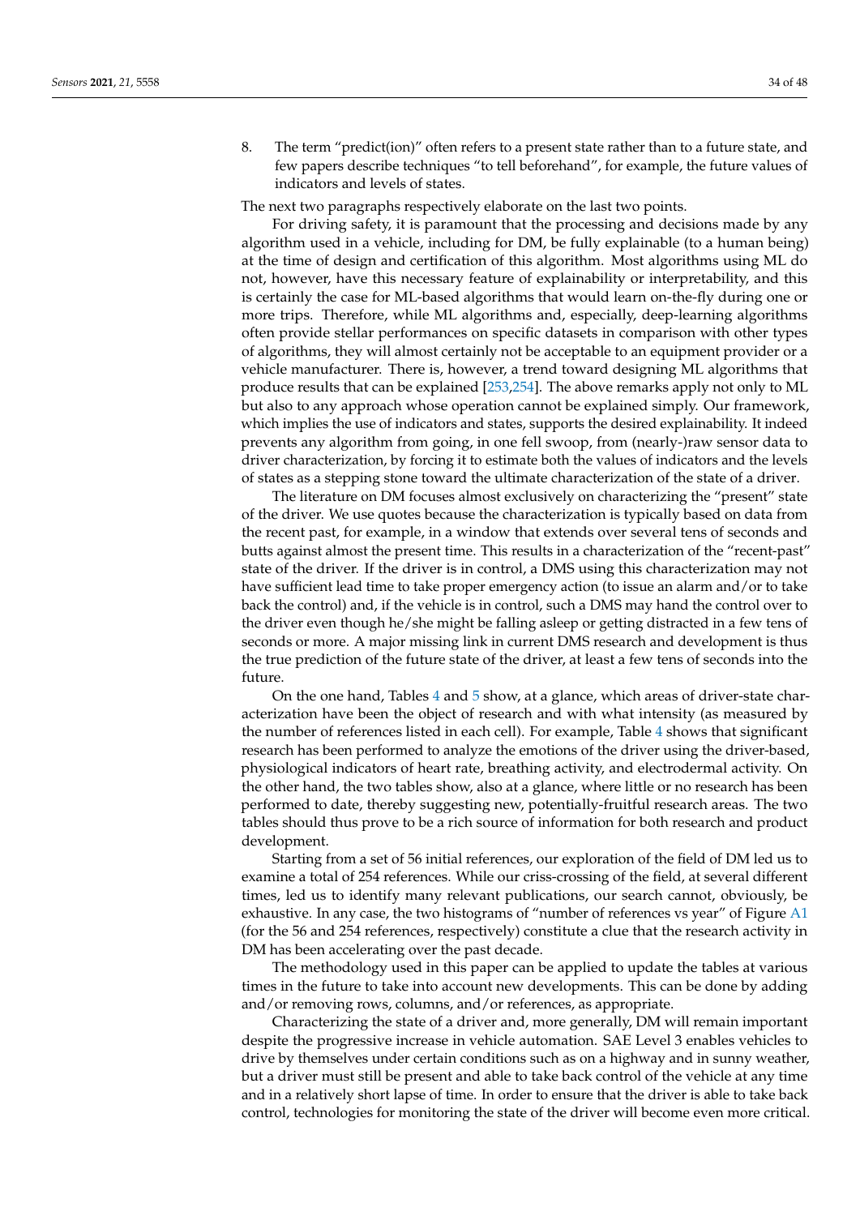8. The term "predict(ion)" often refers to a present state rather than to a future state, and few papers describe techniques "to tell beforehand", for example, the future values of indicators and levels of states.

The next two paragraphs respectively elaborate on the last two points.

For driving safety, it is paramount that the processing and decisions made by any algorithm used in a vehicle, including for DM, be fully explainable (to a human being) at the time of design and certification of this algorithm. Most algorithms using ML do not, however, have this necessary feature of explainability or interpretability, and this is certainly the case for ML-based algorithms that would learn on-the-fly during one or more trips. Therefore, while ML algorithms and, especially, deep-learning algorithms often provide stellar performances on specific datasets in comparison with other types of algorithms, they will almost certainly not be acceptable to an equipment provider or a vehicle manufacturer. There is, however, a trend toward designing ML algorithms that produce results that can be explained [253,254]. The above remarks apply not only to ML but also to any approach whose operation cannot be explained simply. Our framework, which implies the use of indicators and states, supports the desired explainability. It indeed prevents any algorithm from going, in one fell swoop, from (nearly-)raw sensor data to driver characterization, by forcing it to estimate both the values of indicators and the levels of states as a stepping stone toward the ultimate characterization of the state of a driver.

The literature on DM focuses almost exclusively on characterizing the "present" state of the driver. We use quotes because the characterization is typically based on data from the recent past, for example, in a window that extends over several tens of seconds and butts against almost the present time. This results in a characterization of the "recent-past" state of the driver. If the driver is in control, a DMS using this characterization may not have sufficient lead time to take proper emergency action (to issue an alarm and/or to take back the control) and, if the vehicle is in control, such a DMS may hand the control over to the driver even though he/she might be falling asleep or getting distracted in a few tens of seconds or more. A major missing link in current DMS research and development is thus the true prediction of the future state of the driver, at least a few tens of seconds into the future.

On the one hand, Tables 4 and 5 show, at a glance, which areas of driver-state characterization have been the object of research and with what intensity (as measured by the number of references listed in each cell). For example, Table 4 shows that significant research has been performed to analyze the emotions of the driver using the driver-based, physiological indicators of heart rate, breathing activity, and electrodermal activity. On the other hand, the two tables show, also at a glance, where little or no research has been performed to date, thereby suggesting new, potentially-fruitful research areas. The two tables should thus prove to be a rich source of information for both research and product development.

Starting from a set of 56 initial references, our exploration of the field of DM led us to examine a total of 254 references. While our criss-crossing of the field, at several different times, led us to identify many relevant publications, our search cannot, obviously, be exhaustive. In any case, the two histograms of "number of references vs year" of Figure A1 (for the 56 and 254 references, respectively) constitute a clue that the research activity in DM has been accelerating over the past decade.

The methodology used in this paper can be applied to update the tables at various times in the future to take into account new developments. This can be done by adding and/or removing rows, columns, and/or references, as appropriate.

Characterizing the state of a driver and, more generally, DM will remain important despite the progressive increase in vehicle automation. SAE Level 3 enables vehicles to drive by themselves under certain conditions such as on a highway and in sunny weather, but a driver must still be present and able to take back control of the vehicle at any time and in a relatively short lapse of time. In order to ensure that the driver is able to take back control, technologies for monitoring the state of the driver will become even more critical.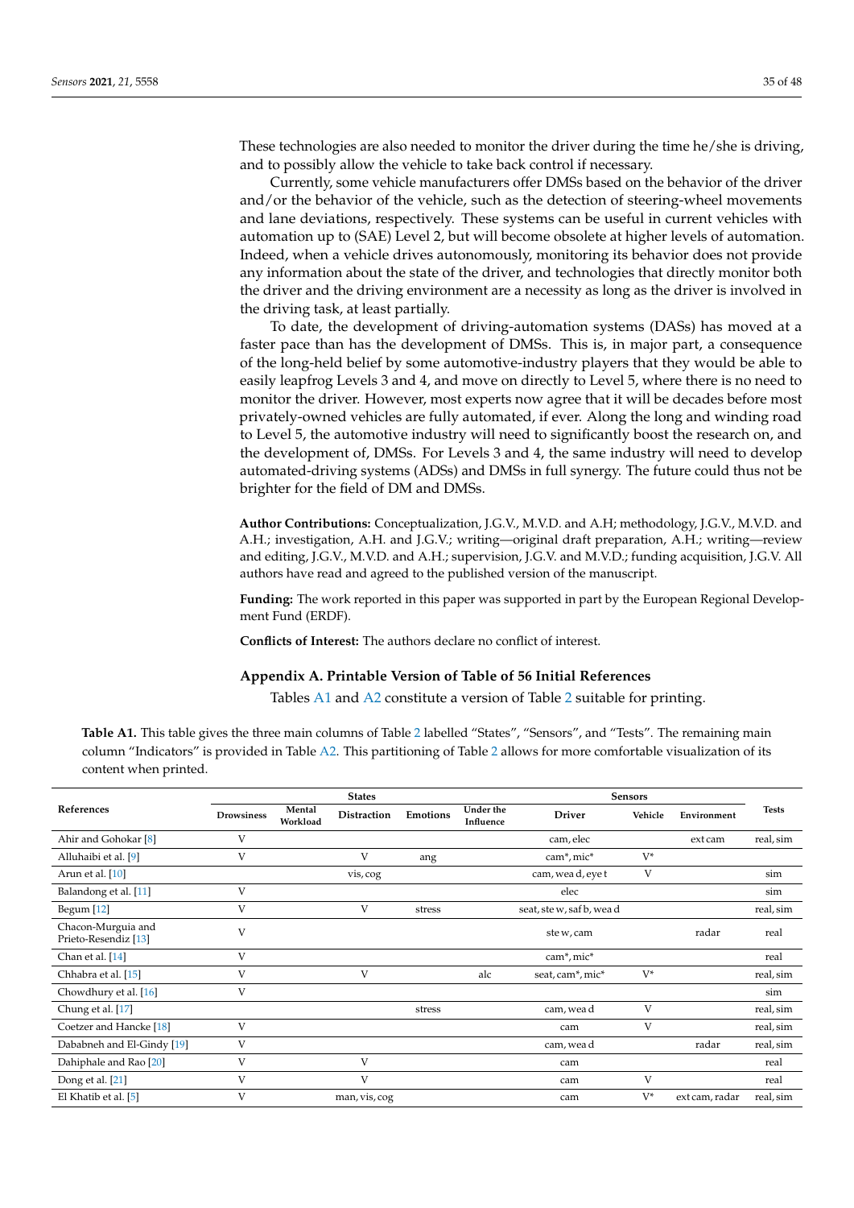These technologies are also needed to monitor the driver during the time he/she is driving, and to possibly allow the vehicle to take back control if necessary.

Currently, some vehicle manufacturers offer DMSs based on the behavior of the driver and/or the behavior of the vehicle, such as the detection of steering-wheel movements and lane deviations, respectively. These systems can be useful in current vehicles with automation up to (SAE) Level 2, but will become obsolete at higher levels of automation. Indeed, when a vehicle drives autonomously, monitoring its behavior does not provide any information about the state of the driver, and technologies that directly monitor both the driver and the driving environment are a necessity as long as the driver is involved in the driving task, at least partially.

To date, the development of driving-automation systems (DASs) has moved at a faster pace than has the development of DMSs. This is, in major part, a consequence of the long-held belief by some automotive-industry players that they would be able to easily leapfrog Levels 3 and 4, and move on directly to Level 5, where there is no need to monitor the driver. However, most experts now agree that it will be decades before most privately-owned vehicles are fully automated, if ever. Along the long and winding road to Level 5, the automotive industry will need to significantly boost the research on, and the development of, DMSs. For Levels 3 and 4, the same industry will need to develop automated-driving systems (ADSs) and DMSs in full synergy. The future could thus not be brighter for the field of DM and DMSs.

**Author Contributions:** Conceptualization, J.G.V., M.V.D. and A.H; methodology, J.G.V., M.V.D. and A.H.; investigation, A.H. and J.G.V.; writing—original draft preparation, A.H.; writing—review and editing, J.G.V., M.V.D. and A.H.; supervision, J.G.V. and M.V.D.; funding acquisition, J.G.V. All authors have read and agreed to the published version of the manuscript.

**Funding:** The work reported in this paper was supported in part by the European Regional Development Fund (ERDF).

**Conflicts of Interest:** The authors declare no conflict of interest.

## Appendix A. Printable Version of Table of 56 Initial References

Tables A1 and A2 constitute a version of Table 2 suitable for printing.

**Table A1.** This table gives the three main columns of Table 2 labelled "States", "Sensors", and "Tests". The remaining main column "Indicators" is provided in Table A2. This partitioning of Table 2 allows for more comfortable visualization of its content when printed.

| References | States | | | | | Sensors | | | Tests |
|---|---|---|---|---|---|---|---|---|---|
| | Drowsiness | Mental Workload | Distraction | Emotions | Under the Influence | Driver | Vehicle | Environment | |
| Ahir and Gokohar [8] | V | | | | | cam, elec | | ext cam | real, sim |
| Alluhaibi et al. [9] | V | | V | ang | | cam*, mic* | V* | | |
| Arun et al. [10] | | | vis, cog | | | cam, wea d, eye t | V | | sim |
| Balandong et al. [11] | V | | | | | elec | | | sim |
| Begum [12] | V | | V | stress | | seat, ste w, saf b, wea d | | | real, sim |
| Chacon-Murguia and Prieto-Resendiz [13] | V | | | | | ste w, cam | | radar | real |
| Chan et al. [14] | V | | | | | cam*, mic* | | | real |
| Chhabra et al. [15] | V | | V | | alc | seat, cam*, mic* | V* | | real, sim |
| Chowdhury et al. [16] | V | | | | | | | | sim |
| Chung et al. [17] | | | | stress | | cam, wea d | V | | real, sim |
| Coetzer and Hancke [18] | V | | | | | cam | V | | real, sim |
| Dababneh and El-Gindy [19] | V | | | | | cam, wea d | | radar | real, sim |
| Dahiphale and Rao [20] | V | | V | | | cam | | | real |
| Dong et al. [21] | V | | V | | | cam | V | | real |
| El Khatib et al. [5] | V | | man, vis, cog | | | cam | V* | ext cam, radar | real, sim |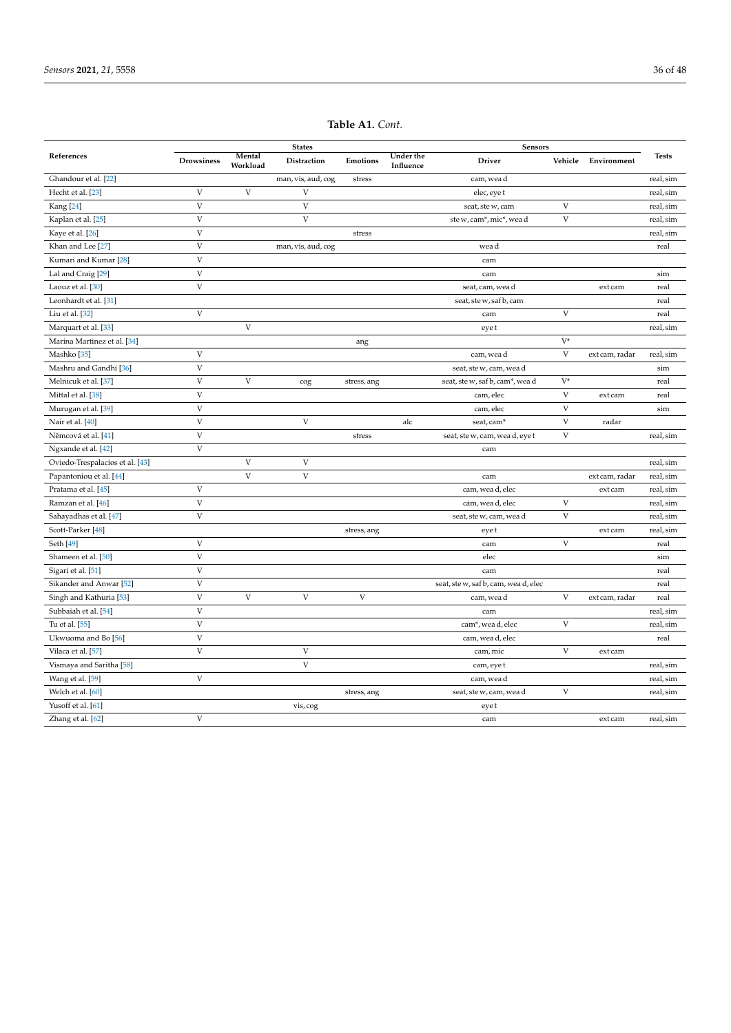**Table A1.** *Cont.*

| References | States | | | | | Sensors | | | Tests |
|---|---|---|---|---|---|---|---|---|---|
| | Drowsiness | Mental Workload | Distraction | Emotions | Under the Influence | Driver | Vehicle | Environment | |
| Ghandour et al. [22] | | | man, vis, aud, cog | stress | | cam, wea d | | | real, sim |
| Hecht et al. [23] | V | V | V | | | elec, eye t | | | real, sim |
| Kang [24] | V | | V | | | seat, ste w, cam | V | | real, sim |
| Kaplan et al. [25] | V | | V | | | ste w, cam*, mic*, wea d | V | | real, sim |
| Kaye et al. [26] | V | | | stress | | | | | real, sim |
| Khan and Lee [27] | V | | man, vis, aud, cog | | | wea d | | | real |
| Kumari and Kumar [28] | V | | | | | cam | | | |
| Lal and Craig [29] | V | | | | | cam | | | sim |
| Laouz et al. [30] | V | | | | | seat, cam, wea d | | ext cam | real |
| Leonhardt et al. [31] | | | | | | seat, ste w, saf b, cam | | | real |
| Liu et al. [32] | V | | | | | cam | V | | real |
| Marquart et al. [33] | | V | | | | eye t | | | real, sim |
| Marina Martinez et al. [34] | | | | ang | | | V* | | |
| Mashko [35] | V | | | | | cam, wea d | V | ext cam, radar | real, sim |
| Mashru and Gandhi [36] | V | | | | | seat, ste w, cam, wea d | | | sim |
| Melnicuk et al. [37] | V | V | cog | stress, ang | | seat, ste w, saf b, cam*, wea d | V* | | real |
| Mittal et al. [38] | V | | | | | cam, elec | V | ext cam | real |
| Murugan et al. [39] | V | | | | | cam, elec | V | | sim |
| Nair et al. [40] | V | | V | | alc | seat, cam* | V | radar | |
| Němcová et al. [41] | V | | | stress | | seat, ste w, cam, wea d, eye t | V | | real, sim |
| Ngxande et al. [42] | V | | | | | cam | | | |
| Oviedo-Trespalacios et al. [43] | | V | V | | | | | | real, sim |
| Papantoniou et al. [44] | | V | V | | | cam | | ext cam, radar | real, sim |
| Pratama et al. [45] | V | | | | | cam, wea d, elec | | ext cam | real, sim |
| Ramzan et al. [46] | V | | | | | cam, wea d, elec | V | | real, sim |
| Sahayadhas et al. [47] | V | | | | | seat, ste w, cam, wea d | V | | real, sim |
| Scott-Parker [48] | | | | stress, ang | | eye t | | ext cam | real, sim |
| Seth [49] | V | | | | | cam | V | | real |
| Shameen et al. [50] | V | | | | | elec | | | sim |
| Sigari et al. [51] | V | | | | | cam | | | real |
| Sikander and Anwar [52] | V | | | | | seat, ste w, saf b, cam, wea d, elec | | | real |
| Singh and Kathuria [53] | V | V | V | V | | cam, wea d | V | ext cam, radar | real |
| Subbaiah et al. [54] | V | | | | | cam | | | real, sim |
| Tu et al. [55] | V | | | | | cam*, wea d, elec | V | | real, sim |
| Ukwuoma and Bo [56] | V | | | | | cam, wea d, elec | | | real |
| Vilaca et al. [57] | V | | V | | | cam, mic | V | ext cam | |
| Vismaya and Saritha [58] | | | V | | | cam, eye t | | | real, sim |
| Wang et al. [59] | V | | | | | cam, wea d | | | real, sim |
| Welch et al. [60] | | | | stress, ang | | seat, ste w, cam, wea d | V | | real, sim |
| Yusoff et al. [61] | | | vis, cog | | | eye t | | | |
| Zhang et al. [62] | V | | | | | cam | | ext cam | real, sim |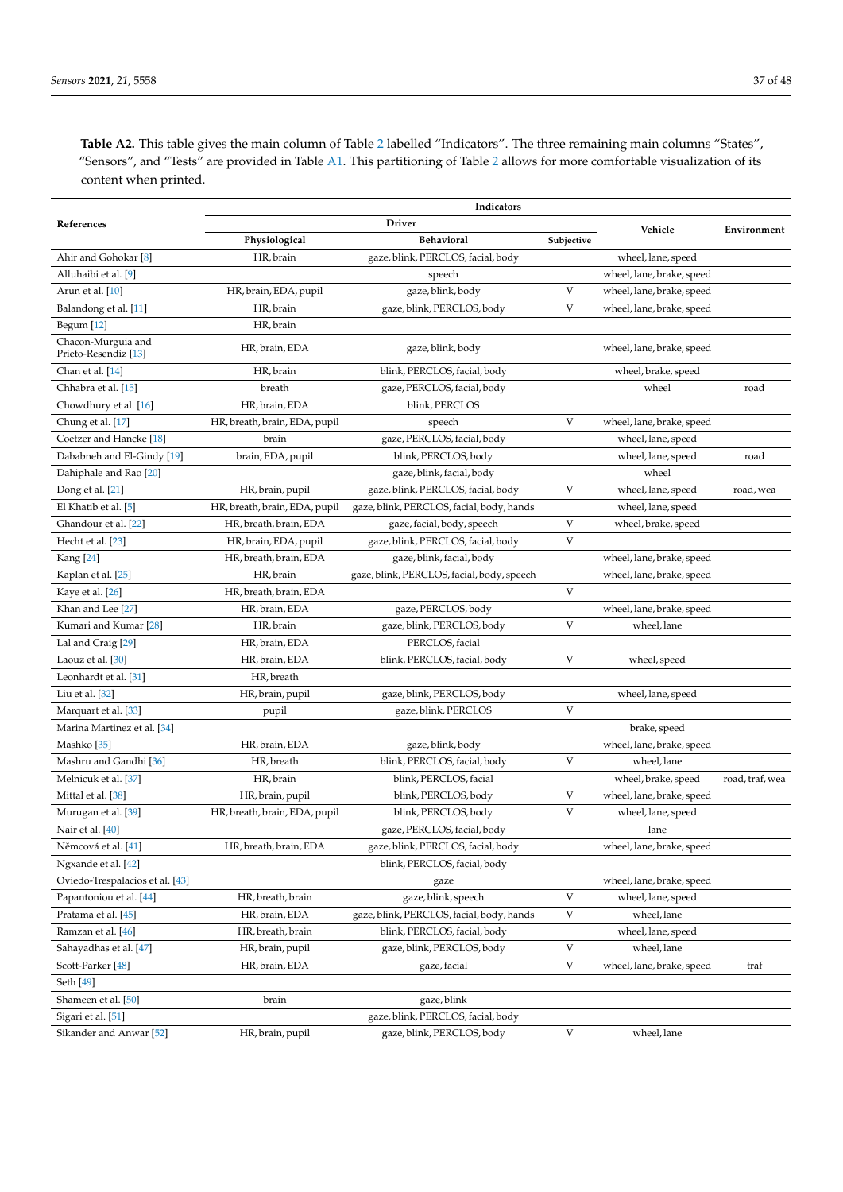**Table A2.** This table gives the main column of Table 2 labelled "Indicators". The three remaining main columns "States", "Sensors", and "Tests" are provided in Table A1. This partitioning of Table 2 allows for more comfortable visualization of its content when printed.

| References | Indicators | | | | |
|---|---|---|---|---|---|
| | Driver | | | Vehicle | Environment |
| | Physiological | Behavioral | Subjective | | |
| Ahir and Gohokar [8] | HR, brain | gaze, blink, PERCLOS, facial, body | | wheel, lane, speed | |
| Alluhaibi et al. [9] | | speech | | wheel, lane, brake, speed | |
| Arun et al. [10] | HR, brain, EDA, pupil | gaze, blink, body | V | wheel, lane, brake, speed | |
| Balandong et al. [11] | HR, brain | gaze, blink, PERCLOS, body | V | wheel, lane, brake, speed | |
| Begum [12] | HR, brain | | | | |
| Chacon-Murguia and Prieto-Resendiz [13] | HR, brain, EDA | gaze, blink, body | | wheel, lane, brake, speed | |
| Chan et al. [14] | HR, brain | blink, PERCLOS, facial, body | | wheel, brake, speed | |
| Chhabra et al. [15] | breath | gaze, PERCLOS, facial, body | | wheel | road |
| Chowdhury et al. [16] | HR, brain, EDA | blink, PERCLOS | | | |
| Chung et al. [17] | HR, breath, brain, EDA, pupil | speech | V | wheel, lane, brake, speed | |
| Coetzer and Hancke [18] | brain | gaze, PERCLOS, facial, body | | wheel, lane, speed | |
| Dababneh and El-Gindy [19] | brain, EDA, pupil | blink, PERCLOS, body | | wheel, lane, speed | road |
| Dahiphale and Rao [20] | | gaze, blink, facial, body | | wheel | |
| Dong et al. [21] | HR, brain, pupil | gaze, blink, PERCLOS, facial, body | V | wheel, lane, speed | road, wea |
| El Khatib et al. [5] | HR, breath, brain, EDA, pupil | gaze, blink, PERCLOS, facial, body, hands | | wheel, lane, speed | |
| Ghandour et al. [22] | HR, breath, brain, EDA | gaze, facial, body, speech | V | wheel, brake, speed | |
| Hecht et al. [23] | HR, brain, EDA, pupil | gaze, blink, PERCLOS, facial, body | V | | |
| Kang [24] | HR, breath, brain, EDA | gaze, blink, facial, body | | wheel, lane, brake, speed | |
| Kaplan et al. [25] | HR, brain | gaze, blink, PERCLOS, facial, body, speech | | wheel, lane, brake, speed | |
| Kaye et al. [26] | HR, breath, brain, EDA | | V | | |
| Khan and Lee [27] | HR, brain, EDA | gaze, PERCLOS, body | | wheel, lane, brake, speed | |
| Kumari and Kumar [28] | HR, brain | gaze, blink, PERCLOS, body | V | wheel, lane | |
| Lal and Craig [29] | HR, brain, EDA | PERCLOS, facial | | | |
| Laouz et al. [30] | HR, brain, EDA | blink, PERCLOS, facial, body | V | wheel, speed | |
| Leonhardt et al. [31] | HR, breath | | | | |
| Liu et al. [32] | HR, brain, pupil | gaze, blink, PERCLOS, body | | wheel, lane, speed | |
| Marquart et al. [33] | pupil | gaze, blink, PERCLOS | V | | |
| Marina Martinez et al. [34] | | | | brake, speed | |
| Mashko [35] | HR, brain, EDA | gaze, blink, body | | wheel, lane, brake, speed | |
| Mashru and Gandhi [36] | HR, breath | blink, PERCLOS, facial, body | V | wheel, lane | |
| Melnicuk et al. [37] | HR, brain | blink, PERCLOS, facial | | wheel, brake, speed | road, traf, wea |
| Mittal et al. [38] | HR, brain, pupil | blink, PERCLOS, body | V | wheel, lane, brake, speed | |
| Murugan et al. [39] | HR, breath, brain, EDA, pupil | blink, PERCLOS, body | V | wheel, lane, speed | |
| Nair et al. [40] | | gaze, PERCLOS, facial, body | | lane | |
| Němcová et al. [41] | HR, breath, brain, EDA | gaze, blink, PERCLOS, facial, body | | wheel, lane, brake, speed | |
| Ngxande et al. [42] | | blink, PERCLOS, facial, body | | | |
| Oviedo-Trespalacios et al. [43] | | gaze | | wheel, lane, brake, speed | |
| Papantoniou et al. [44] | HR, breath, brain | gaze, blink, speech | V | wheel, lane, speed | |
| Pratama et al. [45] | HR, brain, EDA | gaze, blink, PERCLOS, facial, body, hands | V | wheel, lane | |
| Ramzan et al. [46] | HR, breath, brain | blink, PERCLOS, facial, body | | wheel, lane, speed | |
| Sahayadhas et al. [47] | HR, brain, pupil | gaze, blink, PERCLOS, body | V | wheel, lane | |
| Scott-Parker [48] | HR, brain, EDA | gaze, facial | V | wheel, lane, brake, speed | traf |
| Seth [49] | | | | | |
| Shameen et al. [50] | brain | gaze, blink | | | |
| Sigari et al. [51] | | gaze, blink, PERCLOS, facial, body | | | |
| Sikander and Anwar [52] | HR, brain, pupil | gaze, blink, PERCLOS, body | V | wheel, lane | |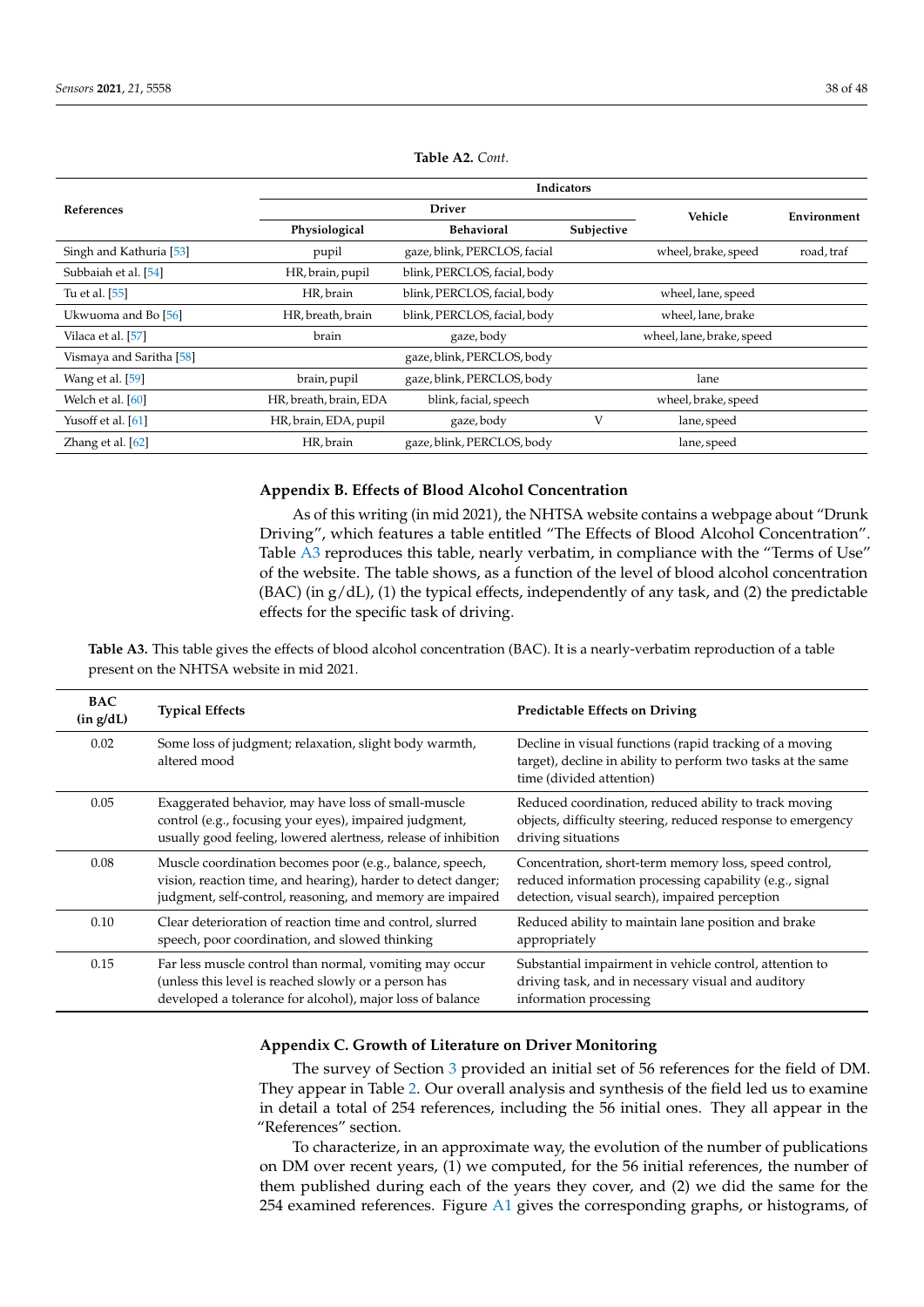**Table A2.** *Cont.*

| References | Indicators | | | | |
|---|---|---|---|---|---|
| | Driver | | | Vehicle | Environment |
| | Physiological | Behavioral | Subjective | | |
| Singh and Kathuria [53] | pupil | gaze, blink, PERCLOS, facial | | wheel, brake, speed | road, traf |
| Subbaiah et al. [54] | HR, brain, pupil | blink, PERCLOS, facial, body | | | |
| Tu et al. [55] | HR, brain | blink, PERCLOS, facial, body | | wheel, lane, speed | |
| Ukwuoma and Bo [56] | HR, breath, brain | blink, PERCLOS, facial, body | | wheel, lane, brake | |
| Vilaca et al. [57] | brain | gaze, body | | wheel, lane, brake, speed | |
| Vismaya and Saritha [58] | | gaze, blink, PERCLOS, body | | | |
| Wang et al. [59] | brain, pupil | gaze, blink, PERCLOS, body | | lane | |
| Welch et al. [60] | HR, breath, brain, EDA | blink, facial, speech | | wheel, brake, speed | |
| Yusoff et al. [61] | HR, brain, EDA, pupil | gaze, body | V | lane, speed | |
| Zhang et al. [62] | HR, brain | gaze, blink, PERCLOS, body | | lane, speed | |

## Appendix B. Effects of Blood Alcohol Concentration

As of this writing (in mid 2021), the NHTSA website contains a webpage about "Drunk Driving", which features a table entitled "The Effects of Blood Alcohol Concentration". Table A3 reproduces this table, nearly verbatim, in compliance with the "Terms of Use" of the website. The table shows, as a function of the level of blood alcohol concentration (BAC) (in g/dL), (1) the typical effects, independently of any task, and (2) the predictable effects for the specific task of driving.

**Table A3.** This table gives the effects of blood alcohol concentration (BAC). It is a nearly-verbatim reproduction of a table present on the NHTSA website in mid 2021.

| BAC (in g/dL) | Typical Effects | Predictable Effects on Driving |
|---|---|---|
| 0.02 | Some loss of judgment; relaxation, slight body warmth, altered mood | Decline in visual functions (rapid tracking of a moving target), decline in ability to perform two tasks at the same time (divided attention) |
| 0.05 | Exaggerated behavior, may have loss of small-muscle control (e.g., focusing your eyes), impaired judgment, usually good feeling, lowered alertness, release of inhibition | Reduced coordination, reduced ability to track moving objects, difficulty steering, reduced response to emergency driving situations |
| 0.08 | Muscle coordination becomes poor (e.g., balance, speech, vision, reaction time, and hearing), harder to detect danger; judgment, self-control, reasoning, and memory are impaired | Concentration, short-term memory loss, speed control, reduced information processing capability (e.g., signal detection, visual search), impaired perception |
| 0.10 | Clear deterioration of reaction time and control, slurred speech, poor coordination, and slowed thinking | Reduced ability to maintain lane position and brake appropriately |
| 0.15 | Far less muscle control than normal, vomiting may occur (unless this level is reached slowly or a person has developed a tolerance for alcohol), major loss of balance | Substantial impairment in vehicle control, attention to driving task, and in necessary visual and auditory information processing |

## Appendix C. Growth of Literature on Driver Monitoring

The survey of Section 3 provided an initial set of 56 references for the field of DM. They appear in Table 2. Our overall analysis and synthesis of the field led us to examine in detail a total of 254 references, including the 56 initial ones. They all appear in the "References" section.

To characterize, in an approximate way, the evolution of the number of publications on DM over recent years, (1) we computed, for the 56 initial references, the number of them published during each of the years they cover, and (2) we did the same for the 254 examined references. Figure A1 gives the corresponding graphs, or histograms, of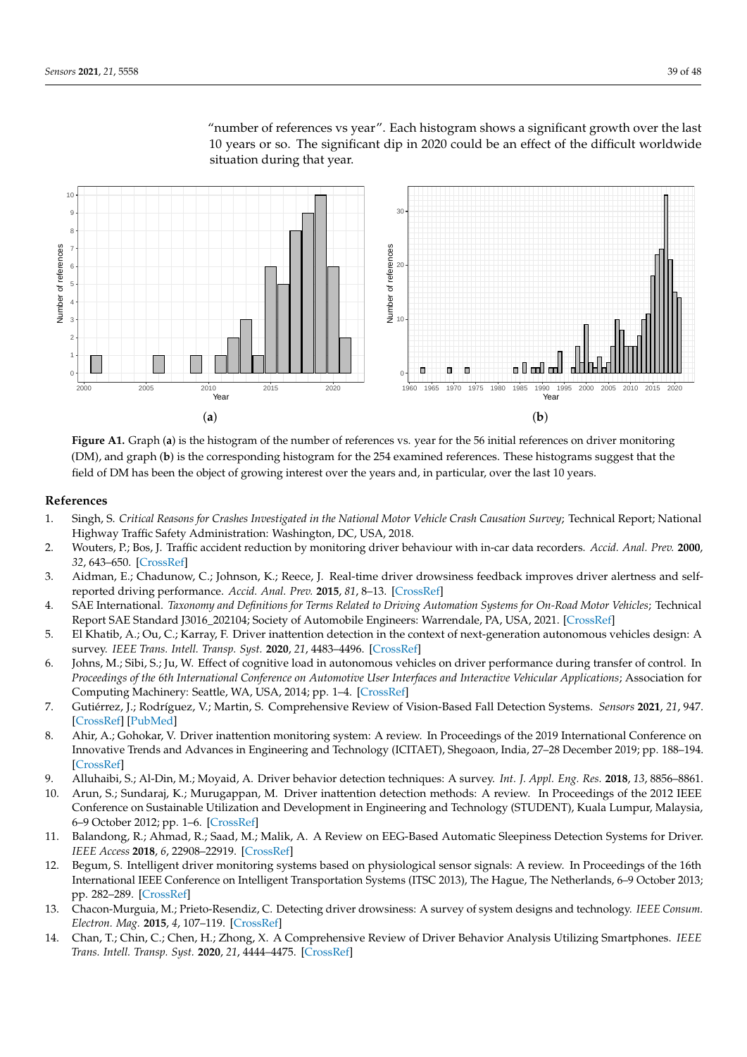"number of references vs year". Each histogram shows a significant growth over the last 10 years or so. The significant dip in 2020 could be an effect of the difficult worldwide situation during that year.

(**a**) (**b**)

**Figure A1.** Graph (**a**) is the histogram of the number of references vs. year for the 56 initial references on driver monitoring (DM), and graph (**b**) is the corresponding histogram for the 254 examined references. These histograms suggest that the field of DM has been the object of growing interest over the years and, in particular, over the last 10 years.

## References

1. Singh, S. *Critical Reasons for Crashes Investigated in the National Motor Vehicle Crash Causation Survey*; Technical Report; National Highway Traffic Safety Administration: Washington, DC, USA, 2018.
2. Wouters, P.; Bos, J. Traffic accident reduction by monitoring driver behaviour with in-car data recorders. *Accid. Anal. Prev.* **2000**, *32*, 643–650. [CrossRef]
3. Aidman, E.; Chadunow, C.; Johnson, K.; Reece, J. Real-time driver drowsiness feedback improves driver alertness and self-reported driving performance. *Accid. Anal. Prev.* **2015**, *81*, 8–13. [CrossRef]
4. SAE International. *Taxonomy and Definitions for Terms Related to Driving Automation Systems for On-Road Motor Vehicles*; Technical Report SAE Standard J3016_202104; Society of Automobile Engineers: Warrendale, PA, USA, 2021. [CrossRef]
5. El Khatib, A.; Ou, C.; Karray, F. Driver inattention detection in the context of next-generation autonomous vehicles design: A survey. *IEEE Trans. Intell. Transp. Syst.* **2020**, *21*, 4483–4496. [CrossRef]
6. Johns, M.; Sibi, S.; Ju, W. Effect of cognitive load in autonomous vehicles on driver performance during transfer of control. In *Proceedings of the 6th International Conference on Automotive User Interfaces and Interactive Vehicular Applications*; Association for Computing Machinery: Seattle, WA, USA, 2014; pp. 1–4. [CrossRef]
7. Gutiérrez, J.; Rodríguez, V.; Martin, S. Comprehensive Review of Vision-Based Fall Detection Systems. *Sensors* **2021**, *21*, 947. [CrossRef] [PubMed]
8. Ahir, A.; Gohokar, V. Driver inattention monitoring system: A review. In Proceedings of the 2019 International Conference on Innovative Trends and Advances in Engineering and Technology (ICITAET), Shegoaon, India, 27–28 December 2019; pp. 188–194. [CrossRef]
9. Alluhaibi, S.; Al-Din, M.; Moyaid, A. Driver behavior detection techniques: A survey. *Int. J. Appl. Eng. Res.* **2018**, *13*, 8856–8861.
10. Arun, S.; Sundaraj, K.; Murugappan, M. Driver inattention detection methods: A review. In Proceedings of the 2012 IEEE Conference on Sustainable Utilization and Development in Engineering and Technology (STUDENT), Kuala Lumpur, Malaysia, 6–9 October 2012; pp. 1–6. [CrossRef]
11. Balandong, R.; Ahmad, R.; Saad, M.; Malik, A. A Review on EEG-Based Automatic Sleepiness Detection Systems for Driver. *IEEE Access* **2018**, *6*, 22908–22919. [CrossRef]
12. Begum, S. Intelligent driver monitoring systems based on physiological sensor signals: A review. In Proceedings of the 16th International IEEE Conference on Intelligent Transportation Systems (ITSC 2013), The Hague, The Netherlands, 6–9 October 2013; pp. 282–289. [CrossRef]
13. Chacon-Murguia, M.; Prieto-Resendiz, C. Detecting driver drowsiness: A survey of system designs and technology. *IEEE Consum. Electron. Mag.* **2015**, *4*, 107–119. [CrossRef]
14. Chan, T.; Chin, C.; Chen, H.; Zhong, X. A Comprehensive Review of Driver Behavior Analysis Utilizing Smartphones. *IEEE Trans. Intell. Transp. Syst.* **2020**, *21*, 4444–4475. [CrossRef]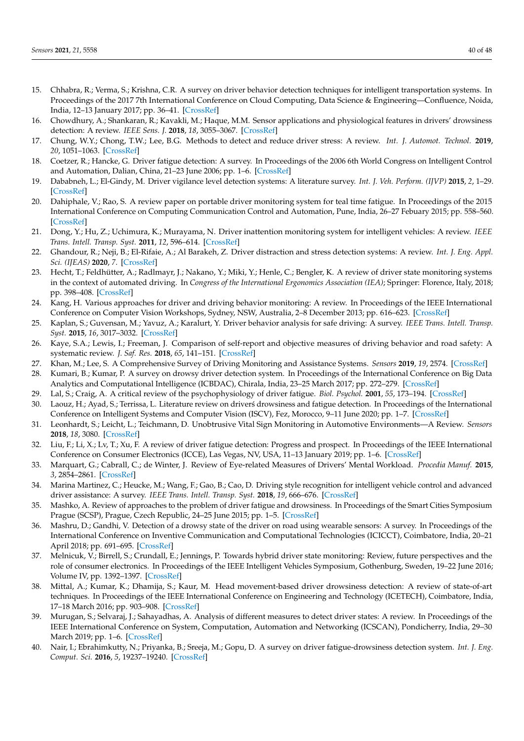15. Chhabra, R.; Verma, S.; Krishna, C.R. A survey on driver behavior detection techniques for intelligent transportation systems. In Proceedings of the 2017 7th International Conference on Cloud Computing, Data Science & Engineering—Confluence, Noida, India, 12–13 January 2017; pp. 36–41. [CrossRef]
16. Chowdhury, A.; Shankaran, R.; Kavakli, M.; Haque, M.M. Sensor applications and physiological features in drivers' drowsiness detection: A review. *IEEE Sens. J.* **2018**, *18*, 3055–3067. [CrossRef]
17. Chung, W.Y.; Chong, T.W.; Lee, B.G. Methods to detect and reduce driver stress: A review. *Int. J. Automot. Technol.* **2019**, *20*, 1051–1063. [CrossRef]
18. Coetzer, R.; Hancke, G. Driver fatigue detection: A survey. In Proceedings of the 2006 6th World Congress on Intelligent Control and Automation, Dalian, China, 21–23 June 2006; pp. 1–6. [CrossRef]
19. Dababneh, L.; El-Gindy, M. Driver vigilance level detection systems: A literature survey. *Int. J. Veh. Perform. (IJVP)* **2015**, *2*, 1–29. [CrossRef]
20. Dahiphale, V.; Rao, S. A review paper on portable driver monitoring system for teal time fatigue. In Proceedings of the 2015 International Conference on Computing Communication Control and Automation, Pune, India, 26–27 Febuary 2015; pp. 558–560. [CrossRef]
21. Dong, Y.; Hu, Z.; Uchimura, K.; Murayama, N. Driver inattention monitoring system for intelligent vehicles: A review. *IEEE Trans. Intell. Transp. Syst.* **2011**, *12*, 596–614. [CrossRef]
22. Ghandour, R.; Neji, B.; El-Rifaie, A.; Al Barakeh, Z. Driver distraction and stress detection systems: A review. *Int. J. Eng. Appl. Sci. (IJEAS)* **2020**, *7*. [CrossRef]
23. Hecht, T.; Feldhütter, A.; Radlmayr, J.; Nakano, Y.; Miki, Y.; Henle, C.; Bengler, K. A review of driver state monitoring systems in the context of automated driving. In *Congress of the International Ergonomics Association (IEA)*; Springer: Florence, Italy, 2018; pp. 398–408. [CrossRef]
24. Kang, H. Various approaches for driver and driving behavior monitoring: A review. In Proceedings of the IEEE International Conference on Computer Vision Workshops, Sydney, NSW, Australia, 2–8 December 2013; pp. 616–623. [CrossRef]
25. Kaplan, S.; Guvensan, M.; Yavuz, A.; Karalurt, Y. Driver behavior analysis for safe driving: A survey. *IEEE Trans. Intell. Transp. Syst.* **2015**, *16*, 3017–3032. [CrossRef]
26. Kaye, S.A.; Lewis, I.; Freeman, J. Comparison of self-report and objective measures of driving behavior and road safety: A systematic review. *J. Saf. Res.* **2018**, *65*, 141–151. [CrossRef]
27. Khan, M.; Lee, S. A Comprehensive Survey of Driving Monitoring and Assistance Systems. *Sensors* **2019**, *19*, 2574. [CrossRef]
28. Kumari, B.; Kumar, P. A survey on drowsy driver detection system. In Proceedings of the International Conference on Big Data Analytics and Computational Intelligence (ICBDAC), Chirala, India, 23–25 March 2017; pp. 272–279. [CrossRef]
29. Lal, S.; Craig, A. A critical review of the psychophysiology of driver fatigue. *Biol. Psychol.* **2001**, *55*, 173–194. [CrossRef]
30. Laouz, H.; Ayad, S.; Terrissa, L. Literature review on driverś drowsiness and fatigue detection. In Proceedings of the International Conference on Intelligent Systems and Computer Vision (ISCV), Fez, Morocco, 9–11 June 2020; pp. 1–7. [CrossRef]
31. Leonhardt, S.; Leicht, L.; Teichmann, D. Unobtrusive Vital Sign Monitoring in Automotive Environments—A Review. *Sensors* **2018**, *18*, 3080. [CrossRef]
32. Liu, F.; Li, X.; Lv, T.; Xu, F. A review of driver fatigue detection: Progress and prospect. In Proceedings of the IEEE International Conference on Consumer Electronics (ICCE), Las Vegas, NV, USA, 11–13 January 2019; pp. 1–6. [CrossRef]
33. Marquart, G.; Cabrall, C.; de Winter, J. Review of Eye-related Measures of Drivers' Mental Workload. *Procedia Manuf.* **2015**, *3*, 2854–2861. [CrossRef]
34. Marina Martinez, C.; Heucke, M.; Wang, F.; Gao, B.; Cao, D. Driving style recognition for intelligent vehicle control and advanced driver assistance: A survey. *IEEE Trans. Intell. Transp. Syst.* **2018**, *19*, 666–676. [CrossRef]
35. Mashko, A. Review of approaches to the problem of driver fatigue and drowsiness. In Proceedings of the Smart Cities Symposium Prague (SCSP), Prague, Czech Republic, 24–25 June 2015; pp. 1–5. [CrossRef]
36. Mashru, D.; Gandhi, V. Detection of a drowsy state of the driver on road using wearable sensors: A survey. In Proceedings of the International Conference on Inventive Communication and Computational Technologies (ICICCT), Coimbatore, India, 20–21 April 2018; pp. 691–695. [CrossRef]
37. Melnicuk, V.; Birrell, S.; Crundall, E.; Jennings, P. Towards hybrid driver state monitoring: Review, future perspectives and the role of consumer electronics. In Proceedings of the IEEE Intelligent Vehicles Symposium, Gothenburg, Sweden, 19–22 June 2016; Volume IV, pp. 1392–1397. [CrossRef]
38. Mittal, A.; Kumar, K.; Dhamija, S.; Kaur, M. Head movement-based driver drowsiness detection: A review of state-of-art techniques. In Proceedings of the IEEE International Conference on Engineering and Technology (ICETECH), Coimbatore, India, 17–18 March 2016; pp. 903–908. [CrossRef]
39. Murugan, S.; Selvaraj, J.; Sahayadhas, A. Analysis of different measures to detect driver states: A review. In Proceedings of the IEEE International Conference on System, Computation, Automation and Networking (ICSCAN), Pondicherry, India, 29–30 March 2019; pp. 1–6. [CrossRef]
40. Nair, I.; Ebrahimkutty, N.; Priyanka, B.; Sreeja, M.; Gopu, D. A survey on driver fatigue-drowsiness detection system. *Int. J. Eng. Comput. Sci.* **2016**, *5*, 19237–19240. [CrossRef]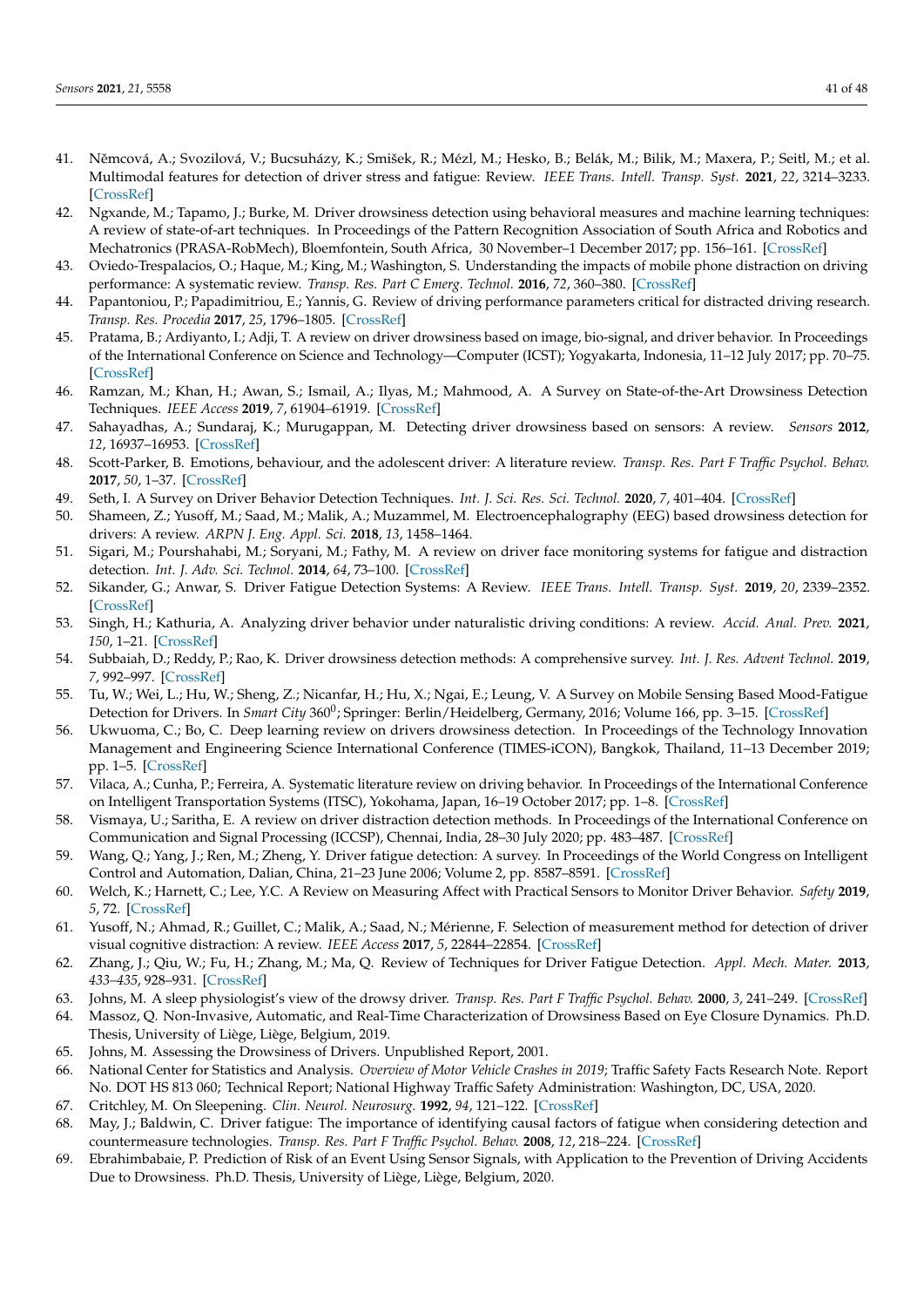41. Němcová, A.; Svozilová, V.; Bucsuházy, K.; Smišek, R.; Mézl, M.; Hesko, B.; Belák, M.; Bilik, M.; Maxera, P.; Seitl, M.; et al. Multimodal features for detection of driver stress and fatigue: Review. *IEEE Trans. Intell. Transp. Syst.* **2021**, *22*, 3214–3233. [CrossRef]
42. Ngxande, M.; Tapamo, J.; Burke, M. Driver drowsiness detection using behavioral measures and machine learning techniques: A review of state-of-art techniques. In Proceedings of the Pattern Recognition Association of South Africa and Robotics and Mechatronics (PRASA-RobMech), Bloemfontein, South Africa, 30 November–1 December 2017; pp. 156–161. [CrossRef]
43. Oviedo-Trespalacios, O.; Haque, M.; King, M.; Washington, S. Understanding the impacts of mobile phone distraction on driving performance: A systematic review. *Transp. Res. Part C Emerg. Technol.* **2016**, *72*, 360–380. [CrossRef]
44. Papantoniou, P.; Papadimitriou, E.; Yannis, G. Review of driving performance parameters critical for distracted driving research. *Transp. Res. Procedia* **2017**, *25*, 1796–1805. [CrossRef]
45. Pratama, B.; Ardiyanto, I.; Adji, T. A review on driver drowsiness based on image, bio-signal, and driver behavior. In Proceedings of the International Conference on Science and Technology—Computer (ICST); Yogyakarta, Indonesia, 11–12 July 2017; pp. 70–75. [CrossRef]
46. Ramzan, M.; Khan, H.; Awan, S.; Ismail, A.; Ilyas, M.; Mahmood, A. A Survey on State-of-the-Art Drowsiness Detection Techniques. *IEEE Access* **2019**, *7*, 61904–61919. [CrossRef]
47. Sahayadhas, A.; Sundaraj, K.; Murugappan, M. Detecting driver drowsiness based on sensors: A review. *Sensors* **2012**, *12*, 16937–16953. [CrossRef]
48. Scott-Parker, B. Emotions, behaviour, and the adolescent driver: A literature review. *Transp. Res. Part F Traffic Psychol. Behav.* **2017**, *50*, 1–37. [CrossRef]
49. Seth, I. A Survey on Driver Behavior Detection Techniques. *Int. J. Sci. Res. Sci. Technol.* **2020**, *7*, 401–404. [CrossRef]
50. Shameen, Z.; Yusoff, M.; Saad, M.; Malik, A.; Muzammel, M. Electroencephalography (EEG) based drowsiness detection for drivers: A review. *ARPN J. Eng. Appl. Sci.* **2018**, *13*, 1458–1464.
51. Sigari, M.; Pourshahabi, M.; Soryani, M.; Fathy, M. A review on driver face monitoring systems for fatigue and distraction detection. *Int. J. Adv. Sci. Technol.* **2014**, *64*, 73–100. [CrossRef]
52. Sikander, G.; Anwar, S. Driver Fatigue Detection Systems: A Review. *IEEE Trans. Intell. Transp. Syst.* **2019**, *20*, 2339–2352. [CrossRef]
53. Singh, H.; Kathuria, A. Analyzing driver behavior under naturalistic driving conditions: A review. *Accid. Anal. Prev.* **2021**, *150*, 1–21. [CrossRef]
54. Subbaiah, D.; Reddy, P.; Rao, K. Driver drowsiness detection methods: A comprehensive survey. *Int. J. Res. Advent Technol.* **2019**, *7*, 992–997. [CrossRef]
55. Tu, W.; Wei, L.; Hu, W.; Sheng, Z.; Nicanfar, H.; Hu, X.; Ngai, E.; Leung, V. A Survey on Mobile Sensing Based Mood-Fatigue Detection for Drivers. In *Smart City* $360^0$; Springer: Berlin/Heidelberg, Germany, 2016; Volume 166, pp. 3–15. [CrossRef]
56. Ukwuoma, C.; Bo, C. Deep learning review on drivers drowsiness detection. In Proceedings of the Technology Innovation Management and Engineering Science International Conference (TIMES-iCON), Bangkok, Thailand, 11–13 December 2019; pp. 1–5. [CrossRef]
57. Vilaca, A.; Cunha, P.; Ferreira, A. Systematic literature review on driving behavior. In Proceedings of the International Conference on Intelligent Transportation Systems (ITSC), Yokohama, Japan, 16–19 October 2017; pp. 1–8. [CrossRef]
58. Vismaya, U.; Saritha, E. A review on driver distraction detection methods. In Proceedings of the International Conference on Communication and Signal Processing (ICCSP), Chennai, India, 28–30 July 2020; pp. 483–487. [CrossRef]
59. Wang, Q.; Yang, J.; Ren, M.; Zheng, Y. Driver fatigue detection: A survey. In Proceedings of the World Congress on Intelligent Control and Automation, Dalian, China, 21–23 June 2006; Volume 2, pp. 8587–8591. [CrossRef]
60. Welch, K.; Harnett, C.; Lee, Y.C. A Review on Measuring Affect with Practical Sensors to Monitor Driver Behavior. *Safety* **2019**, *5*, 72. [CrossRef]
61. Yusoff, N.; Ahmad, R.; Guillet, C.; Malik, A.; Saad, N.; Mérienne, F. Selection of measurement method for detection of driver visual cognitive distraction: A review. *IEEE Access* **2017**, *5*, 22844–22854. [CrossRef]
62. Zhang, J.; Qiu, W.; Fu, H.; Zhang, M.; Ma, Q. Review of Techniques for Driver Fatigue Detection. *Appl. Mech. Mater.* **2013**, *433–435*, 928–931. [CrossRef]
63. Johns, M. A sleep physiologist's view of the drowsy driver. *Transp. Res. Part F Traffic Psychol. Behav.* **2000**, *3*, 241–249. [CrossRef]
64. Massoz, Q. Non-Invasive, Automatic, and Real-Time Characterization of Drowsiness Based on Eye Closure Dynamics. Ph.D. Thesis, University of Liège, Liège, Belgium, 2019.
65. Johns, M. Assessing the Drowsiness of Drivers. Unpublished Report, 2001.
66. National Center for Statistics and Analysis. *Overview of Motor Vehicle Crashes in 2019*; Traffic Safety Facts Research Note. Report No. DOT HS 813 060; Technical Report; National Highway Traffic Safety Administration: Washington, DC, USA, 2020.
67. Critchley, M. On Sleepening. *Clin. Neurol. Neurosurg.* **1992**, *94*, 121–122. [CrossRef]
68. May, J.; Baldwin, C. Driver fatigue: The importance of identifying causal factors of fatigue when considering detection and countermeasure technologies. *Transp. Res. Part F Traffic Psychol. Behav.* **2008**, *12*, 218–224. [CrossRef]
69. Ebrahimbabaie, P. Prediction of Risk of an Event Using Sensor Signals, with Application to the Prevention of Driving Accidents Due to Drowsiness. Ph.D. Thesis, University of Liège, Liège, Belgium, 2020.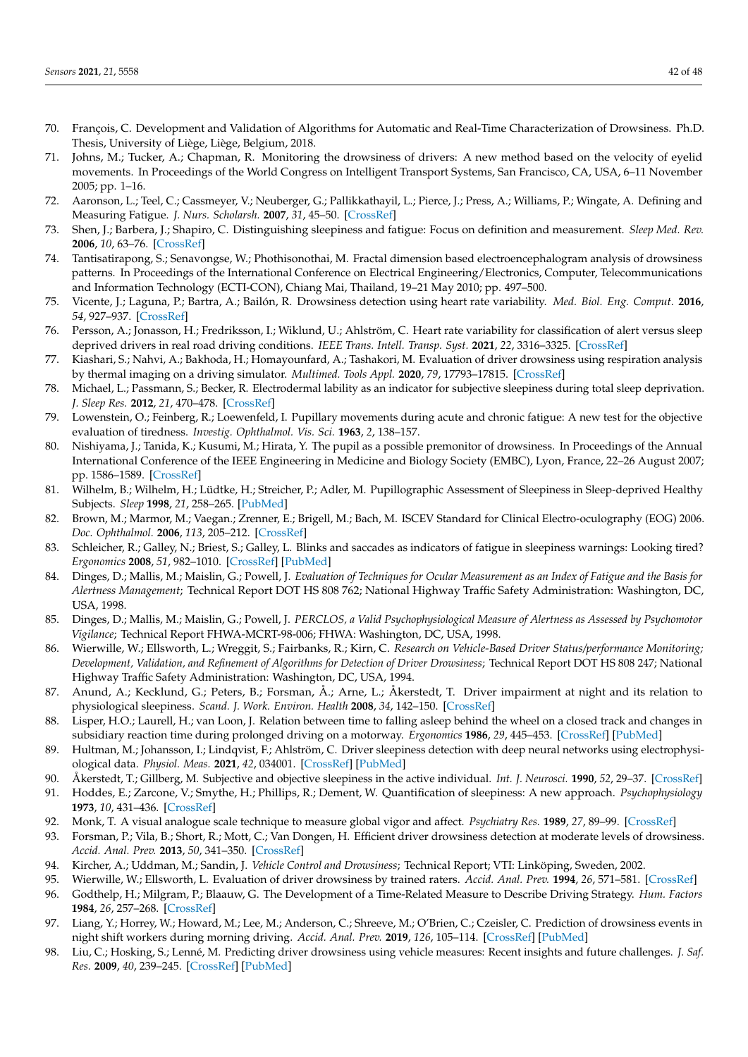70. François, C. Development and Validation of Algorithms for Automatic and Real-Time Characterization of Drowsiness. Ph.D. Thesis, University of Liège, Liège, Belgium, 2018.
71. Johns, M.; Tucker, A.; Chapman, R. Monitoring the drowsiness of drivers: A new method based on the velocity of eyelid movements. In Proceedings of the World Congress on Intelligent Transport Systems, San Francisco, CA, USA, 6–11 November 2005; pp. 1–16.
72. Aaronson, L.; Teel, C.; Cassmeyer, V.; Neuberger, G.; Pallikkathayil, L.; Pierce, J.; Press, A.; Williams, P.; Wingate, A. Defining and Measuring Fatigue. *J. Nurs. Scholarsh.* **2007**, *31*, 45–50. [CrossRef]
73. Shen, J.; Barbera, J.; Shapiro, C. Distinguishing sleepiness and fatigue: Focus on definition and measurement. *Sleep Med. Rev.* **2006**, *10*, 63–76. [CrossRef]
74. Tantisatirapong, S.; Senavongse, W.; Phothisonothai, M. Fractal dimension based electroencephalogram analysis of drowsiness patterns. In Proceedings of the International Conference on Electrical Engineering/Electronics, Computer, Telecommunications and Information Technology (ECTI-CON), Chiang Mai, Thailand, 19–21 May 2010; pp. 497–500.
75. Vicente, J.; Laguna, P.; Bartra, A.; Bailón, R. Drowsiness detection using heart rate variability. *Med. Biol. Eng. Comput.* **2016**, *54*, 927–937. [CrossRef]
76. Persson, A.; Jonasson, H.; Fredriksson, I.; Wiklund, U.; Ahlström, C. Heart rate variability for classification of alert versus sleep deprived drivers in real road driving conditions. *IEEE Trans. Intell. Transp. Syst.* **2021**, *22*, 3316–3325. [CrossRef]
77. Kiashari, S.; Nahvi, A.; Bakhoda, H.; Homayounfard, A.; Tashakori, M. Evaluation of driver drowsiness using respiration analysis by thermal imaging on a driving simulator. *Multimed. Tools Appl.* **2020**, *79*, 17793–17815. [CrossRef]
78. Michael, L.; Passmann, S.; Becker, R. Electrodermal lability as an indicator for subjective sleepiness during total sleep deprivation. *J. Sleep Res.* **2012**, *21*, 470–478. [CrossRef]
79. Lowenstein, O.; Feinberg, R.; Loewenfeld, I. Pupillary movements during acute and chronic fatigue: A new test for the objective evaluation of tiredness. *Investig. Ophthalmol. Vis. Sci.* **1963**, *2*, 138–157.
80. Nishiyama, J.; Tanida, K.; Kusumi, M.; Hirata, Y. The pupil as a possible premonitor of drowsiness. In Proceedings of the Annual International Conference of the IEEE Engineering in Medicine and Biology Society (EMBC), Lyon, France, 22–26 August 2007; pp. 1586–1589. [CrossRef]
81. Wilhelm, B.; Wilhelm, H.; Lüdtke, H.; Streicher, P.; Adler, M. Pupillographic Assessment of Sleepiness in Sleep-deprived Healthy Subjects. *Sleep* **1998**, *21*, 258–265. [PubMed]
82. Brown, M.; Marmor, M.; Vaegan.; Zrenner, E.; Brigell, M.; Bach, M. ISCEV Standard for Clinical Electro-oculography (EOG) 2006. *Doc. Ophthalmol.* **2006**, *113*, 205–212. [CrossRef]
83. Schleicher, R.; Galley, N.; Briest, S.; Galley, L. Blinks and saccades as indicators of fatigue in sleepiness warnings: Looking tired? *Ergonomics* **2008**, *51*, 982–1010. [CrossRef] [PubMed]
84. Dinges, D.; Mallis, M.; Maislin, G.; Powell, J. *Evaluation of Techniques for Ocular Measurement as an Index of Fatigue and the Basis for Alertness Management*; Technical Report DOT HS 808 762; National Highway Traffic Safety Administration: Washington, DC, USA, 1998.
85. Dinges, D.; Mallis, M.; Maislin, G.; Powell, J. *PERCLOS, a Valid Psychophysiological Measure of Alertness as Assessed by Psychomotor Vigilance*; Technical Report FHWA-MCRT-98-006; FHWA: Washington, DC, USA, 1998.
86. Wierwille, W.; Ellsworth, L.; Wreggit, S.; Fairbanks, R.; Kirn, C. *Research on Vehicle-Based Driver Status/performance Monitoring; Development, Validation, and Refinement of Algorithms for Detection of Driver Drowsiness*; Technical Report DOT HS 808 247; National Highway Traffic Safety Administration: Washington, DC, USA, 1994.
87. Anund, A.; Kecklund, G.; Peters, B.; Forsman, Å.; Arne, L.; Åkerstedt, T. Driver impairment at night and its relation to physiological sleepiness. *Scand. J. Work. Environ. Health* **2008**, *34*, 142–150. [CrossRef]
88. Lisper, H.O.; Laurell, H.; van Loon, J. Relation between time to falling asleep behind the wheel on a closed track and changes in subsidiary reaction time during prolonged driving on a motorway. *Ergonomics* **1986**, *29*, 445–453. [CrossRef] [PubMed]
89. Hultman, M.; Johansson, I.; Lindqvist, F.; Ahlström, C. Driver sleepiness detection with deep neural networks using electrophysiological data. *Physiol. Meas.* **2021**, *42*, 034001. [CrossRef] [PubMed]
90. Åkerstedt, T.; Gillberg, M. Subjective and objective sleepiness in the active individual. *Int. J. Neurosci.* **1990**, *52*, 29–37. [CrossRef]
91. Hoddes, E.; Zarcone, V.; Smythe, H.; Phillips, R.; Dement, W. Quantification of sleepiness: A new approach. *Psychophysiology* **1973**, *10*, 431–436. [CrossRef]
92. Monk, T. A visual analogue scale technique to measure global vigor and affect. *Psychiatry Res.* **1989**, *27*, 89–99. [CrossRef]
93. Forsman, P.; Vila, B.; Short, R.; Mott, C.; Van Dongen, H. Efficient driver drowsiness detection at moderate levels of drowsiness. *Accid. Anal. Prev.* **2013**, *50*, 341–350. [CrossRef]
94. Kircher, A.; Uddman, M.; Sandin, J. *Vehicle Control and Drowsiness*; Technical Report; VTI: Linköping, Sweden, 2002.
95. Wierwille, W.; Ellsworth, L. Evaluation of driver drowsiness by trained raters. *Accid. Anal. Prev.* **1994**, *26*, 571–581. [CrossRef]
96. Godthelp, H.; Milgram, P.; Blaauw, G. The Development of a Time-Related Measure to Describe Driving Strategy. *Hum. Factors* **1984**, *26*, 257–268. [CrossRef]
97. Liang, Y.; Horrey, W.; Howard, M.; Lee, M.; Anderson, C.; Shreeve, M.; O'Brien, C.; Czeisler, C. Prediction of drowsiness events in night shift workers during morning driving. *Accid. Anal. Prev.* **2019**, *126*, 105–114. [CrossRef] [PubMed]
98. Liu, C.; Hosking, S.; Lenné, M. Predicting driver drowsiness using vehicle measures: Recent insights and future challenges. *J. Saf. Res.* **2009**, *40*, 239–245. [CrossRef] [PubMed]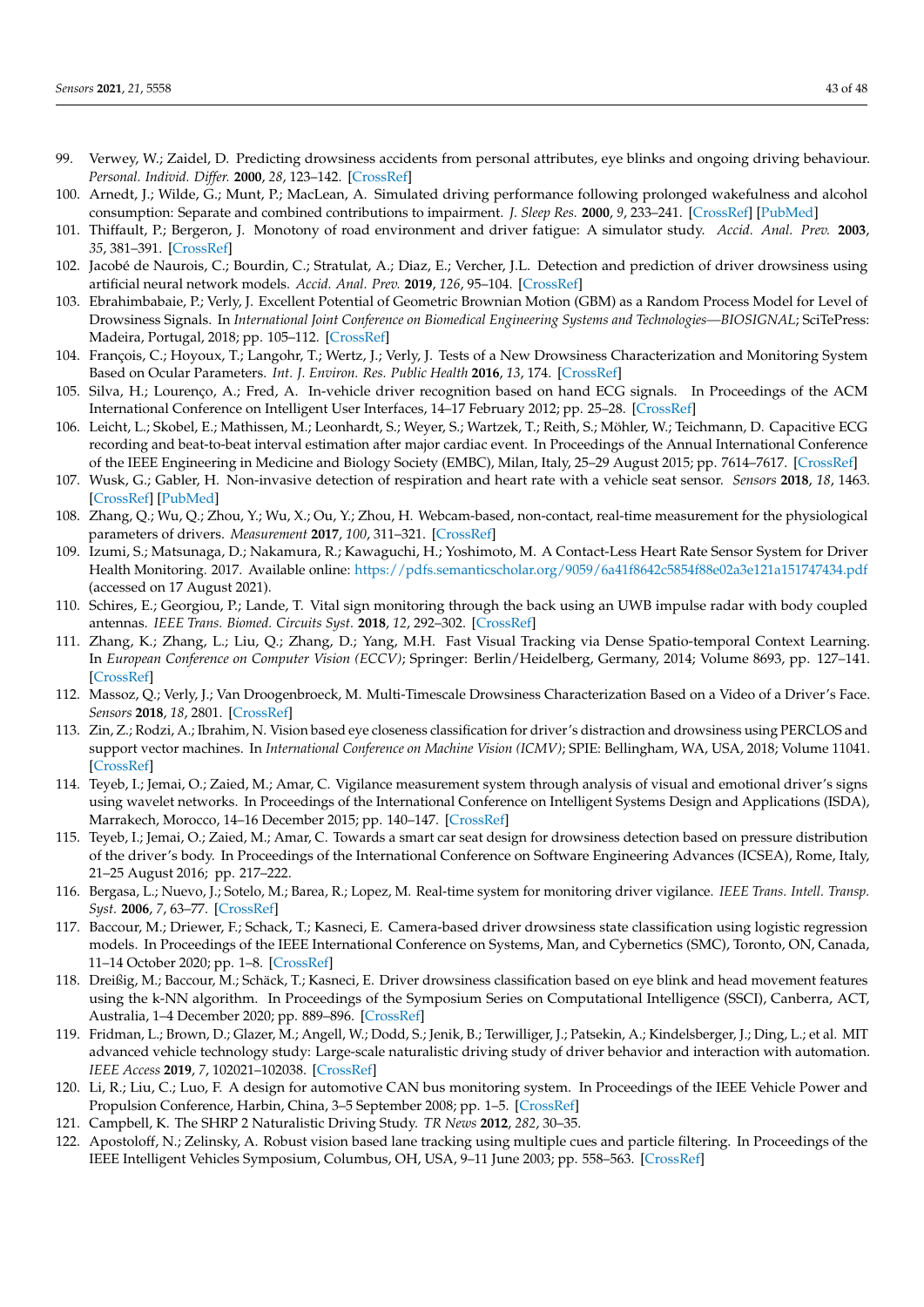99. Verwey, W.; Zaidel, D. Predicting drowsiness accidents from personal attributes, eye blinks and ongoing driving behaviour. *Personal. Individ. Differ.* **2000**, *28*, 123–142. [CrossRef]
100. Arnedt, J.; Wilde, G.; Munt, P.; MacLean, A. Simulated driving performance following prolonged wakefulness and alcohol consumption: Separate and combined contributions to impairment. *J. Sleep Res.* **2000**, *9*, 233–241. [CrossRef] [PubMed]
101. Thiffault, P.; Bergeron, J. Monotony of road environment and driver fatigue: A simulator study. *Accid. Anal. Prev.* **2003**, *35*, 381–391. [CrossRef]
102. Jacobé de Naurois, C.; Bourdin, C.; Stratulat, A.; Diaz, E.; Vercher, J.L. Detection and prediction of driver drowsiness using artificial neural network models. *Accid. Anal. Prev.* **2019**, *126*, 95–104. [CrossRef]
103. Ebrahimbabaie, P.; Verly, J. Excellent Potential of Geometric Brownian Motion (GBM) as a Random Process Model for Level of Drowsiness Signals. In *International Joint Conference on Biomedical Engineering Systems and Technologies—BIOSIGNAL*; SciTePress: Madeira, Portugal, 2018; pp. 105–112. [CrossRef]
104. François, C.; Hoyoux, T.; Langohr, T.; Wertz, J.; Verly, J. Tests of a New Drowsiness Characterization and Monitoring System Based on Ocular Parameters. *Int. J. Environ. Res. Public Health* **2016**, *13*, 174. [CrossRef]
105. Silva, H.; Lourenço, A.; Fred, A. In-vehicle driver recognition based on hand ECG signals. In Proceedings of the ACM International Conference on Intelligent User Interfaces, 14–17 February 2012; pp. 25–28. [CrossRef]
106. Leicht, L.; Skobel, E.; Mathissen, M.; Leonhardt, S.; Weyer, S.; Wartzek, T.; Reith, S.; Möhler, W.; Teichmann, D. Capacitive ECG recording and beat-to-beat interval estimation after major cardiac event. In Proceedings of the Annual International Conference of the IEEE Engineering in Medicine and Biology Society (EMBC), Milan, Italy, 25–29 August 2015; pp. 7614–7617. [CrossRef]
107. Wusk, G.; Gabler, H. Non-invasive detection of respiration and heart rate with a vehicle seat sensor. *Sensors* **2018**, *18*, 1463. [CrossRef] [PubMed]
108. Zhang, Q.; Wu, Q.; Zhou, Y.; Wu, X.; Ou, Y.; Zhou, H. Webcam-based, non-contact, real-time measurement for the physiological parameters of drivers. *Measurement* **2017**, *100*, 311–321. [CrossRef]
109. Izumi, S.; Matsunaga, D.; Nakamura, R.; Kawaguchi, H.; Yoshimoto, M. A Contact-Less Heart Rate Sensor System for Driver Health Monitoring. 2017. Available online: https://pdfs.semanticscholar.org/9059/6a41f8642c5854f88e02a3e121a151747434.pdf (accessed on 17 August 2021).
110. Schires, E.; Georgiou, P.; Lande, T. Vital sign monitoring through the back using an UWB impulse radar with body coupled antennas. *IEEE Trans. Biomed. Circuits Syst.* **2018**, *12*, 292–302. [CrossRef]
111. Zhang, K.; Zhang, L.; Liu, Q.; Zhang, D.; Yang, M.H. Fast Visual Tracking via Dense Spatio-temporal Context Learning. In *European Conference on Computer Vision (ECCV)*; Springer: Berlin/Heidelberg, Germany, 2014; Volume 8693, pp. 127–141. [CrossRef]
112. Massoz, Q.; Verly, J.; Van Droogenbroeck, M. Multi-Timescale Drowsiness Characterization Based on a Video of a Driver's Face. *Sensors* **2018**, *18*, 2801. [CrossRef]
113. Zin, Z.; Rodzi, A.; Ibrahim, N. Vision based eye closeness classification for driver's distraction and drowsiness using PERCLOS and support vector machines. In *International Conference on Machine Vision (ICMV)*; SPIE: Bellingham, WA, USA, 2018; Volume 11041. [CrossRef]
114. Teyeb, I.; Jemai, O.; Zaied, M.; Amar, C. Vigilance measurement system through analysis of visual and emotional driver's signs using wavelet networks. In Proceedings of the International Conference on Intelligent Systems Design and Applications (ISDA), Marrakech, Morocco, 14–16 December 2015; pp. 140–147. [CrossRef]
115. Teyeb, I.; Jemai, O.; Zaied, M.; Amar, C. Towards a smart car seat design for drowsiness detection based on pressure distribution of the driver's body. In Proceedings of the International Conference on Software Engineering Advances (ICSEA), Rome, Italy, 21–25 August 2016; pp. 217–222.
116. Bergasa, L.; Nuevo, J.; Sotelo, M.; Barea, R.; Lopez, M. Real-time system for monitoring driver vigilance. *IEEE Trans. Intell. Transp. Syst.* **2006**, *7*, 63–77. [CrossRef]
117. Baccour, M.; Driewer, F.; Schack, T.; Kasneci, E. Camera-based driver drowsiness state classification using logistic regression models. In Proceedings of the IEEE International Conference on Systems, Man, and Cybernetics (SMC), Toronto, ON, Canada, 11–14 October 2020; pp. 1–8. [CrossRef]
118. Dreißig, M.; Baccour, M.; Schäck, T.; Kasneci, E. Driver drowsiness classification based on eye blink and head movement features using the k-NN algorithm. In Proceedings of the Symposium Series on Computational Intelligence (SSCI), Canberra, ACT, Australia, 1–4 December 2020; pp. 889–896. [CrossRef]
119. Fridman, L.; Brown, D.; Glazer, M.; Angell, W.; Dodd, S.; Jenik, B.; Terwilliger, J.; Patsekin, A.; Kindelsberger, J.; Ding, L.; et al. MIT advanced vehicle technology study: Large-scale naturalistic driving study of driver behavior and interaction with automation. *IEEE Access* **2019**, *7*, 102021–102038. [CrossRef]
120. Li, R.; Liu, C.; Luo, F. A design for automotive CAN bus monitoring system. In Proceedings of the IEEE Vehicle Power and Propulsion Conference, Harbin, China, 3–5 September 2008; pp. 1–5. [CrossRef]
121. Campbell, K. The SHRP 2 Naturalistic Driving Study. *TR News* **2012**, *282*, 30–35.
122. Apostoloff, N.; Zelinsky, A. Robust vision based lane tracking using multiple cues and particle filtering. In Proceedings of the IEEE Intelligent Vehicles Symposium, Columbus, OH, USA, 9–11 June 2003; pp. 558–563. [CrossRef]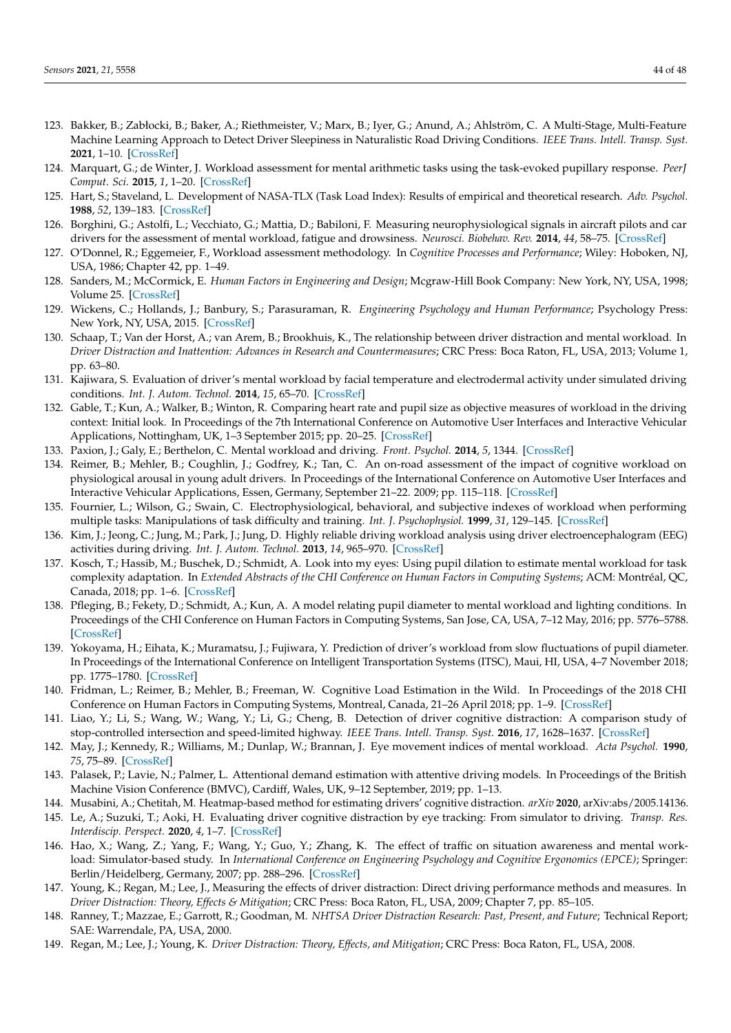123. Bakker, B.; Zabłocki, B.; Baker, A.; Riethmeister, V.; Marx, B.; Iyer, G.; Anund, A.; Ahlström, C. A Multi-Stage, Multi-Feature Machine Learning Approach to Detect Driver Sleepiness in Naturalistic Road Driving Conditions. *IEEE Trans. Intell. Transp. Syst.* **2021**, 1–10. [CrossRef]
124. Marquart, G.; de Winter, J. Workload assessment for mental arithmetic tasks using the task-evoked pupillary response. *PeerJ Comput. Sci.* **2015**, *1*, 1–20. [CrossRef]
125. Hart, S.; Staveland, L. Development of NASA-TLX (Task Load Index): Results of empirical and theoretical research. *Adv. Psychol.* **1988**, *52*, 139–183. [CrossRef]
126. Borghini, G.; Astolfi, L.; Vecchiato, G.; Mattia, D.; Babiloni, F. Measuring neurophysiological signals in aircraft pilots and car drivers for the assessment of mental workload, fatigue and drowsiness. *Neurosci. Biobehav. Rev.* **2014**, *44*, 58–75. [CrossRef]
127. O'Donnel, R.; Eggemeier, F., Workload assessment methodology. In *Cognitive Processes and Performance*; Wiley: Hoboken, NJ, USA, 1986; Chapter 42, pp. 1–49.
128. Sanders, M.; McCormick, E. *Human Factors in Engineering and Design*; Mcgraw-Hill Book Company: New York, NY, USA, 1998; Volume 25. [CrossRef]
129. Wickens, C.; Hollands, J.; Banbury, S.; Parasuraman, R. *Engineering Psychology and Human Performance*; Psychology Press: New York, NY, USA, 2015. [CrossRef]
130. Schaap, T.; Van der Horst, A.; van Arem, B.; Brookhuis, K., The relationship between driver distraction and mental workload. In *Driver Distraction and Inattention: Advances in Research and Countermeasures*; CRC Press: Boca Raton, FL, USA, 2013; Volume 1, pp. 63–80.
131. Kajiwara, S. Evaluation of driver's mental workload by facial temperature and electrodermal activity under simulated driving conditions. *Int. J. Autom. Technol.* **2014**, *15*, 65–70. [CrossRef]
132. Gable, T.; Kun, A.; Walker, B.; Winton, R. Comparing heart rate and pupil size as objective measures of workload in the driving context: Initial look. In Proceedings of the 7th International Conference on Automotive User Interfaces and Interactive Vehicular Applications, Nottingham, UK, 1–3 September 2015; pp. 20–25. [CrossRef]
133. Paxion, J.; Galy, E.; Berthelon, C. Mental workload and driving. *Front. Psychol.* **2014**, *5*, 1344. [CrossRef]
134. Reimer, B.; Mehler, B.; Coughlin, J.; Godfrey, K.; Tan, C. An on-road assessment of the impact of cognitive workload on physiological arousal in young adult drivers. In Proceedings of the International Conference on Automotive User Interfaces and Interactive Vehicular Applications, Essen, Germany, September 21–22. 2009; pp. 115–118. [CrossRef]
135. Fournier, L.; Wilson, G.; Swain, C. Electrophysiological, behavioral, and subjective indexes of workload when performing multiple tasks: Manipulations of task difficulty and training. *Int. J. Psychophysiol.* **1999**, *31*, 129–145. [CrossRef]
136. Kim, J.; Jeong, C.; Jung, M.; Park, J.; Jung, D. Highly reliable driving workload analysis using driver electroencephalogram (EEG) activities during driving. *Int. J. Autom. Technol.* **2013**, *14*, 965–970. [CrossRef]
137. Kosch, T.; Hassib, M.; Buschek, D.; Schmidt, A. Look into my eyes: Using pupil dilation to estimate mental workload for task complexity adaptation. In *Extended Abstracts of the CHI Conference on Human Factors in Computing Systems*; ACM: Montréal, QC, Canada, 2018; pp. 1–6. [CrossRef]
138. Pfleging, B.; Fekety, D.; Schmidt, A.; Kun, A. A model relating pupil diameter to mental workload and lighting conditions. In Proceedings of the CHI Conference on Human Factors in Computing Systems, San Jose, CA, USA, 7–12 May, 2016; pp. 5776–5788. [CrossRef]
139. Yokoyama, H.; Eihata, K.; Muramatsu, J.; Fujiwara, Y. Prediction of driver's workload from slow fluctuations of pupil diameter. In Proceedings of the International Conference on Intelligent Transportation Systems (ITSC), Maui, HI, USA, 4–7 November 2018; pp. 1775–1780. [CrossRef]
140. Fridman, L.; Reimer, B.; Mehler, B.; Freeman, W. Cognitive Load Estimation in the Wild. In Proceedings of the 2018 CHI Conference on Human Factors in Computing Systems, Montreal, Canada, 21–26 April 2018; pp. 1–9. [CrossRef]
141. Liao, Y.; Li, S.; Wang, W.; Wang, Y.; Li, G.; Cheng, B. Detection of driver cognitive distraction: A comparison study of stop-controlled intersection and speed-limited highway. *IEEE Trans. Intell. Transp. Syst.* **2016**, *17*, 1628–1637. [CrossRef]
142. May, J.; Kennedy, R.; Williams, M.; Dunlap, W.; Brannan, J. Eye movement indices of mental workload. *Acta Psychol.* **1990**, *75*, 75–89. [CrossRef]
143. Palasek, P.; Lavie, N.; Palmer, L. Attentional demand estimation with attentive driving models. In Proceedings of the British Machine Vision Conference (BMVC), Cardiff, Wales, UK, 9–12 September, 2019; pp. 1–13.
144. Musabini, A.; Chetitah, M. Heatmap-based method for estimating drivers' cognitive distraction. *arXiv* **2020**, arXiv:abs/2005.14136.
145. Le, A.; Suzuki, T.; Aoki, H. Evaluating driver cognitive distraction by eye tracking: From simulator to driving. *Transp. Res. Interdiscip. Perspect.* **2020**, *4*, 1–7. [CrossRef]
146. Hao, X.; Wang, Z.; Yang, F.; Wang, Y.; Guo, Y.; Zhang, K. The effect of traffic on situation awareness and mental workload: Simulator-based study. In *International Conference on Engineering Psychology and Cognitive Ergonomics (EPCE)*; Springer: Berlin/Heidelberg, Germany, 2007; pp. 288–296. [CrossRef]
147. Young, K.; Regan, M.; Lee, J., Measuring the effects of driver distraction: Direct driving performance methods and measures. In *Driver Distraction: Theory, Effects & Mitigation*; CRC Press: Boca Raton, FL, USA, 2009; Chapter 7, pp. 85–105.
148. Ranney, T.; Mazzae, E.; Garrott, R.; Goodman, M. *NHTSA Driver Distraction Research: Past, Present, and Future*; Technical Report; SAE: Warrendale, PA, USA, 2000.
149. Regan, M.; Lee, J.; Young, K. *Driver Distraction: Theory, Effects, and Mitigation*; CRC Press: Boca Raton, FL, USA, 2008.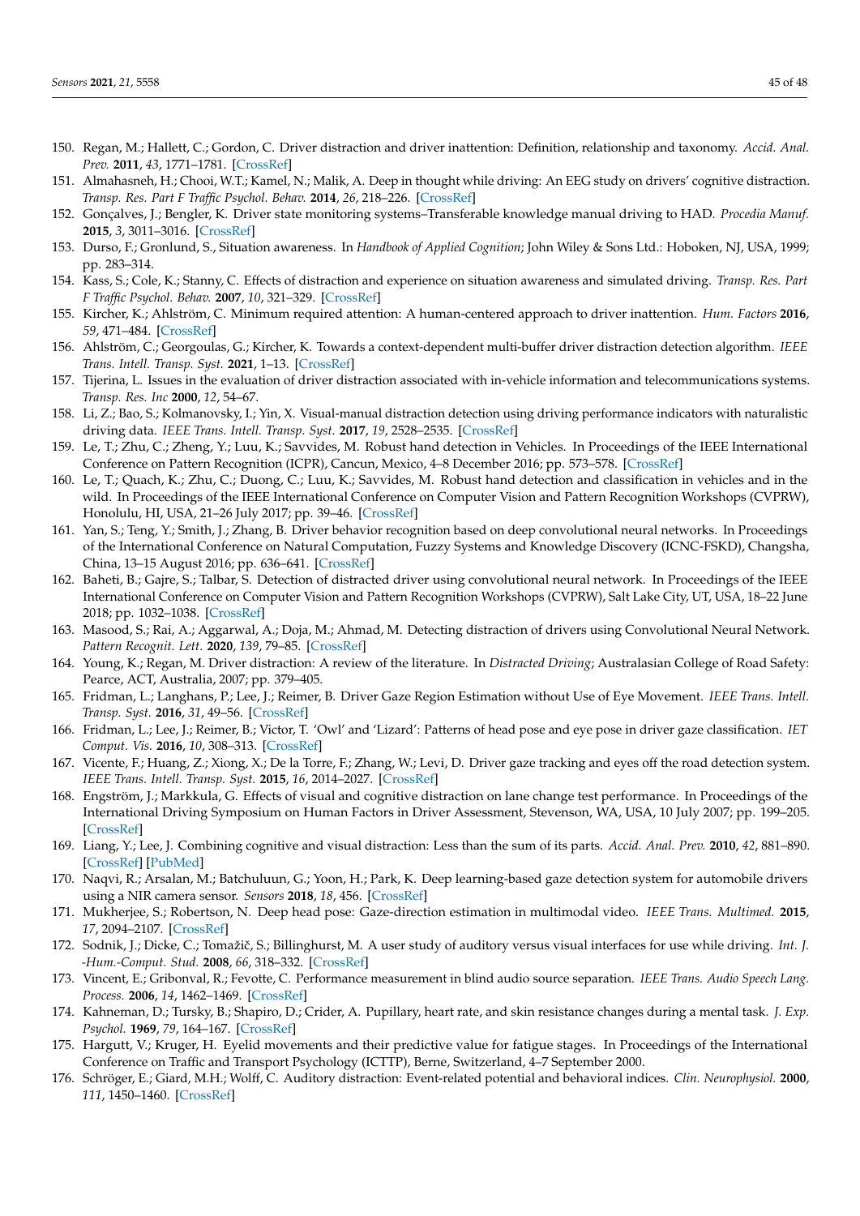150. Regan, M.; Hallett, C.; Gordon, C. Driver distraction and driver inattention: Definition, relationship and taxonomy. *Accid. Anal. Prev.* **2011**, *43*, 1771–1781. [CrossRef]
151. Almahasneh, H.; Chooi, W.T.; Kamel, N.; Malik, A. Deep in thought while driving: An EEG study on drivers' cognitive distraction. *Transp. Res. Part F Traffic Psychol. Behav.* **2014**, *26*, 218–226. [CrossRef]
152. Gonçalves, J.; Bengler, K. Driver state monitoring systems–Transferable knowledge manual driving to HAD. *Procedia Manuf.* **2015**, *3*, 3011–3016. [CrossRef]
153. Durso, F.; Gronlund, S., Situation awareness. In *Handbook of Applied Cognition*; John Wiley & Sons Ltd.: Hoboken, NJ, USA, 1999; pp. 283–314.
154. Kass, S.; Cole, K.; Stanny, C. Effects of distraction and experience on situation awareness and simulated driving. *Transp. Res. Part F Traffic Psychol. Behav.* **2007**, *10*, 321–329. [CrossRef]
155. Kircher, K.; Ahlström, C. Minimum required attention: A human-centered approach to driver inattention. *Hum. Factors* **2016**, *59*, 471–484. [CrossRef]
156. Ahlström, C.; Georgoulas, G.; Kircher, K. Towards a context-dependent multi-buffer driver distraction detection algorithm. *IEEE Trans. Intell. Transp. Syst.* **2021**, 1–13. [CrossRef]
157. Tijerina, L. Issues in the evaluation of driver distraction associated with in-vehicle information and telecommunications systems. *Transp. Res. Inc* **2000**, *12*, 54–67.
158. Li, Z.; Bao, S.; Kolmanovsky, I.; Yin, X. Visual-manual distraction detection using driving performance indicators with naturalistic driving data. *IEEE Trans. Intell. Transp. Syst.* **2017**, *19*, 2528–2535. [CrossRef]
159. Le, T.; Zhu, C.; Zheng, Y.; Luu, K.; Savvides, M. Robust hand detection in Vehicles. In Proceedings of the IEEE International Conference on Pattern Recognition (ICPR), Cancun, Mexico, 4–8 December 2016; pp. 573–578. [CrossRef]
160. Le, T.; Quach, K.; Zhu, C.; Duong, C.; Luu, K.; Savvides, M. Robust hand detection and classification in vehicles and in the wild. In Proceedings of the IEEE International Conference on Computer Vision and Pattern Recognition Workshops (CVPRW), Honolulu, HI, USA, 21–26 July 2017; pp. 39–46. [CrossRef]
161. Yan, S.; Teng, Y.; Smith, J.; Zhang, B. Driver behavior recognition based on deep convolutional neural networks. In Proceedings of the International Conference on Natural Computation, Fuzzy Systems and Knowledge Discovery (ICNC-FSKD), Changsha, China, 13–15 August 2016; pp. 636–641. [CrossRef]
162. Baheti, B.; Gajre, S.; Talbar, S. Detection of distracted driver using convolutional neural network. In Proceedings of the IEEE International Conference on Computer Vision and Pattern Recognition Workshops (CVPRW), Salt Lake City, UT, USA, 18–22 June 2018; pp. 1032–1038. [CrossRef]
163. Masood, S.; Rai, A.; Aggarwal, A.; Doja, M.; Ahmad, M. Detecting distraction of drivers using Convolutional Neural Network. *Pattern Recognit. Lett.* **2020**, *139*, 79–85. [CrossRef]
164. Young, K.; Regan, M. Driver distraction: A review of the literature. In *Distracted Driving*; Australasian College of Road Safety: Pearce, ACT, Australia, 2007; pp. 379–405.
165. Fridman, L.; Langhans, P.; Lee, J.; Reimer, B. Driver Gaze Region Estimation without Use of Eye Movement. *IEEE Trans. Intell. Transp. Syst.* **2016**, *31*, 49–56. [CrossRef]
166. Fridman, L.; Lee, J.; Reimer, B.; Victor, T. 'Owl' and 'Lizard': Patterns of head pose and eye pose in driver gaze classification. *IET Comput. Vis.* **2016**, *10*, 308–313. [CrossRef]
167. Vicente, F.; Huang, Z.; Xiong, X.; De la Torre, F.; Zhang, W.; Levi, D. Driver gaze tracking and eyes off the road detection system. *IEEE Trans. Intell. Transp. Syst.* **2015**, *16*, 2014–2027. [CrossRef]
168. Engström, J.; Markkula, G. Effects of visual and cognitive distraction on lane change test performance. In Proceedings of the International Driving Symposium on Human Factors in Driver Assessment, Stevenson, WA, USA, 10 July 2007; pp. 199–205. [CrossRef]
169. Liang, Y.; Lee, J. Combining cognitive and visual distraction: Less than the sum of its parts. *Accid. Anal. Prev.* **2010**, *42*, 881–890. [CrossRef] [PubMed]
170. Naqvi, R.; Arsalan, M.; Batchuluun, G.; Yoon, H.; Park, K. Deep learning-based gaze detection system for automobile drivers using a NIR camera sensor. *Sensors* **2018**, *18*, 456. [CrossRef]
171. Mukherjee, S.; Robertson, N. Deep head pose: Gaze-direction estimation in multimodal video. *IEEE Trans. Multimed.* **2015**, *17*, 2094–2107. [CrossRef]
172. Sodnik, J.; Dicke, C.; Tomažič, S.; Billinghurst, M. A user study of auditory versus visual interfaces for use while driving. *Int. J. -Hum.-Comput. Stud.* **2008**, *66*, 318–332. [CrossRef]
173. Vincent, E.; Gribonval, R.; Fevotte, C. Performance measurement in blind audio source separation. *IEEE Trans. Audio Speech Lang. Process.* **2006**, *14*, 1462–1469. [CrossRef]
174. Kahneman, D.; Tursky, B.; Shapiro, D.; Crider, A. Pupillary, heart rate, and skin resistance changes during a mental task. *J. Exp. Psychol.* **1969**, *79*, 164–167. [CrossRef]
175. Hargutt, V.; Kruger, H. Eyelid movements and their predictive value for fatigue stages. In Proceedings of the International Conference on Traffic and Transport Psychology (ICTTP), Berne, Switzerland, 4–7 September 2000.
176. Schröger, E.; Giard, M.H.; Wolff, C. Auditory distraction: Event-related potential and behavioral indices. *Clin. Neurophysiol.* **2000**, *111*, 1450–1460. [CrossRef]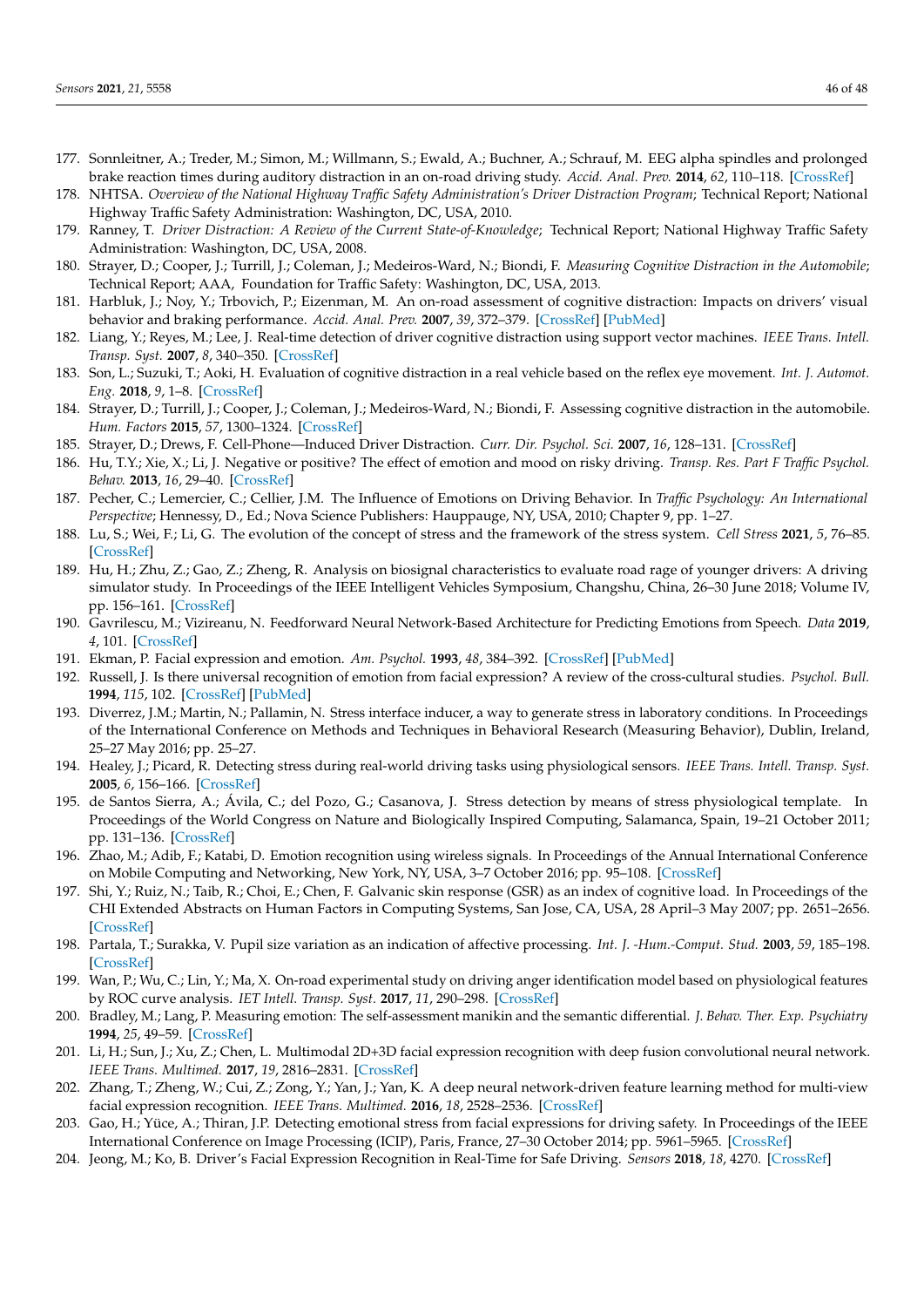177. Sonnleitner, A.; Treder, M.; Simon, M.; Willmann, S.; Ewald, A.; Buchner, A.; Schrauf, M. EEG alpha spindles and prolonged brake reaction times during auditory distraction in an on-road driving study. *Accid. Anal. Prev.* **2014**, *62*, 110–118. [CrossRef]
178. NHTSA. *Overview of the National Highway Traffic Safety Administration's Driver Distraction Program*; Technical Report; National Highway Traffic Safety Administration: Washington, DC, USA, 2010.
179. Ranney, T. *Driver Distraction: A Review of the Current State-of-Knowledge*; Technical Report; National Highway Traffic Safety Administration: Washington, DC, USA, 2008.
180. Strayer, D.; Cooper, J.; Turrill, J.; Coleman, J.; Medeiros-Ward, N.; Biondi, F. *Measuring Cognitive Distraction in the Automobile*; Technical Report; AAA, Foundation for Traffic Safety: Washington, DC, USA, 2013.
181. Harbluk, J.; Noy, Y.; Trbovich, P.; Eizenman, M. An on-road assessment of cognitive distraction: Impacts on drivers' visual behavior and braking performance. *Accid. Anal. Prev.* **2007**, *39*, 372–379. [CrossRef] [PubMed]
182. Liang, Y.; Reyes, M.; Lee, J. Real-time detection of driver cognitive distraction using support vector machines. *IEEE Trans. Intell. Transp. Syst.* **2007**, *8*, 340–350. [CrossRef]
183. Son, L.; Suzuki, T.; Aoki, H. Evaluation of cognitive distraction in a real vehicle based on the reflex eye movement. *Int. J. Automot. Eng.* **2018**, *9*, 1–8. [CrossRef]
184. Strayer, D.; Turrill, J.; Cooper, J.; Coleman, J.; Medeiros-Ward, N.; Biondi, F. Assessing cognitive distraction in the automobile. *Hum. Factors* **2015**, *57*, 1300–1324. [CrossRef]
185. Strayer, D.; Drews, F. Cell-Phone—Induced Driver Distraction. *Curr. Dir. Psychol. Sci.* **2007**, *16*, 128–131. [CrossRef]
186. Hu, T.Y.; Xie, X.; Li, J. Negative or positive? The effect of emotion and mood on risky driving. *Transp. Res. Part F Traffic Psychol. Behav.* **2013**, *16*, 29–40. [CrossRef]
187. Pecher, C.; Lemercier, C.; Cellier, J.M. The Influence of Emotions on Driving Behavior. In *Traffic Psychology: An International Perspective*; Hennessy, D., Ed.; Nova Science Publishers: Hauppauge, NY, USA, 2010; Chapter 9, pp. 1–27.
188. Lu, S.; Wei, F.; Li, G. The evolution of the concept of stress and the framework of the stress system. *Cell Stress* **2021**, *5*, 76–85. [CrossRef]
189. Hu, H.; Zhu, Z.; Gao, Z.; Zheng, R. Analysis on biosignal characteristics to evaluate road rage of younger drivers: A driving simulator study. In Proceedings of the IEEE Intelligent Vehicles Symposium, Changshu, China, 26–30 June 2018; Volume IV, pp. 156–161. [CrossRef]
190. Gavrilescu, M.; Vizireanu, N. Feedforward Neural Network-Based Architecture for Predicting Emotions from Speech. *Data* **2019**, *4*, 101. [CrossRef]
191. Ekman, P. Facial expression and emotion. *Am. Psychol.* **1993**, *48*, 384–392. [CrossRef] [PubMed]
192. Russell, J. Is there universal recognition of emotion from facial expression? A review of the cross-cultural studies. *Psychol. Bull.* **1994**, *115*, 102. [CrossRef] [PubMed]
193. Diverrez, J.M.; Martin, N.; Pallamin, N. Stress interface inducer, a way to generate stress in laboratory conditions. In Proceedings of the International Conference on Methods and Techniques in Behavioral Research (Measuring Behavior), Dublin, Ireland, 25–27 May 2016; pp. 25–27.
194. Healey, J.; Picard, R. Detecting stress during real-world driving tasks using physiological sensors. *IEEE Trans. Intell. Transp. Syst.* **2005**, *6*, 156–166. [CrossRef]
195. de Santos Sierra, A.; Ávila, C.; del Pozo, G.; Casanova, J. Stress detection by means of stress physiological template. In Proceedings of the World Congress on Nature and Biologically Inspired Computing, Salamanca, Spain, 19–21 October 2011; pp. 131–136. [CrossRef]
196. Zhao, M.; Adib, F.; Katabi, D. Emotion recognition using wireless signals. In Proceedings of the Annual International Conference on Mobile Computing and Networking, New York, NY, USA, 3–7 October 2016; pp. 95–108. [CrossRef]
197. Shi, Y.; Ruiz, N.; Taib, R.; Choi, E.; Chen, F. Galvanic skin response (GSR) as an index of cognitive load. In Proceedings of the CHI Extended Abstracts on Human Factors in Computing Systems, San Jose, CA, USA, 28 April–3 May 2007; pp. 2651–2656. [CrossRef]
198. Partala, T.; Surakka, V. Pupil size variation as an indication of affective processing. *Int. J. -Hum.-Comput. Stud.* **2003**, *59*, 185–198. [CrossRef]
199. Wan, P.; Wu, C.; Lin, Y.; Ma, X. On-road experimental study on driving anger identification model based on physiological features by ROC curve analysis. *IET Intell. Transp. Syst.* **2017**, *11*, 290–298. [CrossRef]
200. Bradley, M.; Lang, P. Measuring emotion: The self-assessment manikin and the semantic differential. *J. Behav. Ther. Exp. Psychiatry* **1994**, *25*, 49–59. [CrossRef]
201. Li, H.; Sun, J.; Xu, Z.; Chen, L. Multimodal 2D+3D facial expression recognition with deep fusion convolutional neural network. *IEEE Trans. Multimed.* **2017**, *19*, 2816–2831. [CrossRef]
202. Zhang, T.; Zheng, W.; Cui, Z.; Zong, Y.; Yan, J.; Yan, K. A deep neural network-driven feature learning method for multi-view facial expression recognition. *IEEE Trans. Multimed.* **2016**, *18*, 2528–2536. [CrossRef]
203. Gao, H.; Yüce, A.; Thiran, J.P. Detecting emotional stress from facial expressions for driving safety. In Proceedings of the IEEE International Conference on Image Processing (ICIP), Paris, France, 27–30 October 2014; pp. 5961–5965. [CrossRef]
204. Jeong, M.; Ko, B. Driver's Facial Expression Recognition in Real-Time for Safe Driving. *Sensors* **2018**, *18*, 4270. [CrossRef]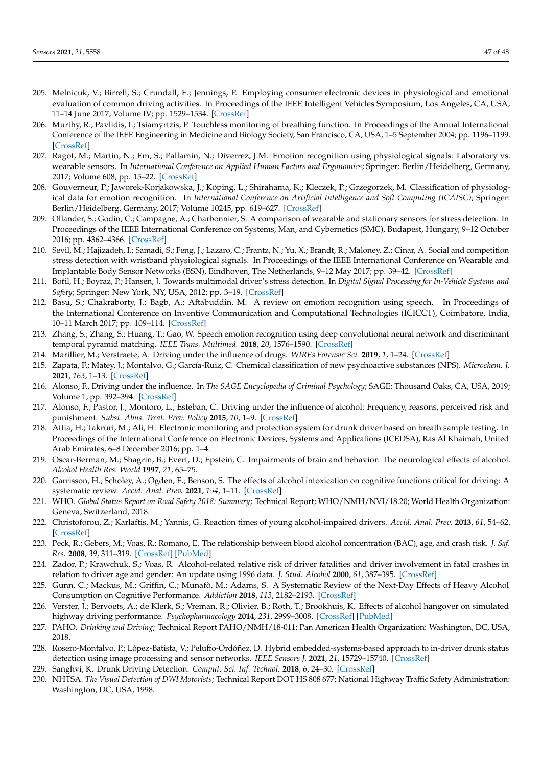205. Melnicuk, V.; Birrell, S.; Crundall, E.; Jennings, P. Employing consumer electronic devices in physiological and emotional evaluation of common driving activities. In Proceedings of the IEEE Intelligent Vehicles Symposium, Los Angeles, CA, USA, 11–14 June 2017; Volume IV; pp. 1529–1534. [CrossRef]
206. Murthy, R.; Pavlidis, I.; Tsiamyrtzis, P. Touchless monitoring of breathing function. In Proceedings of the Annual International Conference of the IEEE Engineering in Medicine and Biology Society, San Francisco, CA, USA, 1–5 September 2004; pp. 1196–1199. [CrossRef]
207. Ragot, M.; Martin, N.; Em, S.; Pallamin, N.; Diverrez, J.M. Emotion recognition using physiological signals: Laboratory vs. wearable sensors. In *International Conference on Applied Human Factors and Ergonomics*; Springer: Berlin/Heidelberg, Germany, 2017; Volume 608, pp. 15–22. [CrossRef]
208. Gouverneur, P.; Jaworek-Korjakowska, J.; Köping, L.; Shirahama, K.; Kleczek, P.; Grzegorzek, M. Classification of physiological data for emotion recognition. In *International Conference on Artificial Intelligence and Soft Computing (ICAISC)*; Springer: Berlin/Heidelberg, Germany, 2017; Volume 10245, pp. 619–627. [CrossRef]
209. Ollander, S.; Godin, C.; Campagne, A.; Charbonnier, S. A comparison of wearable and stationary sensors for stress detection. In Proceedings of the IEEE International Conference on Systems, Man, and Cybernetics (SMC), Budapest, Hungary, 9–12 October 2016; pp. 4362–4366. [CrossRef]
210. Sevil, M.; Hajizadeh, I.; Samadi, S.; Feng, J.; Lazaro, C.; Frantz, N.; Yu, X.; Brandt, R.; Maloney, Z.; Cinar, A. Social and competition stress detection with wristband physiological signals. In Proceedings of the IEEE International Conference on Wearable and Implantable Body Sensor Networks (BSN), Eindhoven, The Netherlands, 9–12 May 2017; pp. 39–42. [CrossRef]
211. Bořil, H.; Boyraz, P.; Hansen, J. Towards multimodal driver's stress detection. In *Digital Signal Processing for In-Vehicle Systems and Safety*; Springer: New York, NY, USA, 2012; pp. 3–19. [CrossRef]
212. Basu, S.; Chakraborty, J.; Bagb, A.; Aftabuddin, M. A review on emotion recognition using speech. In Proceedings of the International Conference on Inventive Communication and Computational Technologies (ICICCT), Coimbatore, India, 10–11 March 2017; pp. 109–114. [CrossRef]
213. Zhang, S.; Zhang, S.; Huang, T.; Gao, W. Speech emotion recognition using deep convolutional neural network and discriminant temporal pyramid matching. *IEEE Trans. Multimed.* **2018**, *20*, 1576–1590. [CrossRef]
214. Marillier, M.; Verstraete, A. Driving under the influence of drugs. *WIREs Forensic Sci.* **2019**, *1*, 1–24. [CrossRef]
215. Zapata, F.; Matey, J.; Montalvo, G.; García-Ruiz, C. Chemical classification of new psychoactive substances (NPS). *Microchem. J.* **2021**, *163*, 1–13. [CrossRef]
216. Alonso, F., Driving under the influence. In *The SAGE Encyclopedia of Criminal Psychology*; SAGE: Thousand Oaks, CA, USA, 2019; Volume 1, pp. 392–394. [CrossRef]
217. Alonso, F.; Pastor, J.; Montoro, L.; Esteban, C. Driving under the influence of alcohol: Frequency, reasons, perceived risk and punishment. *Subst. Abus. Treat. Prev. Policy* **2015**, *10*, 1–9. [CrossRef]
218. Attia, H.; Takruri, M.; Ali, H. Electronic monitoring and protection system for drunk driver based on breath sample testing. In Proceedings of the International Conference on Electronic Devices, Systems and Applications (ICEDSA), Ras Al Khaimah, United Arab Emirates, 6–8 December 2016; pp. 1–4.
219. Oscar-Berman, M.; Shagrin, B.; Evert, D.; Epstein, C. Impairments of brain and behavior: The neurological effects of alcohol. *Alcohol Health Res. World* **1997**, *21*, 65–75.
220. Garrisson, H.; Scholey, A.; Ogden, E.; Benson, S. The effects of alcohol intoxication on cognitive functions critical for driving: A systematic review. *Accid. Anal. Prev.* **2021**, *154*, 1–11. [CrossRef]
221. WHO. *Global Status Report on Road Safety 2018: Summary*; Technical Report; WHO/NMH/NVI/18.20; World Health Organization: Geneva, Switzerland, 2018.
222. Christoforou, Z.; Karlaftis, M.; Yannis, G. Reaction times of young alcohol-impaired drivers. *Accid. Anal. Prev.* **2013**, *61*, 54–62. [CrossRef]
223. Peck, R.; Gebers, M.; Voas, R.; Romano, E. The relationship between blood alcohol concentration (BAC), age, and crash risk. *J. Saf. Res.* **2008**, *39*, 311–319. [CrossRef] [PubMed]
224. Zador, P.; Krawchuk, S.; Voas, R. Alcohol-related relative risk of driver fatalities and driver involvement in fatal crashes in relation to driver age and gender: An update using 1996 data. *J. Stud. Alcohol* **2000**, *61*, 387–395. [CrossRef]
225. Gunn, C.; Mackus, M.; Griffin, C.; Munafò, M.; Adams, S. A Systematic Review of the Next-Day Effects of Heavy Alcohol Consumption on Cognitive Performance. *Addiction* **2018**, *113*, 2182–2193. [CrossRef]
226. Verster, J.; Bervoets, A.; de Klerk, S.; Vreman, R.; Olivier, B.; Roth, T.; Brookhuis, K. Effects of alcohol hangover on simulated highway driving performance. *Psychopharmacology* **2014**, *231*, 2999–3008. [CrossRef] [PubMed]
227. PAHO. *Drinking and Driving*; Technical Report PAHO/NMH/18-011; Pan American Health Organization: Washington, DC, USA, 2018.
228. Rosero-Montalvo, P.; López-Batista, V.; Peluffo-Ordóñez, D. Hybrid embedded-systems-based approach to in-driver drunk status detection using image processing and sensor networks. *IEEE Sensors J.* **2021**, *21*, 15729–15740. [CrossRef]
229. Sanghvi, K. Drunk Driving Detection. *Comput. Sci. Inf. Technol.* **2018**, *6*, 24–30. [CrossRef]
230. NHTSA. *The Visual Detection of DWI Motorists*; Technical Report DOT HS 808 677; National Highway Traffic Safety Administration: Washington, DC, USA, 1998.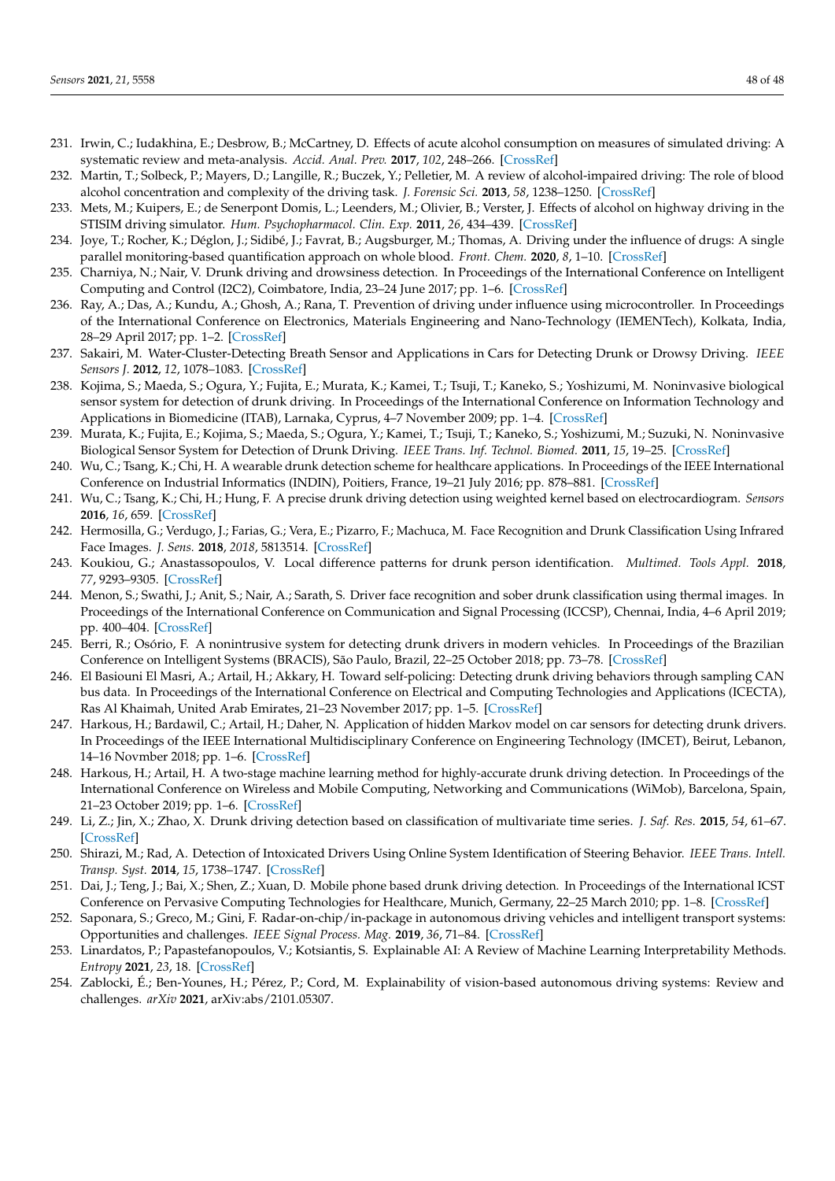231. Irwin, C.; Iudakhina, E.; Desbrow, B.; McCartney, D. Effects of acute alcohol consumption on measures of simulated driving: A systematic review and meta-analysis. *Accid. Anal. Prev.* **2017**, *102*, 248–266. [CrossRef]
232. Martin, T.; Solbeck, P.; Mayers, D.; Langille, R.; Buczek, Y.; Pelletier, M. A review of alcohol-impaired driving: The role of blood alcohol concentration and complexity of the driving task. *J. Forensic Sci.* **2013**, *58*, 1238–1250. [CrossRef]
233. Mets, M.; Kuipers, E.; de Senerpont Domis, L.; Leenders, M.; Olivier, B.; Verster, J. Effects of alcohol on highway driving in the STISIM driving simulator. *Hum. Psychopharmacol. Clin. Exp.* **2011**, *26*, 434–439. [CrossRef]
234. Joye, T.; Rocher, K.; Déglon, J.; Sidibé, J.; Favrat, B.; Augsburger, M.; Thomas, A. Driving under the influence of drugs: A single parallel monitoring-based quantification approach on whole blood. *Front. Chem.* **2020**, *8*, 1–10. [CrossRef]
235. Charniya, N.; Nair, V. Drunk driving and drowsiness detection. In Proceedings of the International Conference on Intelligent Computing and Control (I2C2), Coimbatore, India, 23–24 June 2017; pp. 1–6. [CrossRef]
236. Ray, A.; Das, A.; Kundu, A.; Ghosh, A.; Rana, T. Prevention of driving under influence using microcontroller. In Proceedings of the International Conference on Electronics, Materials Engineering and Nano-Technology (IEMENTech), Kolkata, India, 28–29 April 2017; pp. 1–2. [CrossRef]
237. Sakairi, M. Water-Cluster-Detecting Breath Sensor and Applications in Cars for Detecting Drunk or Drowsy Driving. *IEEE Sensors J.* **2012**, *12*, 1078–1083. [CrossRef]
238. Kojima, S.; Maeda, S.; Ogura, Y.; Fujita, E.; Murata, K.; Kamei, T.; Tsuji, T.; Kaneko, S.; Yoshizumi, M. Noninvasive biological sensor system for detection of drunk driving. In Proceedings of the International Conference on Information Technology and Applications in Biomedicine (ITAB), Larnaka, Cyprus, 4–7 November 2009; pp. 1–4. [CrossRef]
239. Murata, K.; Fujita, E.; Kojima, S.; Maeda, S.; Ogura, Y.; Kamei, T.; Tsuji, T.; Kaneko, S.; Yoshizumi, M.; Suzuki, N. Noninvasive Biological Sensor System for Detection of Drunk Driving. *IEEE Trans. Inf. Technol. Biomed.* **2011**, *15*, 19–25. [CrossRef]
240. Wu, C.; Tsang, K.; Chi, H. A wearable drunk detection scheme for healthcare applications. In Proceedings of the IEEE International Conference on Industrial Informatics (INDIN), Poitiers, France, 19–21 July 2016; pp. 878–881. [CrossRef]
241. Wu, C.; Tsang, K.; Chi, H.; Hung, F. A precise drunk driving detection using weighted kernel based on electrocardiogram. *Sensors* **2016**, *16*, 659. [CrossRef]
242. Hermosilla, G.; Verdugo, J.; Farias, G.; Vera, E.; Pizarro, F.; Machuca, M. Face Recognition and Drunk Classification Using Infrared Face Images. *J. Sens.* **2018**, *2018*, 5813514. [CrossRef]
243. Koukiou, G.; Anastassopoulos, V. Local difference patterns for drunk person identification. *Multimed. Tools Appl.* **2018**, *77*, 9293–9305. [CrossRef]
244. Menon, S.; Swathi, J.; Anit, S.; Nair, A.; Sarath, S. Driver face recognition and sober drunk classification using thermal images. In Proceedings of the International Conference on Communication and Signal Processing (ICCSP), Chennai, India, 4–6 April 2019; pp. 400–404. [CrossRef]
245. Berri, R.; Osório, F. A nonintrusive system for detecting drunk drivers in modern vehicles. In Proceedings of the Brazilian Conference on Intelligent Systems (BRACIS), São Paulo, Brazil, 22–25 October 2018; pp. 73–78. [CrossRef]
246. El Basiouni El Masri, A.; Artail, H.; Akkary, H. Toward self-policing: Detecting drunk driving behaviors through sampling CAN bus data. In Proceedings of the International Conference on Electrical and Computing Technologies and Applications (ICECTA), Ras Al Khaimah, United Arab Emirates, 21–23 November 2017; pp. 1–5. [CrossRef]
247. Harkous, H.; Bardawil, C.; Artail, H.; Daher, N. Application of hidden Markov model on car sensors for detecting drunk drivers. In Proceedings of the IEEE International Multidisciplinary Conference on Engineering Technology (IMCET), Beirut, Lebanon, 14–16 Novmber 2018; pp. 1–6. [CrossRef]
248. Harkous, H.; Artail, H. A two-stage machine learning method for highly-accurate drunk driving detection. In Proceedings of the International Conference on Wireless and Mobile Computing, Networking and Communications (WiMob), Barcelona, Spain, 21–23 October 2019; pp. 1–6. [CrossRef]
249. Li, Z.; Jin, X.; Zhao, X. Drunk driving detection based on classification of multivariate time series. *J. Saf. Res.* **2015**, *54*, 61–67. [CrossRef]
250. Shirazi, M.; Rad, A. Detection of Intoxicated Drivers Using Online System Identification of Steering Behavior. *IEEE Trans. Intell. Transp. Syst.* **2014**, *15*, 1738–1747. [CrossRef]
251. Dai, J.; Teng, J.; Bai, X.; Shen, Z.; Xuan, D. Mobile phone based drunk driving detection. In Proceedings of the International ICST Conference on Pervasive Computing Technologies for Healthcare, Munich, Germany, 22–25 March 2010; pp. 1–8. [CrossRef]
252. Saponara, S.; Greco, M.; Gini, F. Radar-on-chip/in-package in autonomous driving vehicles and intelligent transport systems: Opportunities and challenges. *IEEE Signal Process. Mag.* **2019**, *36*, 71–84. [CrossRef]
253. Linardatos, P.; Papastefanopoulos, V.; Kotsiantis, S. Explainable AI: A Review of Machine Learning Interpretability Methods. *Entropy* **2021**, *23*, 18. [CrossRef]
254. Zablocki, É.; Ben-Younes, H.; Pérez, P.; Cord, M. Explainability of vision-based autonomous driving systems: Review and challenges. *arXiv* **2021**, arXiv:abs/2101.05307.